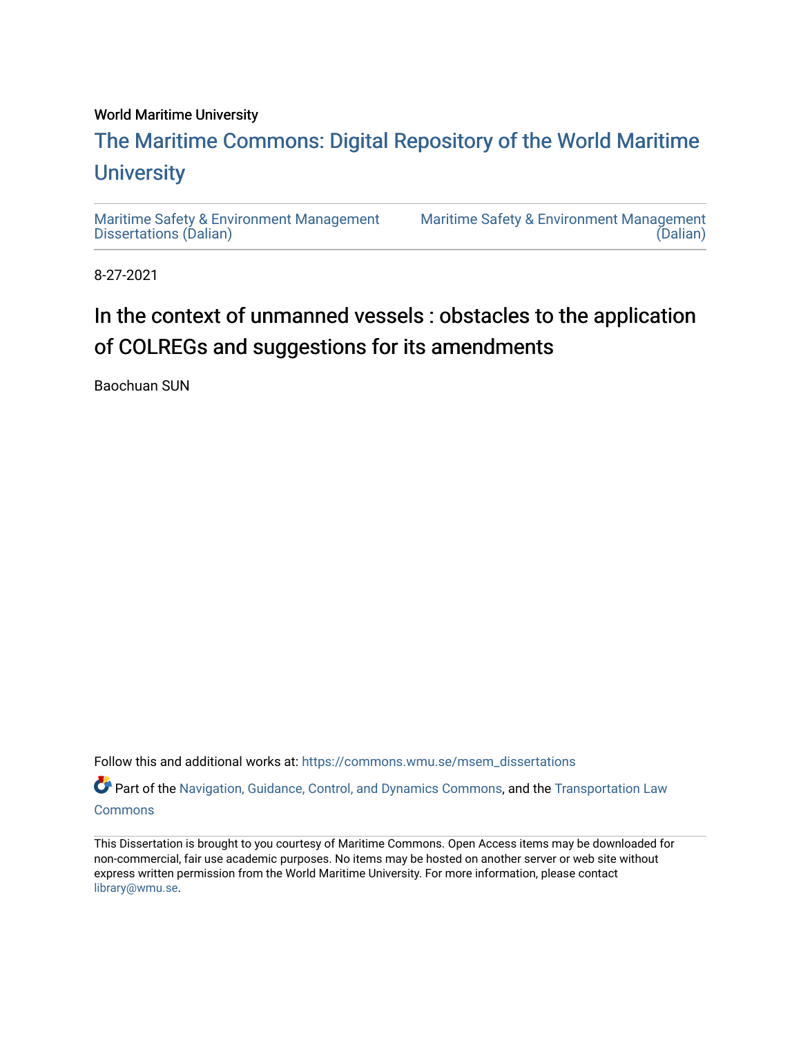World Maritime University

# The Maritime Commons: Digital Repository of the World Maritime University

Maritime Safety & Environment Management Dissertations (Dalian)

Maritime Safety & Environment Management (Dalian)

8-27-2021

## In the context of unmanned vessels : obstacles to the application of COLREGs and suggestions for its amendments

Baochuan SUN

Follow this and additional works at: https://commons.wmu.se/msem_dissertations

Part of the Navigation, Guidance, Control, and Dynamics Commons, and the Transportation Law Commons

This Dissertation is brought to you courtesy of Maritime Commons. Open Access items may be downloaded for non-commercial, fair use academic purposes. No items may be hosted on another server or web site without express written permission from the World Maritime University. For more information, please contact library@wmu.se.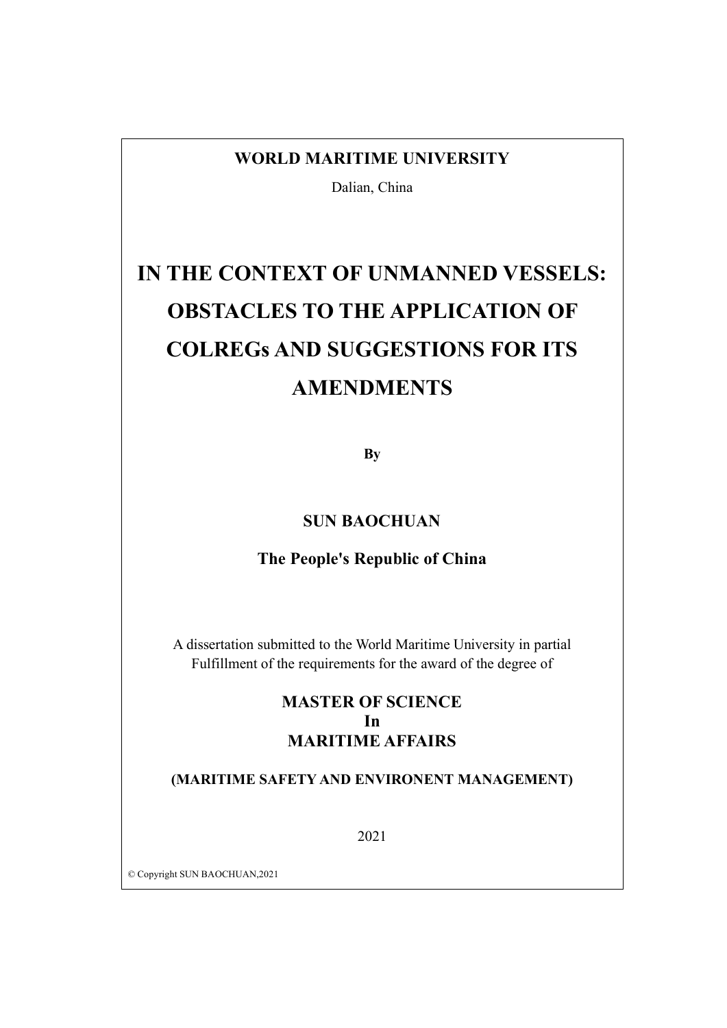**WORLD MARITIME UNIVERSITY**

Dalian, China

# IN THE CONTEXT OF UNMANNED VESSELS: OBSTACLES TO THE APPLICATION OF COLREGs AND SUGGESTIONS FOR ITS AMENDMENTS

**By**

**SUN BAOCHUAN**

**The People's Republic of China**

A dissertation submitted to the World Maritime University in partial Fulfillment of the requirements for the award of the degree of

**MASTER OF SCIENCE**
**In**
**MARITIME AFFAIRS**

**(MARITIME SAFETY AND ENVIRONENT MANAGEMENT)**

2021

© Copyright SUN BAOCHUAN,2021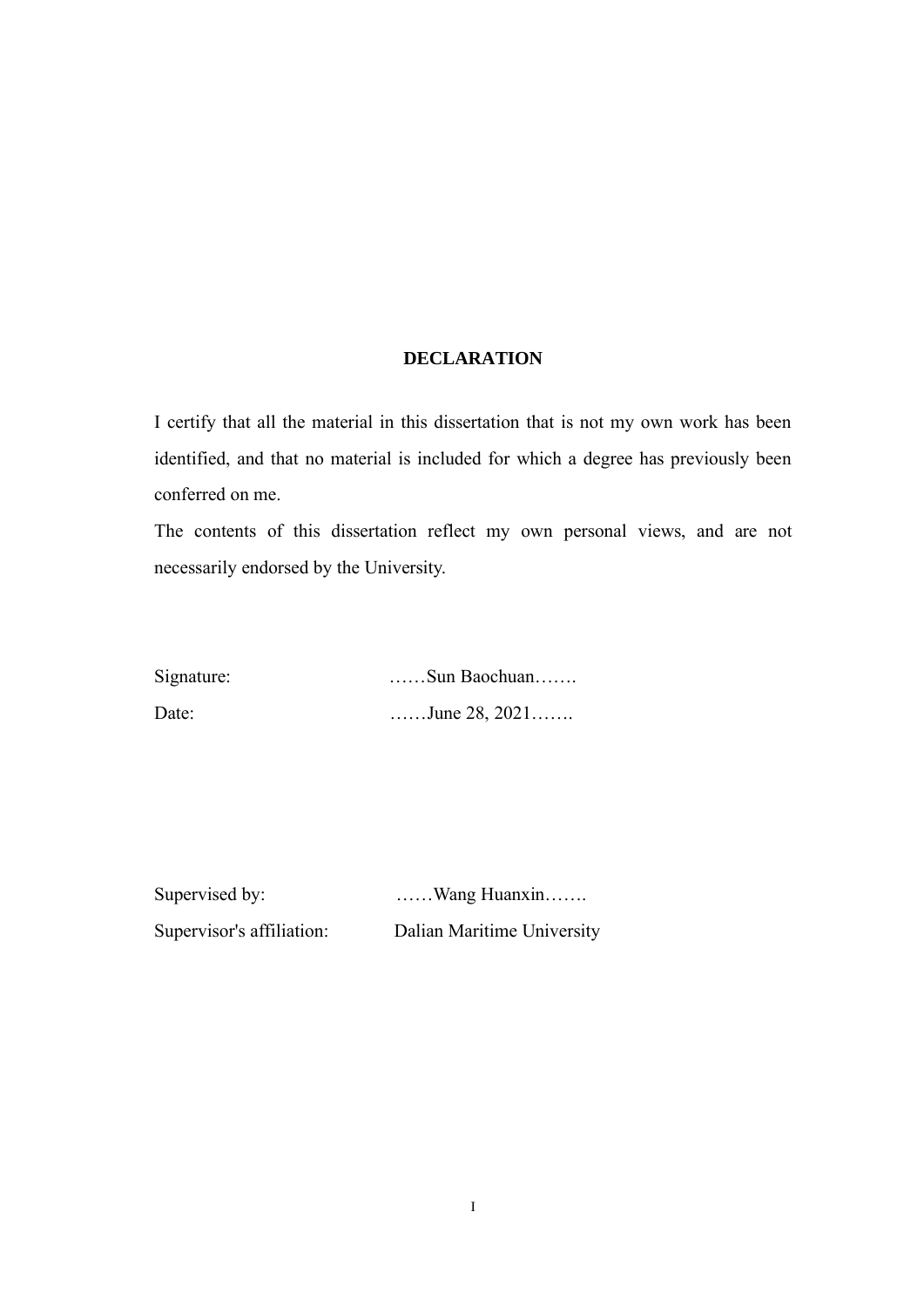**DECLARATION**

I certify that all the material in this dissertation that is not my own work has been identified, and that no material is included for which a degree has previously been conferred on me.

The contents of this dissertation reflect my own personal views, and are not necessarily endorsed by the University.

Signature: ……Sun Baochuan…….

Date: ……June 28, 2021…….

Supervised by: ……Wang Huanxin…….

Supervisor's affiliation: Dalian Maritime University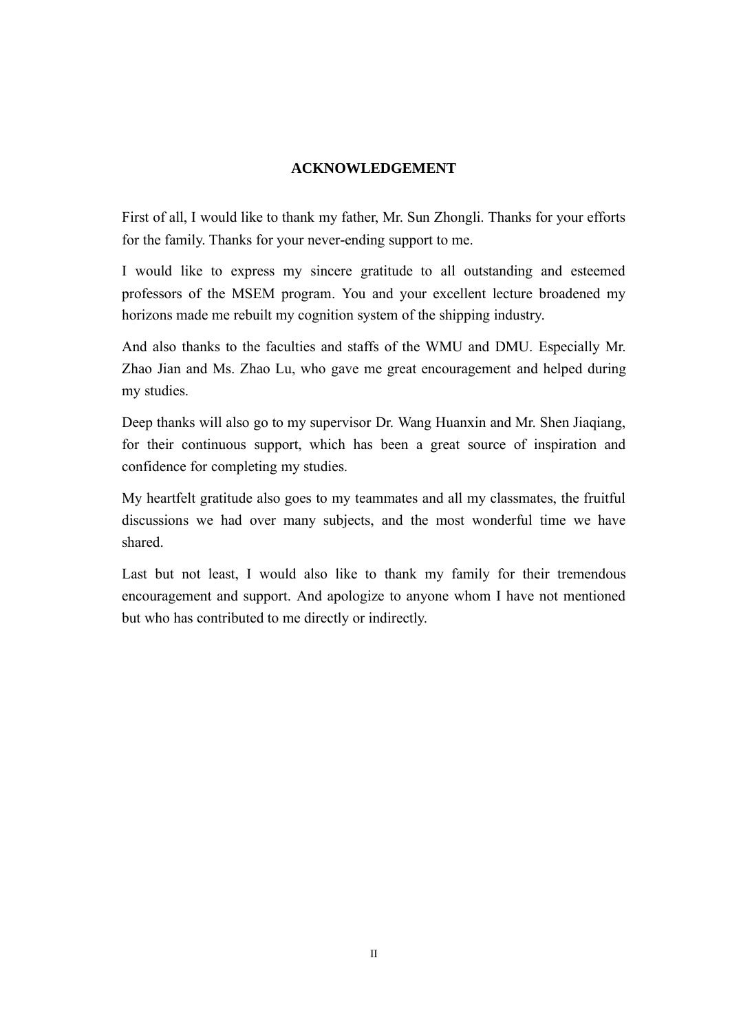# ACKNOWLEDGEMENT

First of all, I would like to thank my father, Mr. Sun Zhongli. Thanks for your efforts for the family. Thanks for your never-ending support to me.

I would like to express my sincere gratitude to all outstanding and esteemed professors of the MSEM program. You and your excellent lecture broadened my horizons made me rebuilt my cognition system of the shipping industry.

And also thanks to the faculties and staffs of the WMU and DMU. Especially Mr. Zhao Jian and Ms. Zhao Lu, who gave me great encouragement and helped during my studies.

Deep thanks will also go to my supervisor Dr. Wang Huanxin and Mr. Shen Jiaqiang, for their continuous support, which has been a great source of inspiration and confidence for completing my studies.

My heartfelt gratitude also goes to my teammates and all my classmates, the fruitful discussions we had over many subjects, and the most wonderful time we have shared.

Last but not least, I would also like to thank my family for their tremendous encouragement and support. And apologize to anyone whom I have not mentioned but who has contributed to me directly or indirectly.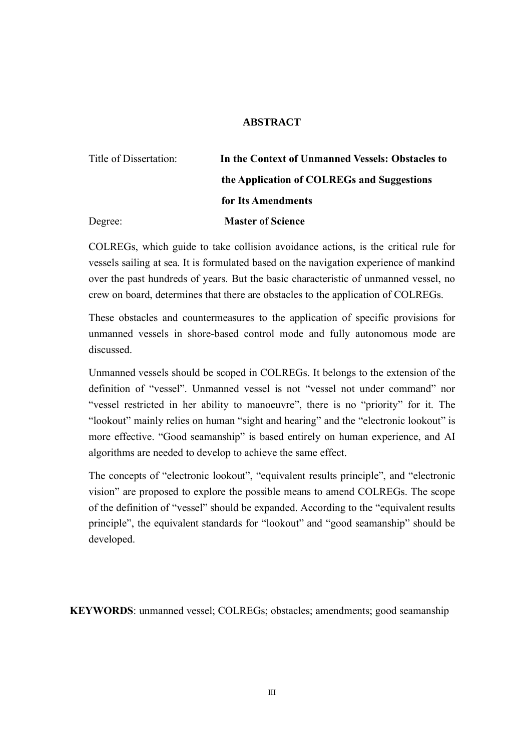# ABSTRACT

Title of Dissertation: **In the Context of Unmanned Vessels: Obstacles to the Application of COLREGs and Suggestions for Its Amendments**

Degree: **Master of Science**

COLREGs, which guide to take collision avoidance actions, is the critical rule for vessels sailing at sea. It is formulated based on the navigation experience of mankind over the past hundreds of years. But the basic characteristic of unmanned vessel, no crew on board, determines that there are obstacles to the application of COLREGs.

These obstacles and countermeasures to the application of specific provisions for unmanned vessels in shore-based control mode and fully autonomous mode are discussed.

Unmanned vessels should be scoped in COLREGs. It belongs to the extension of the definition of "vessel". Unmanned vessel is not "vessel not under command" nor "vessel restricted in her ability to manoeuvre", there is no "priority" for it. The "lookout" mainly relies on human "sight and hearing" and the "electronic lookout" is more effective. "Good seamanship" is based entirely on human experience, and AI algorithms are needed to develop to achieve the same effect.

The concepts of "electronic lookout", "equivalent results principle", and "electronic vision" are proposed to explore the possible means to amend COLREGs. The scope of the definition of "vessel" should be expanded. According to the "equivalent results principle", the equivalent standards for "lookout" and "good seamanship" should be developed.

**KEYWORDS**: unmanned vessel; COLREGs; obstacles; amendments; good seamanship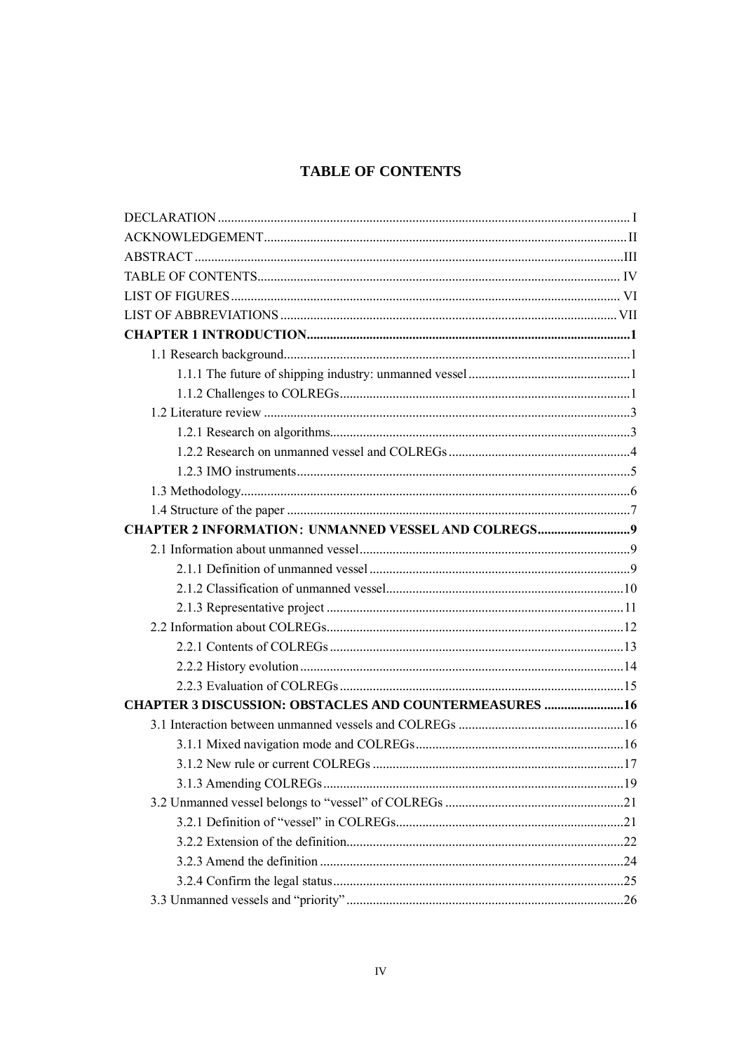# TABLE OF CONTENTS

DECLARATION ........ I
ACKNOWLEDGEMENT ........ II
ABSTRACT ........ III
TABLE OF CONTENTS ........ IV
LIST OF FIGURES ........ VI
LIST OF ABBREVIATIONS ........ VII
**CHAPTER 1 INTRODUCTION ........ 1**
- 1.1 Research background ........ 1
  - 1.1.1 The future of shipping industry: unmanned vessel ........ 1
  - 1.1.2 Challenges to COLREGs ........ 1
- 1.2 Literature review ........ 3
  - 1.2.1 Research on algorithms ........ 3
  - 1.2.2 Research on unmanned vessel and COLREGs ........ 4
  - 1.2.3 IMO instruments ........ 5
- 1.3 Methodology ........ 6
- 1.4 Structure of the paper ........ 7

**CHAPTER 2 INFORMATION：UNMANNED VESSEL AND COLREGS ........ 9**
- 2.1 Information about unmanned vessel ........ 9
  - 2.1.1 Definition of unmanned vessel ........ 9
  - 2.1.2 Classification of unmanned vessel ........ 10
  - 2.1.3 Representative project ........ 11
- 2.2 Information about COLREGs ........ 12
  - 2.2.1 Contents of COLREGs ........ 13
  - 2.2.2 History evolution ........ 14
  - 2.2.3 Evaluation of COLREGs ........ 15

**CHAPTER 3 DISCUSSION: OBSTACLES AND COUNTERMEASURES ........ 16**
- 3.1 Interaction between unmanned vessels and COLREGs ........ 16
  - 3.1.1 Mixed navigation mode and COLREGs ........ 16
  - 3.1.2 New rule or current COLREGs ........ 17
  - 3.1.3 Amending COLREGs ........ 19
- 3.2 Unmanned vessel belongs to "vessel" of COLREGs ........ 21
  - 3.2.1 Definition of "vessel" in COLREGs ........ 21
  - 3.2.2 Extension of the definition ........ 22
  - 3.2.3 Amend the definition ........ 24
  - 3.2.4 Confirm the legal status ........ 25
- 3.3 Unmanned vessels and "priority" ........ 26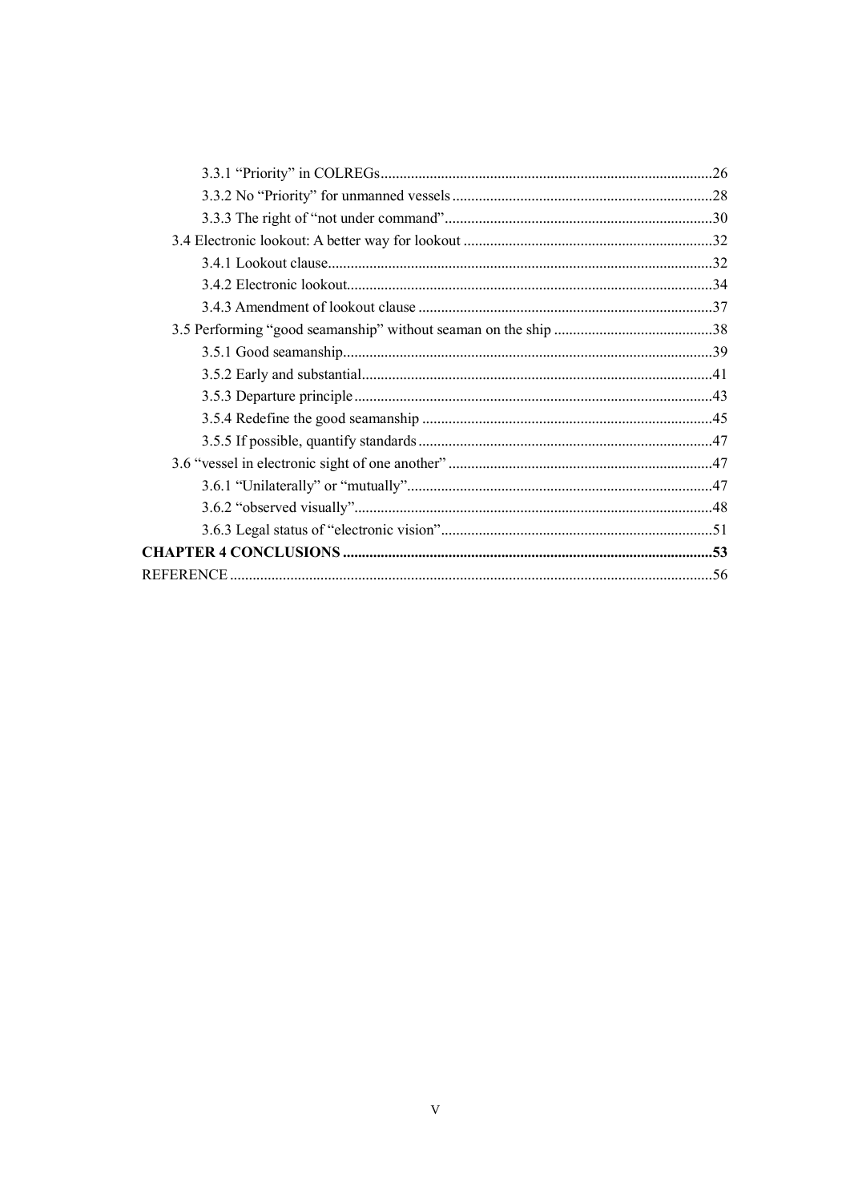3.3.1 "Priority" in COLREGs ........ 26

3.3.2 No "Priority" for unmanned vessels ........ 28

3.3.3 The right of "not under command" ........ 30

3.4 Electronic lookout: A better way for lookout ........ 32

3.4.1 Lookout clause ........ 32

3.4.2 Electronic lookout ........ 34

3.4.3 Amendment of lookout clause ........ 37

3.5 Performing "good seamanship" without seaman on the ship ........ 38

3.5.1 Good seamanship ........ 39

3.5.2 Early and substantial ........ 41

3.5.3 Departure principle ........ 43

3.5.4 Redefine the good seamanship ........ 45

3.5.5 If possible, quantify standards ........ 47

3.6 "vessel in electronic sight of one another" ........ 47

3.6.1 "Unilaterally" or "mutually" ........ 47

3.6.2 "observed visually" ........ 48

3.6.3 Legal status of "electronic vision" ........ 51

**CHAPTER 4 CONCLUSIONS ........ 53**

REFERENCE ........ 56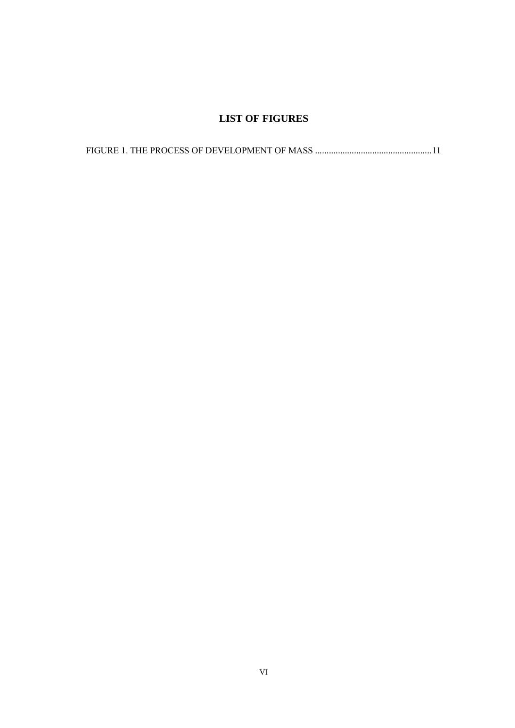# LIST OF FIGURES

FIGURE 1. THE PROCESS OF DEVELOPMENT OF MASS ..................................................11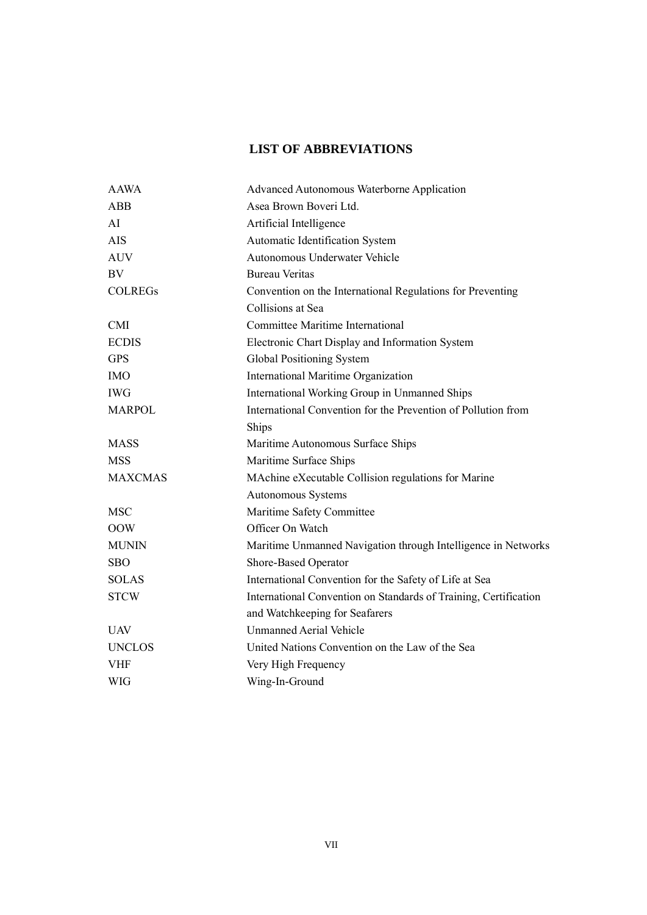## LIST OF ABBREVIATIONS

| | |
|---|---|
| AAWA | Advanced Autonomous Waterborne Application |
| ABB | Asea Brown Boveri Ltd. |
| AI | Artificial Intelligence |
| AIS | Automatic Identification System |
| AUV | Autonomous Underwater Vehicle |
| BV | Bureau Veritas |
| COLREGs | Convention on the International Regulations for Preventing Collisions at Sea |
| CMI | Committee Maritime International |
| ECDIS | Electronic Chart Display and Information System |
| GPS | Global Positioning System |
| IMO | International Maritime Organization |
| IWG | International Working Group in Unmanned Ships |
| MARPOL | International Convention for the Prevention of Pollution from Ships |
| MASS | Maritime Autonomous Surface Ships |
| MSS | Maritime Surface Ships |
| MAXCMAS | MAchine eXecutable Collision regulations for Marine Autonomous Systems |
| MSC | Maritime Safety Committee |
| OOW | Officer On Watch |
| MUNIN | Maritime Unmanned Navigation through Intelligence in Networks |
| SBO | Shore-Based Operator |
| SOLAS | International Convention for the Safety of Life at Sea |
| STCW | International Convention on Standards of Training, Certification and Watchkeeping for Seafarers |
| UAV | Unmanned Aerial Vehicle |
| UNCLOS | United Nations Convention on the Law of the Sea |
| VHF | Very High Frequency |
| WIG | Wing-In-Ground |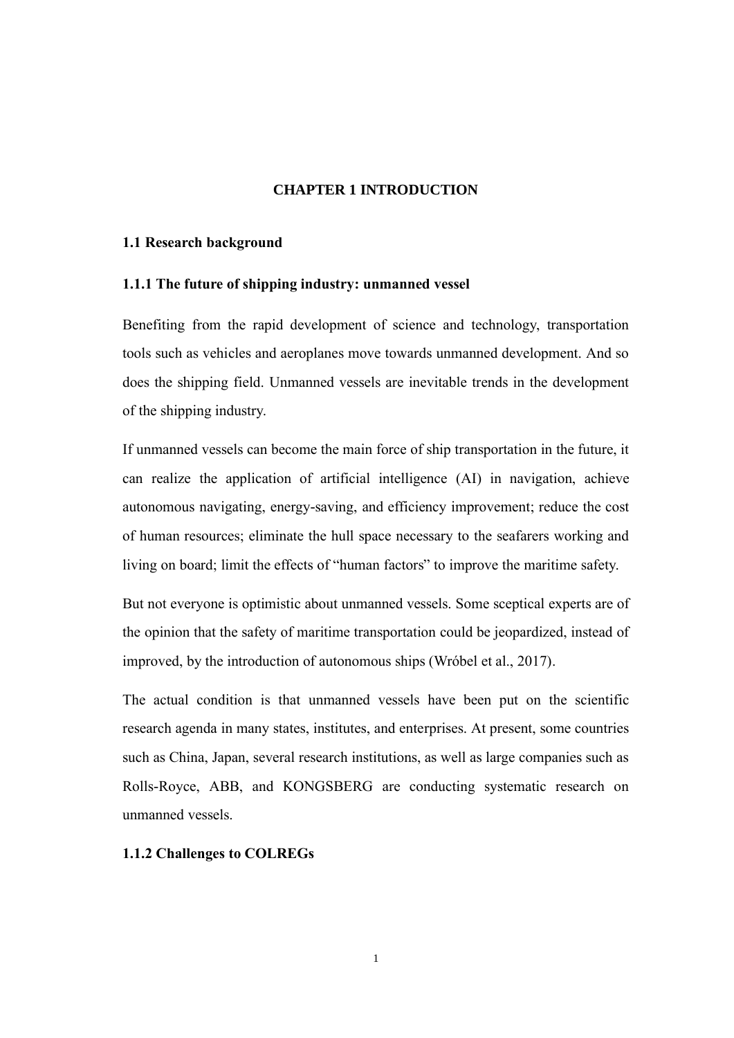# CHAPTER 1 INTRODUCTION

## 1.1 Research background

### 1.1.1 The future of shipping industry: unmanned vessel

Benefiting from the rapid development of science and technology, transportation tools such as vehicles and aeroplanes move towards unmanned development. And so does the shipping field. Unmanned vessels are inevitable trends in the development of the shipping industry.

If unmanned vessels can become the main force of ship transportation in the future, it can realize the application of artificial intelligence (AI) in navigation, achieve autonomous navigating, energy-saving, and efficiency improvement; reduce the cost of human resources; eliminate the hull space necessary to the seafarers working and living on board; limit the effects of "human factors" to improve the maritime safety.

But not everyone is optimistic about unmanned vessels. Some sceptical experts are of the opinion that the safety of maritime transportation could be jeopardized, instead of improved, by the introduction of autonomous ships (Wróbel et al., 2017).

The actual condition is that unmanned vessels have been put on the scientific research agenda in many states, institutes, and enterprises. At present, some countries such as China, Japan, several research institutions, as well as large companies such as Rolls-Royce, ABB, and KONGSBERG are conducting systematic research on unmanned vessels.

### 1.1.2 Challenges to COLREGs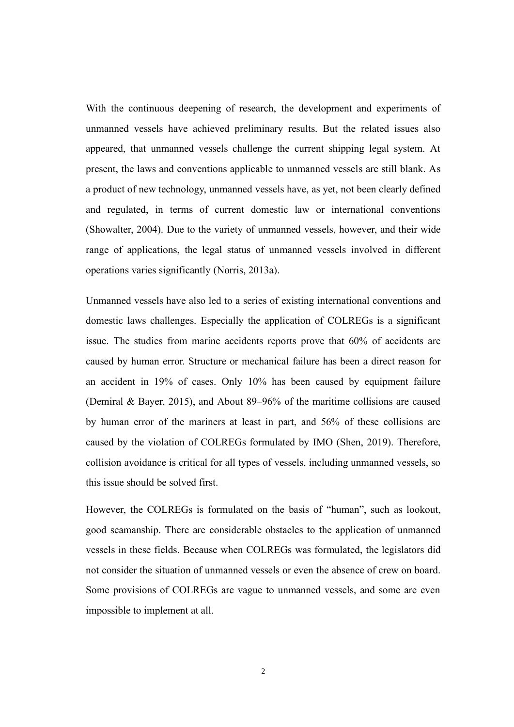With the continuous deepening of research, the development and experiments of unmanned vessels have achieved preliminary results. But the related issues also appeared, that unmanned vessels challenge the current shipping legal system. At present, the laws and conventions applicable to unmanned vessels are still blank. As a product of new technology, unmanned vessels have, as yet, not been clearly defined and regulated, in terms of current domestic law or international conventions (Showalter, 2004). Due to the variety of unmanned vessels, however, and their wide range of applications, the legal status of unmanned vessels involved in different operations varies significantly (Norris, 2013a).

Unmanned vessels have also led to a series of existing international conventions and domestic laws challenges. Especially the application of COLREGs is a significant issue. The studies from marine accidents reports prove that 60% of accidents are caused by human error. Structure or mechanical failure has been a direct reason for an accident in 19% of cases. Only 10% has been caused by equipment failure (Demiral & Bayer, 2015), and About 89–96% of the maritime collisions are caused by human error of the mariners at least in part, and 56% of these collisions are caused by the violation of COLREGs formulated by IMO (Shen, 2019). Therefore, collision avoidance is critical for all types of vessels, including unmanned vessels, so this issue should be solved first.

However, the COLREGs is formulated on the basis of "human", such as lookout, good seamanship. There are considerable obstacles to the application of unmanned vessels in these fields. Because when COLREGs was formulated, the legislators did not consider the situation of unmanned vessels or even the absence of crew on board. Some provisions of COLREGs are vague to unmanned vessels, and some are even impossible to implement at all.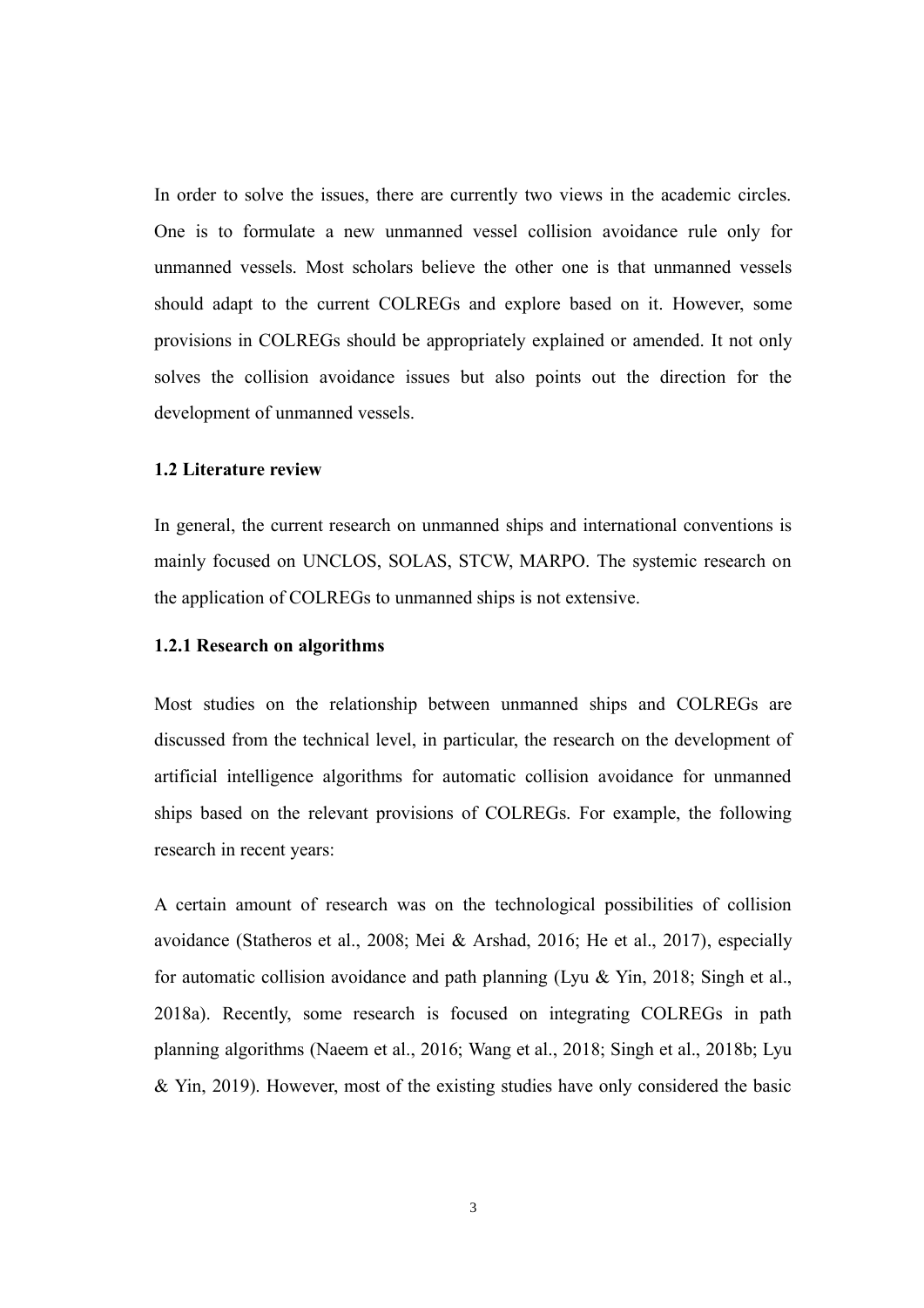In order to solve the issues, there are currently two views in the academic circles. One is to formulate a new unmanned vessel collision avoidance rule only for unmanned vessels. Most scholars believe the other one is that unmanned vessels should adapt to the current COLREGs and explore based on it. However, some provisions in COLREGs should be appropriately explained or amended. It not only solves the collision avoidance issues but also points out the direction for the development of unmanned vessels.

### 1.2 Literature review

In general, the current research on unmanned ships and international conventions is mainly focused on UNCLOS, SOLAS, STCW, MARPO. The systemic research on the application of COLREGs to unmanned ships is not extensive.

#### 1.2.1 Research on algorithms

Most studies on the relationship between unmanned ships and COLREGs are discussed from the technical level, in particular, the research on the development of artificial intelligence algorithms for automatic collision avoidance for unmanned ships based on the relevant provisions of COLREGs. For example, the following research in recent years:

A certain amount of research was on the technological possibilities of collision avoidance (Statheros et al., 2008; Mei & Arshad, 2016; He et al., 2017), especially for automatic collision avoidance and path planning (Lyu & Yin, 2018; Singh et al., 2018a). Recently, some research is focused on integrating COLREGs in path planning algorithms (Naeem et al., 2016; Wang et al., 2018; Singh et al., 2018b; Lyu & Yin, 2019). However, most of the existing studies have only considered the basic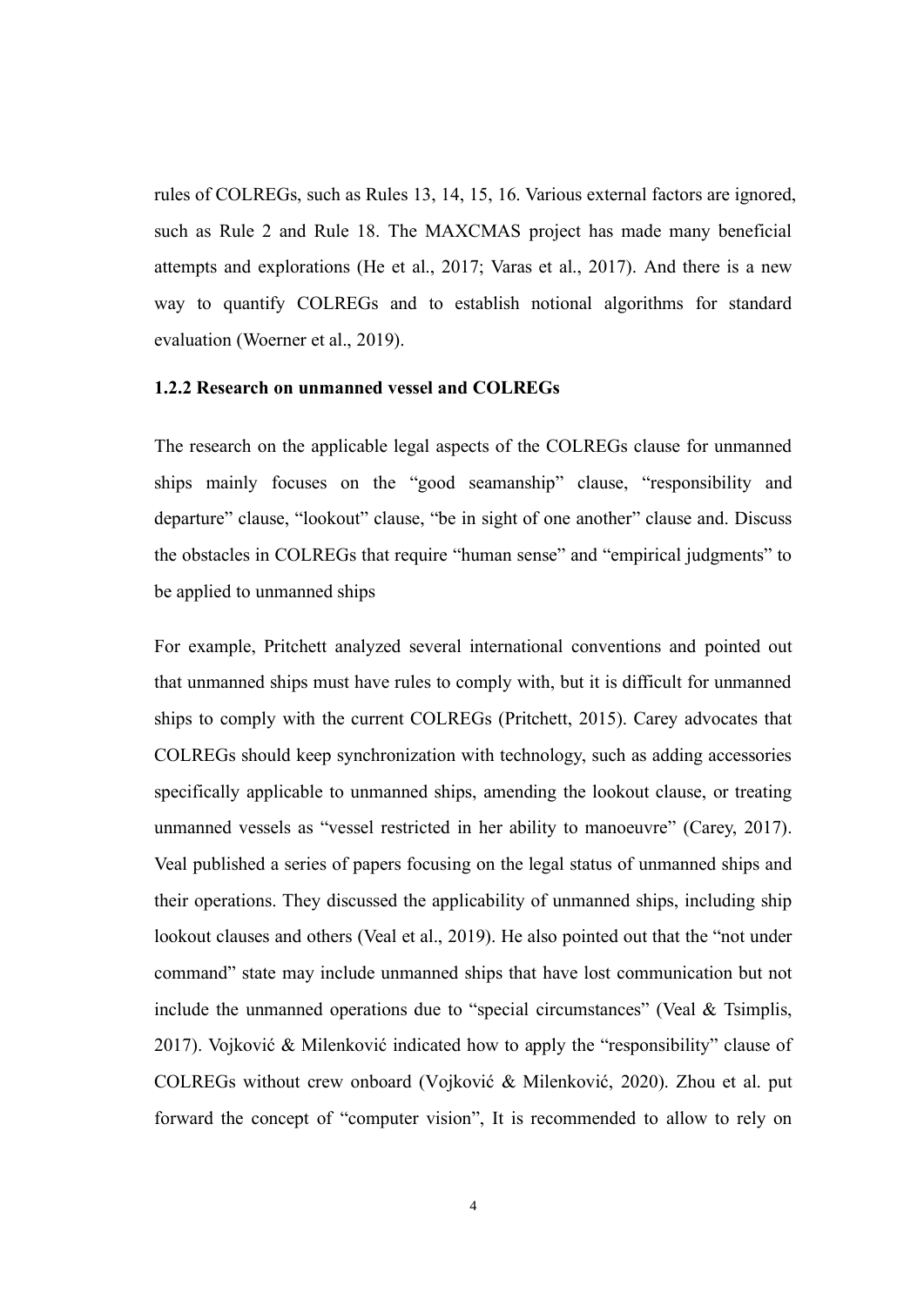rules of COLREGs, such as Rules 13, 14, 15, 16. Various external factors are ignored, such as Rule 2 and Rule 18. The MAXCMAS project has made many beneficial attempts and explorations (He et al., 2017; Varas et al., 2017). And there is a new way to quantify COLREGs and to establish notional algorithms for standard evaluation (Woerner et al., 2019).

### 1.2.2 Research on unmanned vessel and COLREGs

The research on the applicable legal aspects of the COLREGs clause for unmanned ships mainly focuses on the "good seamanship" clause, "responsibility and departure" clause, "lookout" clause, "be in sight of one another" clause and. Discuss the obstacles in COLREGs that require "human sense" and "empirical judgments" to be applied to unmanned ships

For example, Pritchett analyzed several international conventions and pointed out that unmanned ships must have rules to comply with, but it is difficult for unmanned ships to comply with the current COLREGs (Pritchett, 2015). Carey advocates that COLREGs should keep synchronization with technology, such as adding accessories specifically applicable to unmanned ships, amending the lookout clause, or treating unmanned vessels as "vessel restricted in her ability to manoeuvre" (Carey, 2017). Veal published a series of papers focusing on the legal status of unmanned ships and their operations. They discussed the applicability of unmanned ships, including ship lookout clauses and others (Veal et al., 2019). He also pointed out that the "not under command" state may include unmanned ships that have lost communication but not include the unmanned operations due to "special circumstances" (Veal & Tsimplis, 2017). Vojković & Milenković indicated how to apply the "responsibility" clause of COLREGs without crew onboard (Vojković & Milenković, 2020). Zhou et al. put forward the concept of "computer vision", It is recommended to allow to rely on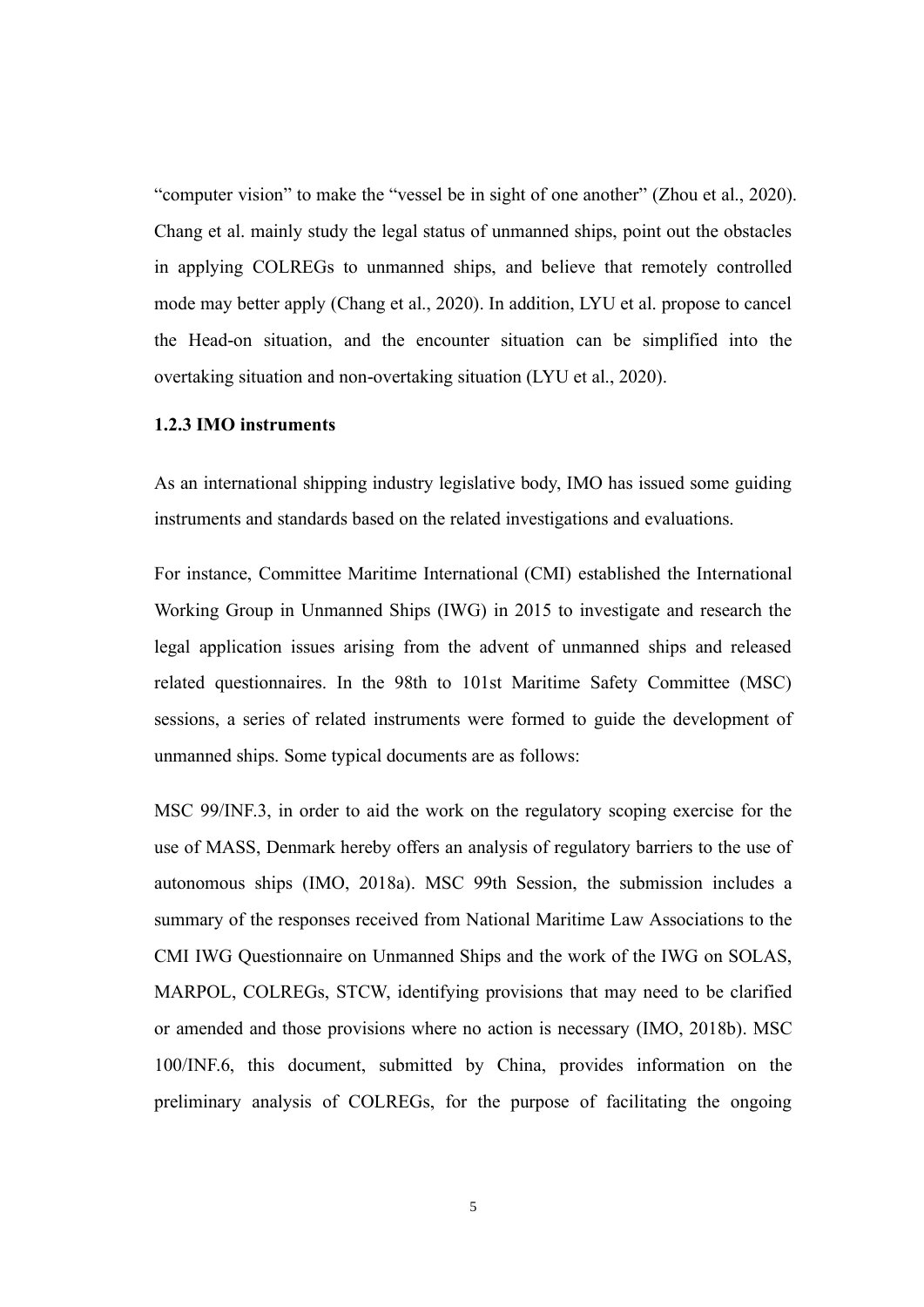"computer vision" to make the "vessel be in sight of one another" (Zhou et al., 2020). Chang et al. mainly study the legal status of unmanned ships, point out the obstacles in applying COLREGs to unmanned ships, and believe that remotely controlled mode may better apply (Chang et al., 2020). In addition, LYU et al. propose to cancel the Head-on situation, and the encounter situation can be simplified into the overtaking situation and non-overtaking situation (LYU et al., 2020).

### 1.2.3 IMO instruments

As an international shipping industry legislative body, IMO has issued some guiding instruments and standards based on the related investigations and evaluations.

For instance, Committee Maritime International (CMI) established the International Working Group in Unmanned Ships (IWG) in 2015 to investigate and research the legal application issues arising from the advent of unmanned ships and released related questionnaires. In the 98th to 101st Maritime Safety Committee (MSC) sessions, a series of related instruments were formed to guide the development of unmanned ships. Some typical documents are as follows:

MSC 99/INF.3, in order to aid the work on the regulatory scoping exercise for the use of MASS, Denmark hereby offers an analysis of regulatory barriers to the use of autonomous ships (IMO, 2018a). MSC 99th Session, the submission includes a summary of the responses received from National Maritime Law Associations to the CMI IWG Questionnaire on Unmanned Ships and the work of the IWG on SOLAS, MARPOL, COLREGs, STCW, identifying provisions that may need to be clarified or amended and those provisions where no action is necessary (IMO, 2018b). MSC 100/INF.6, this document, submitted by China, provides information on the preliminary analysis of COLREGs, for the purpose of facilitating the ongoing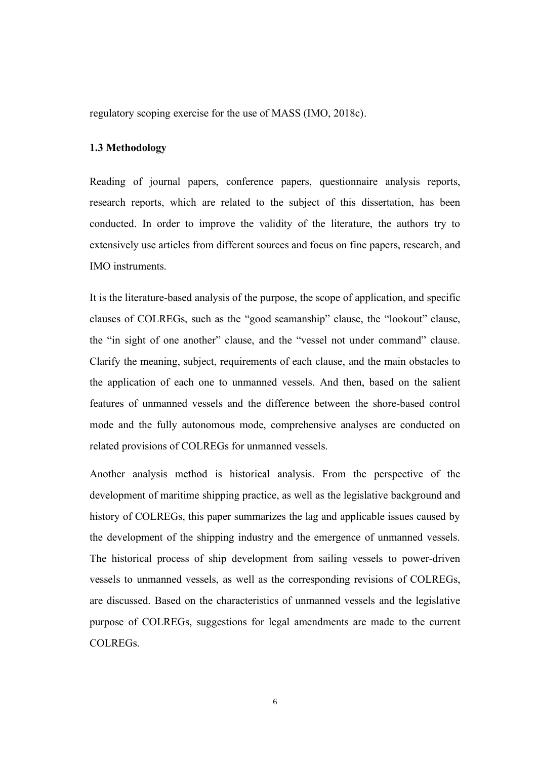regulatory scoping exercise for the use of MASS (IMO, 2018c).

### 1.3 Methodology

Reading of journal papers, conference papers, questionnaire analysis reports, research reports, which are related to the subject of this dissertation, has been conducted. In order to improve the validity of the literature, the authors try to extensively use articles from different sources and focus on fine papers, research, and IMO instruments.

It is the literature-based analysis of the purpose, the scope of application, and specific clauses of COLREGs, such as the "good seamanship" clause, the "lookout" clause, the "in sight of one another" clause, and the "vessel not under command" clause. Clarify the meaning, subject, requirements of each clause, and the main obstacles to the application of each one to unmanned vessels. And then, based on the salient features of unmanned vessels and the difference between the shore-based control mode and the fully autonomous mode, comprehensive analyses are conducted on related provisions of COLREGs for unmanned vessels.

Another analysis method is historical analysis. From the perspective of the development of maritime shipping practice, as well as the legislative background and history of COLREGs, this paper summarizes the lag and applicable issues caused by the development of the shipping industry and the emergence of unmanned vessels. The historical process of ship development from sailing vessels to power-driven vessels to unmanned vessels, as well as the corresponding revisions of COLREGs, are discussed. Based on the characteristics of unmanned vessels and the legislative purpose of COLREGs, suggestions for legal amendments are made to the current COLREGs.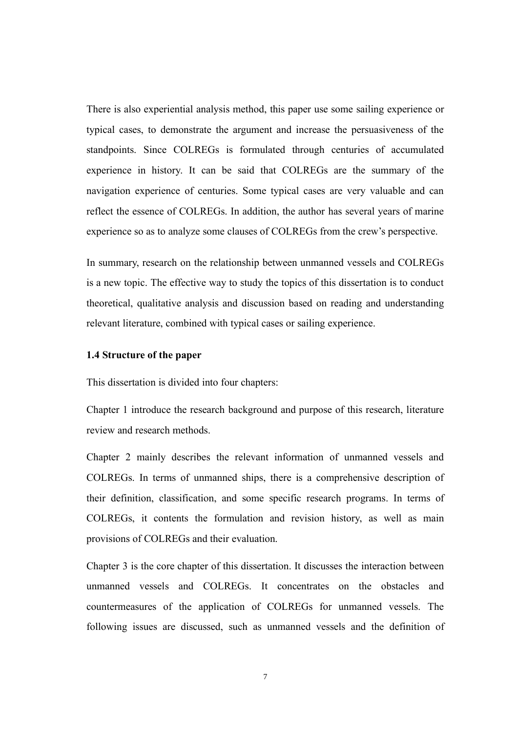There is also experiential analysis method, this paper use some sailing experience or typical cases, to demonstrate the argument and increase the persuasiveness of the standpoints. Since COLREGs is formulated through centuries of accumulated experience in history. It can be said that COLREGs are the summary of the navigation experience of centuries. Some typical cases are very valuable and can reflect the essence of COLREGs. In addition, the author has several years of marine experience so as to analyze some clauses of COLREGs from the crew's perspective.

In summary, research on the relationship between unmanned vessels and COLREGs is a new topic. The effective way to study the topics of this dissertation is to conduct theoretical, qualitative analysis and discussion based on reading and understanding relevant literature, combined with typical cases or sailing experience.

### 1.4 Structure of the paper

This dissertation is divided into four chapters:

Chapter 1 introduce the research background and purpose of this research, literature review and research methods.

Chapter 2 mainly describes the relevant information of unmanned vessels and COLREGs. In terms of unmanned ships, there is a comprehensive description of their definition, classification, and some specific research programs. In terms of COLREGs, it contents the formulation and revision history, as well as main provisions of COLREGs and their evaluation.

Chapter 3 is the core chapter of this dissertation. It discusses the interaction between unmanned vessels and COLREGs. It concentrates on the obstacles and countermeasures of the application of COLREGs for unmanned vessels. The following issues are discussed, such as unmanned vessels and the definition of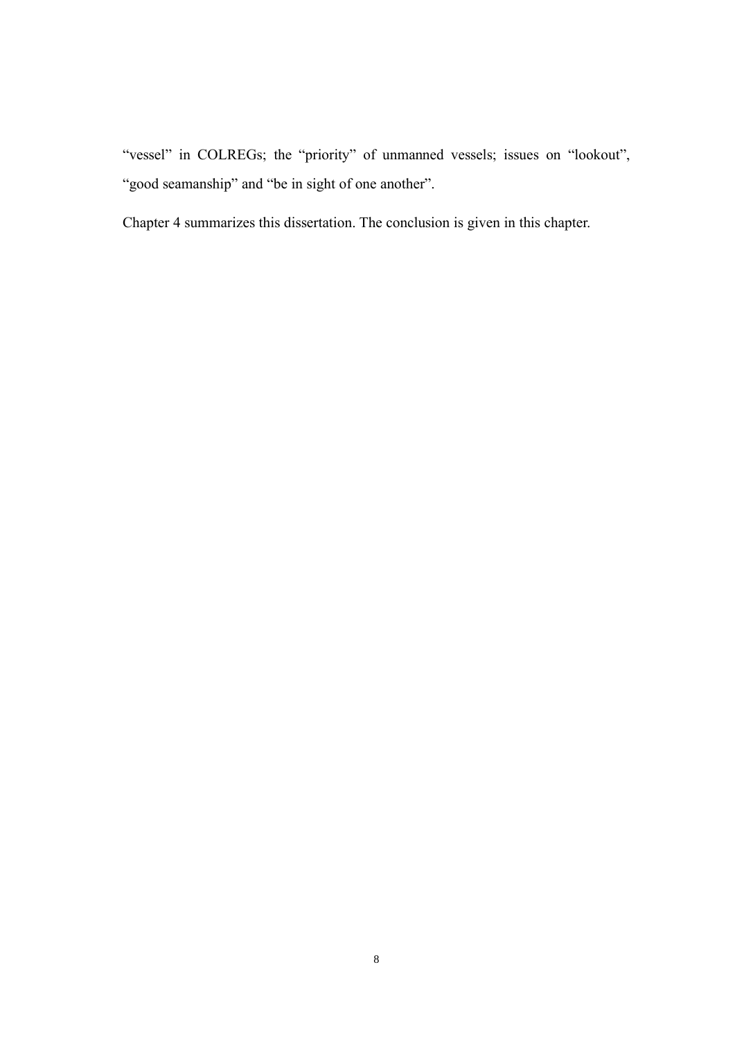“vessel” in COLREGs; the “priority” of unmanned vessels; issues on “lookout”, “good seamanship” and “be in sight of one another”.

Chapter 4 summarizes this dissertation. The conclusion is given in this chapter.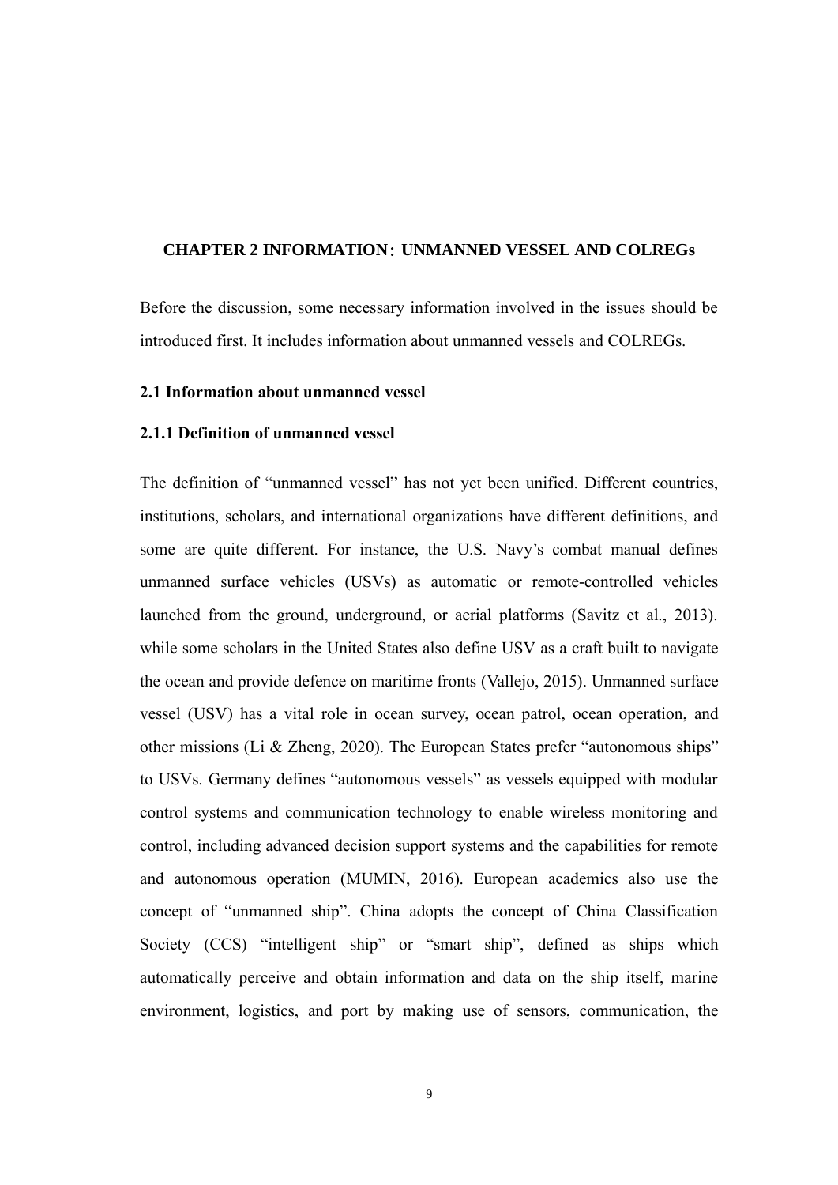# CHAPTER 2 INFORMATION：UNMANNED VESSEL AND COLREGs

Before the discussion, some necessary information involved in the issues should be introduced first. It includes information about unmanned vessels and COLREGs.

## 2.1 Information about unmanned vessel

### 2.1.1 Definition of unmanned vessel

The definition of "unmanned vessel" has not yet been unified. Different countries, institutions, scholars, and international organizations have different definitions, and some are quite different. For instance, the U.S. Navy's combat manual defines unmanned surface vehicles (USVs) as automatic or remote-controlled vehicles launched from the ground, underground, or aerial platforms (Savitz et al., 2013). while some scholars in the United States also define USV as a craft built to navigate the ocean and provide defence on maritime fronts (Vallejo, 2015). Unmanned surface vessel (USV) has a vital role in ocean survey, ocean patrol, ocean operation, and other missions (Li & Zheng, 2020). The European States prefer "autonomous ships" to USVs. Germany defines "autonomous vessels" as vessels equipped with modular control systems and communication technology to enable wireless monitoring and control, including advanced decision support systems and the capabilities for remote and autonomous operation (MUMIN, 2016). European academics also use the concept of "unmanned ship". China adopts the concept of China Classification Society (CCS) "intelligent ship" or "smart ship", defined as ships which automatically perceive and obtain information and data on the ship itself, marine environment, logistics, and port by making use of sensors, communication, the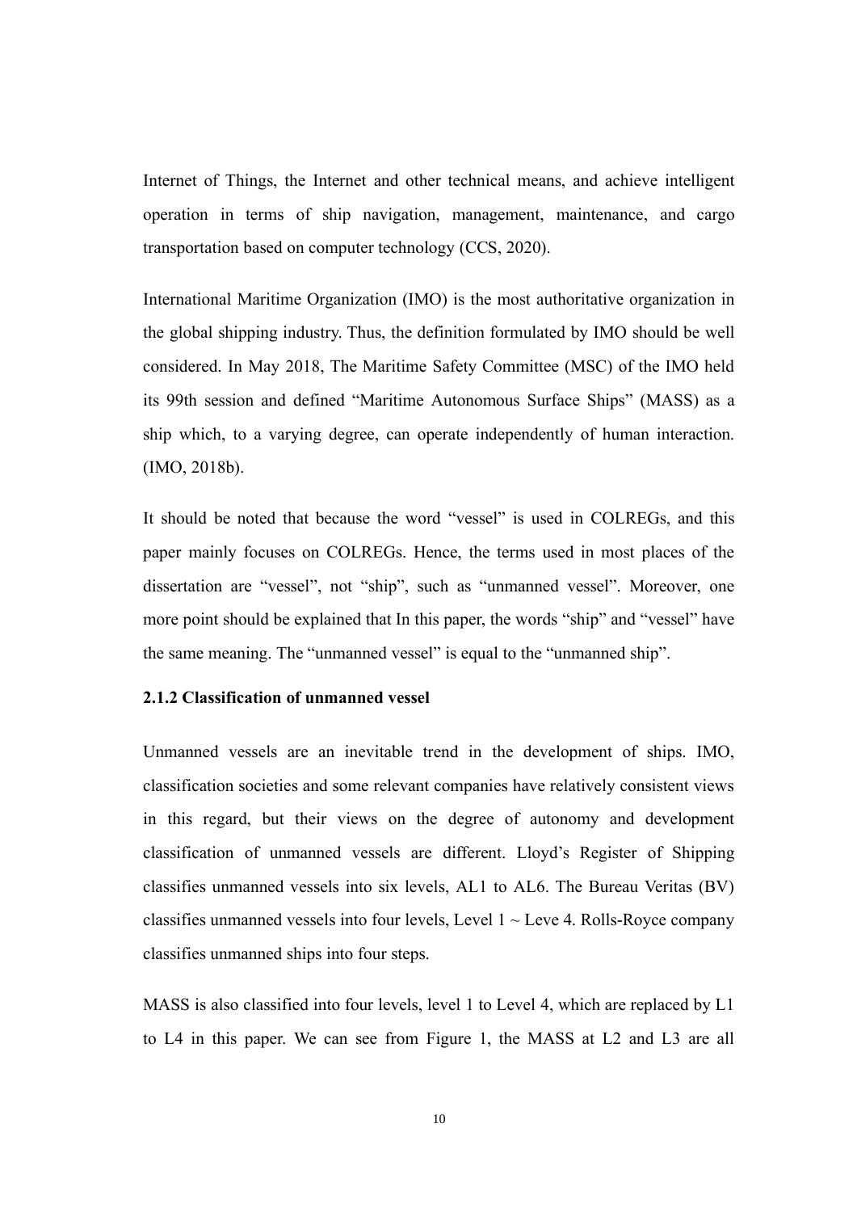Internet of Things, the Internet and other technical means, and achieve intelligent operation in terms of ship navigation, management, maintenance, and cargo transportation based on computer technology (CCS, 2020).

International Maritime Organization (IMO) is the most authoritative organization in the global shipping industry. Thus, the definition formulated by IMO should be well considered. In May 2018, The Maritime Safety Committee (MSC) of the IMO held its 99th session and defined "Maritime Autonomous Surface Ships" (MASS) as a ship which, to a varying degree, can operate independently of human interaction. (IMO, 2018b).

It should be noted that because the word "vessel" is used in COLREGs, and this paper mainly focuses on COLREGs. Hence, the terms used in most places of the dissertation are "vessel", not "ship", such as "unmanned vessel". Moreover, one more point should be explained that In this paper, the words "ship" and "vessel" have the same meaning. The "unmanned vessel" is equal to the "unmanned ship".

### 2.1.2 Classification of unmanned vessel

Unmanned vessels are an inevitable trend in the development of ships. IMO, classification societies and some relevant companies have relatively consistent views in this regard, but their views on the degree of autonomy and development classification of unmanned vessels are different. Lloyd's Register of Shipping classifies unmanned vessels into six levels, AL1 to AL6. The Bureau Veritas (BV) classifies unmanned vessels into four levels, Level 1 ~ Leve 4. Rolls-Royce company classifies unmanned ships into four steps.

MASS is also classified into four levels, level 1 to Level 4, which are replaced by L1 to L4 in this paper. We can see from Figure 1, the MASS at L2 and L3 are all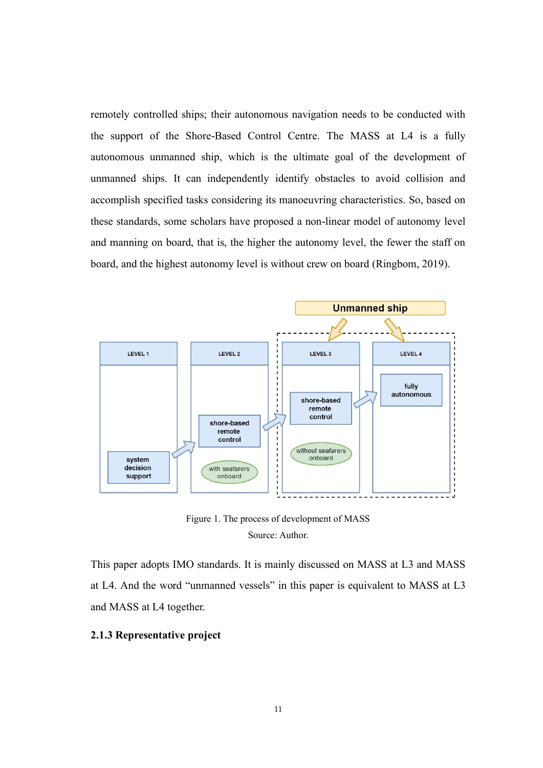remotely controlled ships; their autonomous navigation needs to be conducted with the support of the Shore-Based Control Centre. The MASS at L4 is a fully autonomous unmanned ship, which is the ultimate goal of the development of unmanned ships. It can independently identify obstacles to avoid collision and accomplish specified tasks considering its manoeuvring characteristics. So, based on these standards, some scholars have proposed a non-linear model of autonomy level and manning on board, that is, the higher the autonomy level, the fewer the staff on board, and the highest autonomy level is without crew on board (Ringbom, 2019).

Unmanned ship

LEVEL 1 — system decision support

LEVEL 2 — shore-based remote control; with seafarers onboard

LEVEL 3 — shore-based remote control; without seafarers onboard

LEVEL 4 — fully autonomous

Figure 1. The process of development of MASS

Source: Author.

This paper adopts IMO standards. It is mainly discussed on MASS at L3 and MASS at L4. And the word "unmanned vessels" in this paper is equivalent to MASS at L3 and MASS at L4 together.

### 2.1.3 Representative project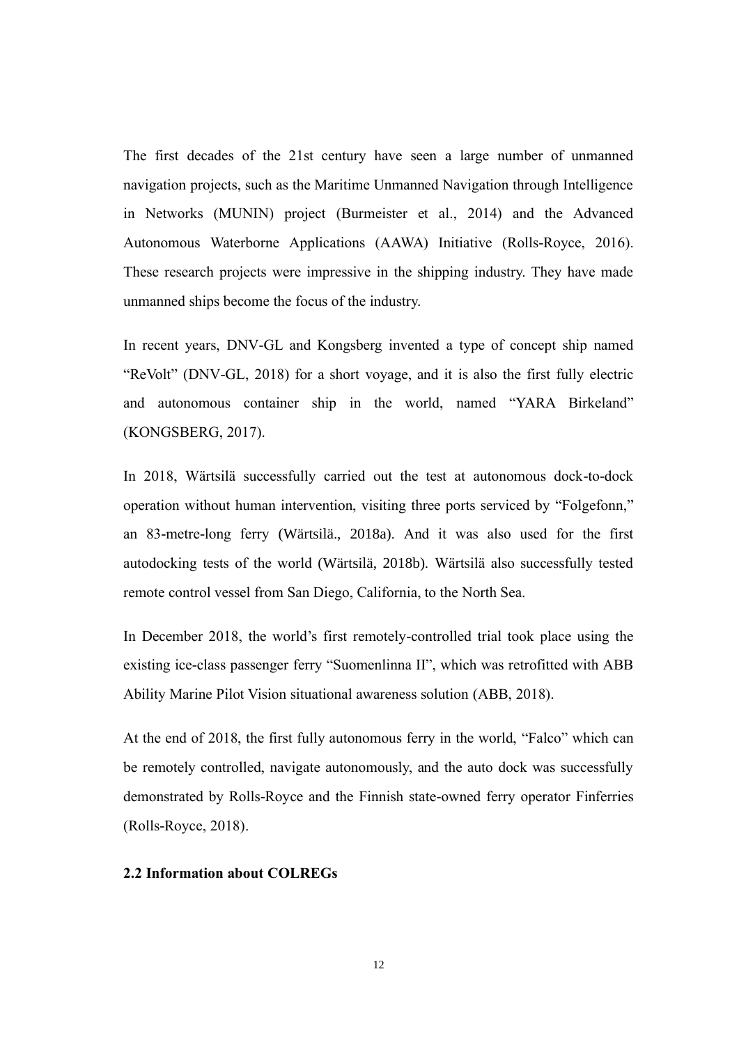The first decades of the 21st century have seen a large number of unmanned navigation projects, such as the Maritime Unmanned Navigation through Intelligence in Networks (MUNIN) project (Burmeister et al., 2014) and the Advanced Autonomous Waterborne Applications (AAWA) Initiative (Rolls-Royce, 2016). These research projects were impressive in the shipping industry. They have made unmanned ships become the focus of the industry.

In recent years, DNV-GL and Kongsberg invented a type of concept ship named "ReVolt" (DNV-GL, 2018) for a short voyage, and it is also the first fully electric and autonomous container ship in the world, named "YARA Birkeland" (KONGSBERG, 2017).

In 2018, Wärtsilä successfully carried out the test at autonomous dock-to-dock operation without human intervention, visiting three ports serviced by "Folgefonn," an 83-metre-long ferry (Wärtsilä., 2018a). And it was also used for the first autodocking tests of the world (Wärtsilä, 2018b). Wärtsilä also successfully tested remote control vessel from San Diego, California, to the North Sea.

In December 2018, the world's first remotely-controlled trial took place using the existing ice-class passenger ferry "Suomenlinna II", which was retrofitted with ABB Ability Marine Pilot Vision situational awareness solution (ABB, 2018).

At the end of 2018, the first fully autonomous ferry in the world, "Falco" which can be remotely controlled, navigate autonomously, and the auto dock was successfully demonstrated by Rolls-Royce and the Finnish state-owned ferry operator Finferries (Rolls-Royce, 2018).

### 2.2 Information about COLREGs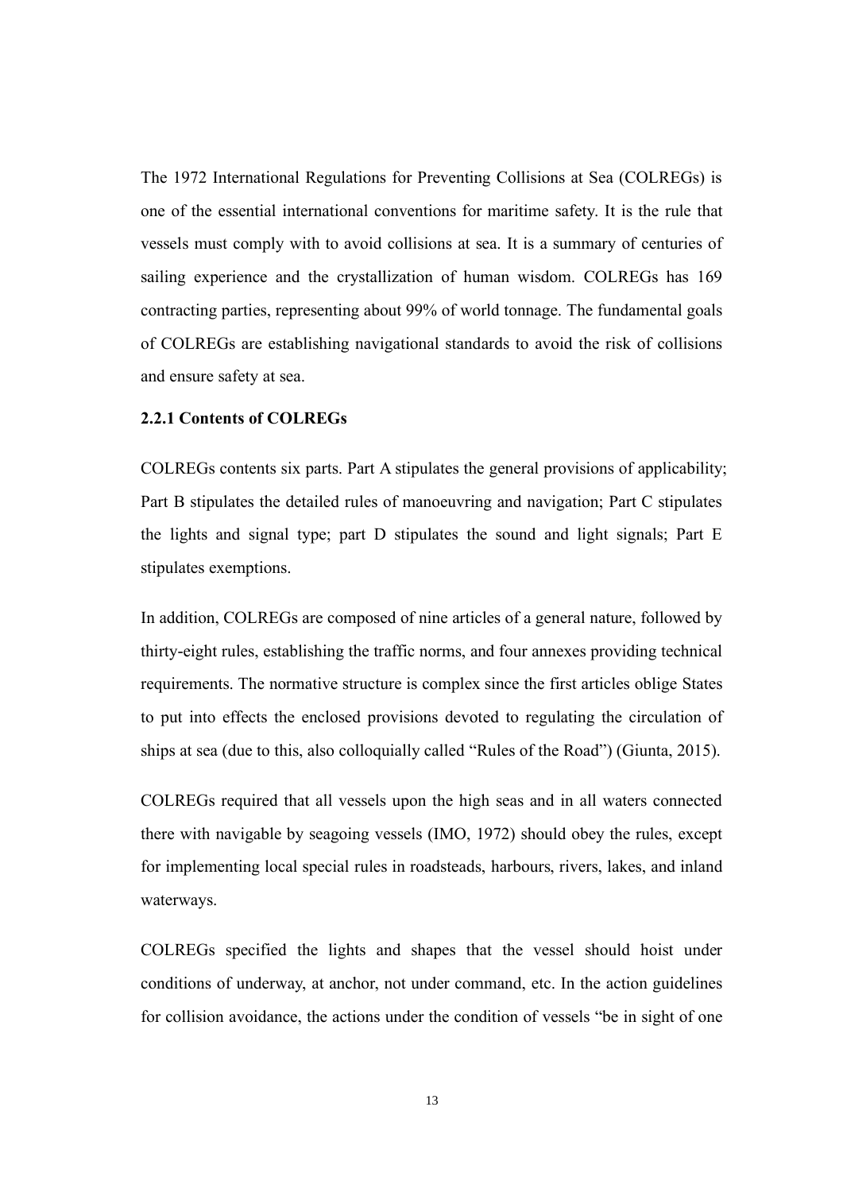The 1972 International Regulations for Preventing Collisions at Sea (COLREGs) is one of the essential international conventions for maritime safety. It is the rule that vessels must comply with to avoid collisions at sea. It is a summary of centuries of sailing experience and the crystallization of human wisdom. COLREGs has 169 contracting parties, representing about 99% of world tonnage. The fundamental goals of COLREGs are establishing navigational standards to avoid the risk of collisions and ensure safety at sea.

### 2.2.1 Contents of COLREGs

COLREGs contents six parts. Part A stipulates the general provisions of applicability; Part B stipulates the detailed rules of manoeuvring and navigation; Part C stipulates the lights and signal type; part D stipulates the sound and light signals; Part E stipulates exemptions.

In addition, COLREGs are composed of nine articles of a general nature, followed by thirty-eight rules, establishing the traffic norms, and four annexes providing technical requirements. The normative structure is complex since the first articles oblige States to put into effects the enclosed provisions devoted to regulating the circulation of ships at sea (due to this, also colloquially called "Rules of the Road") (Giunta, 2015).

COLREGs required that all vessels upon the high seas and in all waters connected there with navigable by seagoing vessels (IMO, 1972) should obey the rules, except for implementing local special rules in roadsteads, harbours, rivers, lakes, and inland waterways.

COLREGs specified the lights and shapes that the vessel should hoist under conditions of underway, at anchor, not under command, etc. In the action guidelines for collision avoidance, the actions under the condition of vessels "be in sight of one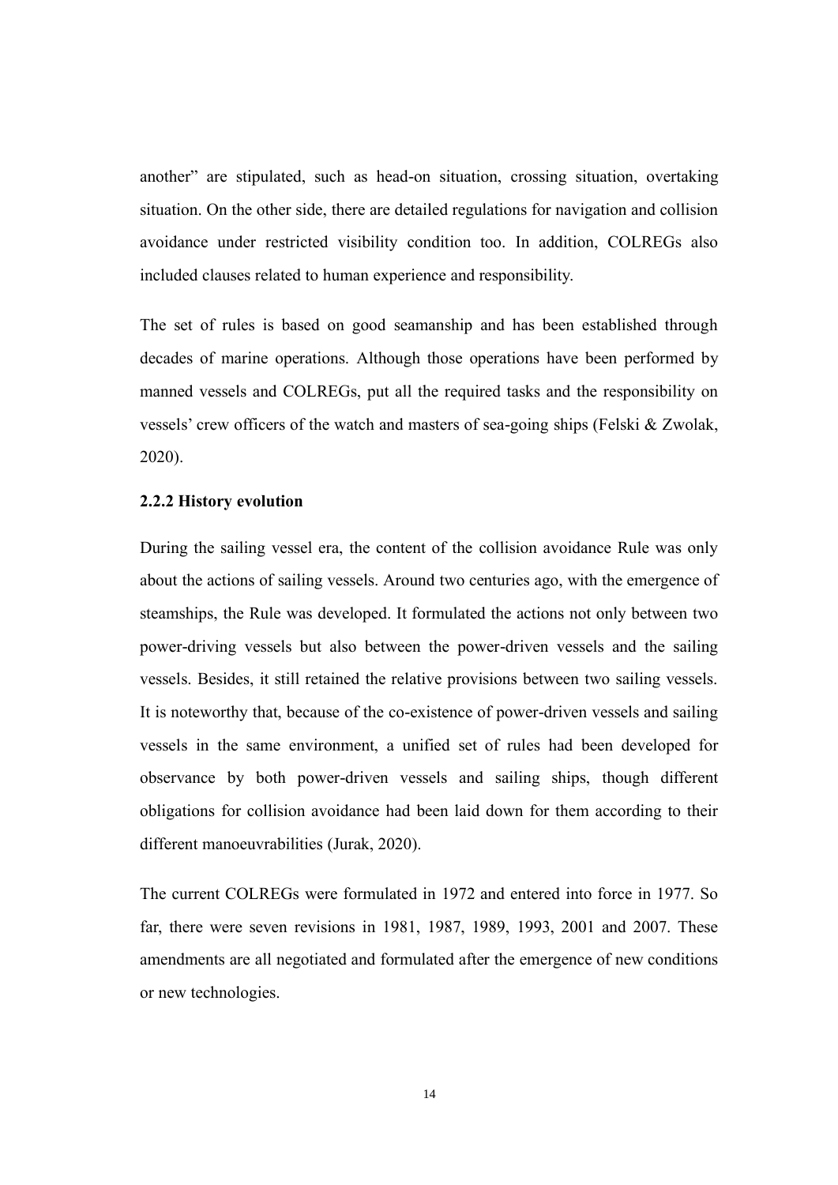another" are stipulated, such as head-on situation, crossing situation, overtaking situation. On the other side, there are detailed regulations for navigation and collision avoidance under restricted visibility condition too. In addition, COLREGs also included clauses related to human experience and responsibility.

The set of rules is based on good seamanship and has been established through decades of marine operations. Although those operations have been performed by manned vessels and COLREGs, put all the required tasks and the responsibility on vessels' crew officers of the watch and masters of sea-going ships (Felski & Zwolak, 2020).

### 2.2.2 History evolution

During the sailing vessel era, the content of the collision avoidance Rule was only about the actions of sailing vessels. Around two centuries ago, with the emergence of steamships, the Rule was developed. It formulated the actions not only between two power-driving vessels but also between the power-driven vessels and the sailing vessels. Besides, it still retained the relative provisions between two sailing vessels. It is noteworthy that, because of the co-existence of power-driven vessels and sailing vessels in the same environment, a unified set of rules had been developed for observance by both power-driven vessels and sailing ships, though different obligations for collision avoidance had been laid down for them according to their different manoeuvrabilities (Jurak, 2020).

The current COLREGs were formulated in 1972 and entered into force in 1977. So far, there were seven revisions in 1981, 1987, 1989, 1993, 2001 and 2007. These amendments are all negotiated and formulated after the emergence of new conditions or new technologies.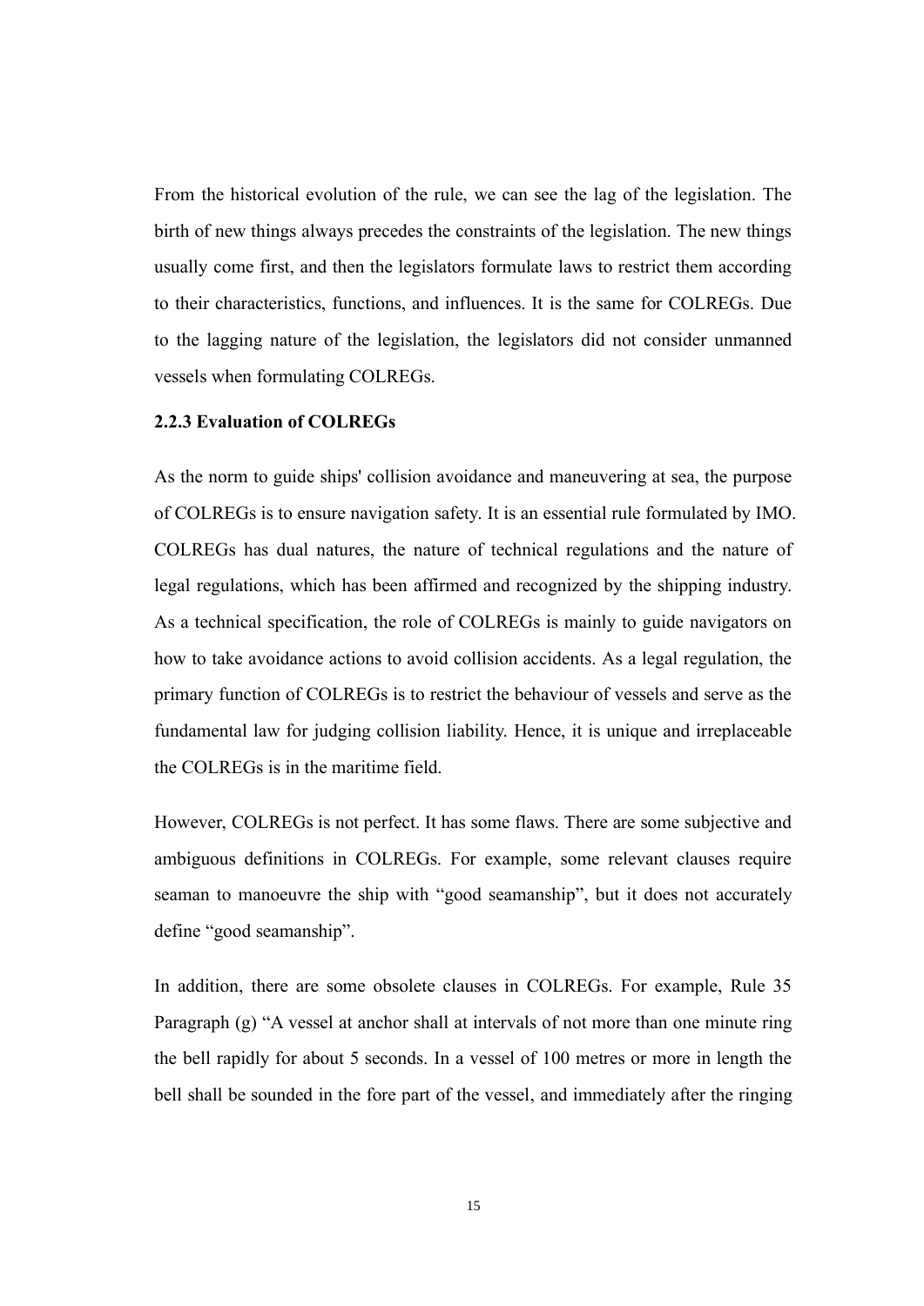From the historical evolution of the rule, we can see the lag of the legislation. The birth of new things always precedes the constraints of the legislation. The new things usually come first, and then the legislators formulate laws to restrict them according to their characteristics, functions, and influences. It is the same for COLREGs. Due to the lagging nature of the legislation, the legislators did not consider unmanned vessels when formulating COLREGs.

### 2.2.3 Evaluation of COLREGs

As the norm to guide ships' collision avoidance and maneuvering at sea, the purpose of COLREGs is to ensure navigation safety. It is an essential rule formulated by IMO. COLREGs has dual natures, the nature of technical regulations and the nature of legal regulations, which has been affirmed and recognized by the shipping industry. As a technical specification, the role of COLREGs is mainly to guide navigators on how to take avoidance actions to avoid collision accidents. As a legal regulation, the primary function of COLREGs is to restrict the behaviour of vessels and serve as the fundamental law for judging collision liability. Hence, it is unique and irreplaceable the COLREGs is in the maritime field.

However, COLREGs is not perfect. It has some flaws. There are some subjective and ambiguous definitions in COLREGs. For example, some relevant clauses require seaman to manoeuvre the ship with "good seamanship", but it does not accurately define "good seamanship".

In addition, there are some obsolete clauses in COLREGs. For example, Rule 35 Paragraph (g) "A vessel at anchor shall at intervals of not more than one minute ring the bell rapidly for about 5 seconds. In a vessel of 100 metres or more in length the bell shall be sounded in the fore part of the vessel, and immediately after the ringing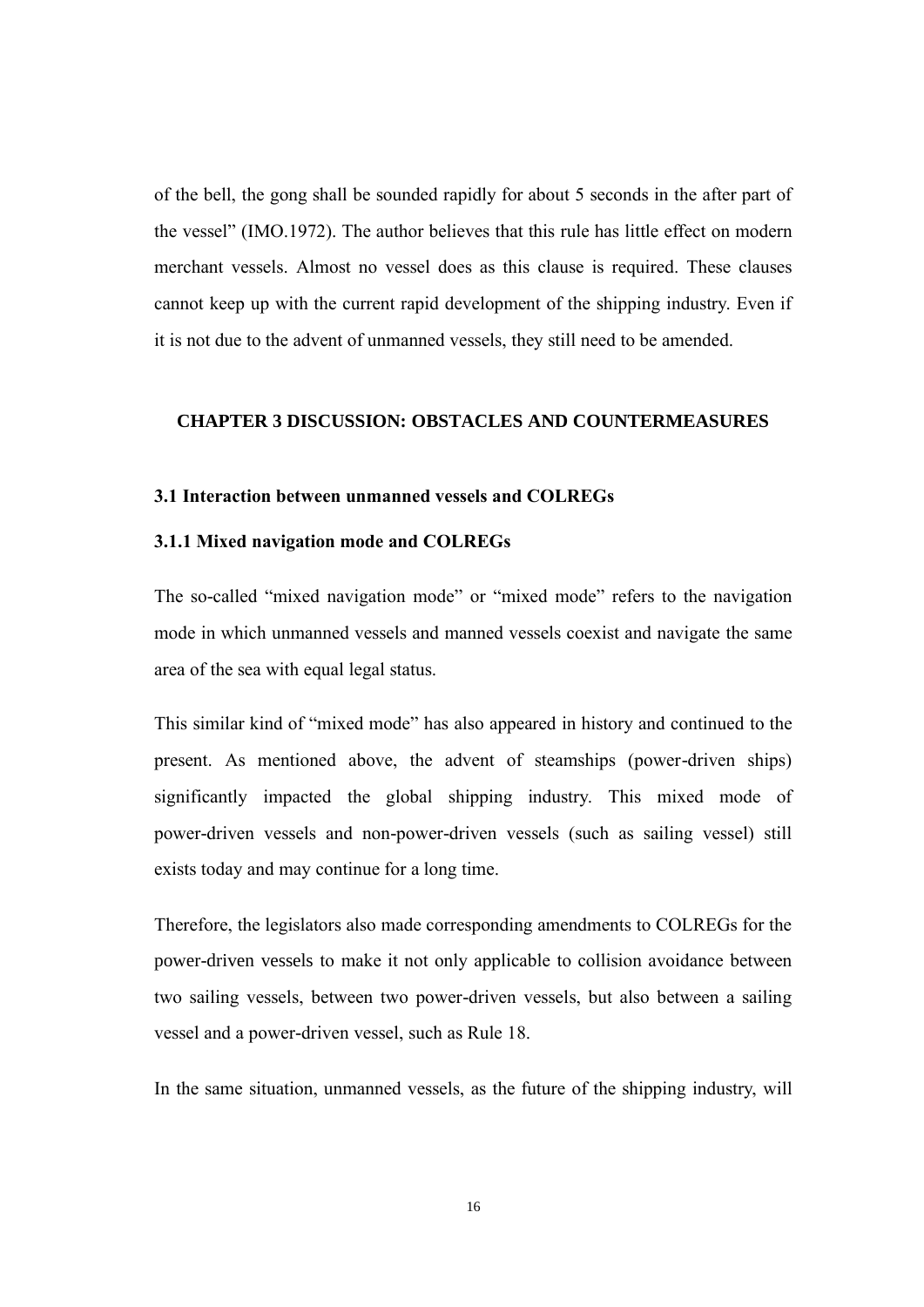of the bell, the gong shall be sounded rapidly for about 5 seconds in the after part of the vessel" (IMO.1972). The author believes that this rule has little effect on modern merchant vessels. Almost no vessel does as this clause is required. These clauses cannot keep up with the current rapid development of the shipping industry. Even if it is not due to the advent of unmanned vessels, they still need to be amended.

# CHAPTER 3 DISCUSSION: OBSTACLES AND COUNTERMEASURES

## 3.1 Interaction between unmanned vessels and COLREGs

### 3.1.1 Mixed navigation mode and COLREGs

The so-called "mixed navigation mode" or "mixed mode" refers to the navigation mode in which unmanned vessels and manned vessels coexist and navigate the same area of the sea with equal legal status.

This similar kind of "mixed mode" has also appeared in history and continued to the present. As mentioned above, the advent of steamships (power-driven ships) significantly impacted the global shipping industry. This mixed mode of power-driven vessels and non-power-driven vessels (such as sailing vessel) still exists today and may continue for a long time.

Therefore, the legislators also made corresponding amendments to COLREGs for the power-driven vessels to make it not only applicable to collision avoidance between two sailing vessels, between two power-driven vessels, but also between a sailing vessel and a power-driven vessel, such as Rule 18.

In the same situation, unmanned vessels, as the future of the shipping industry, will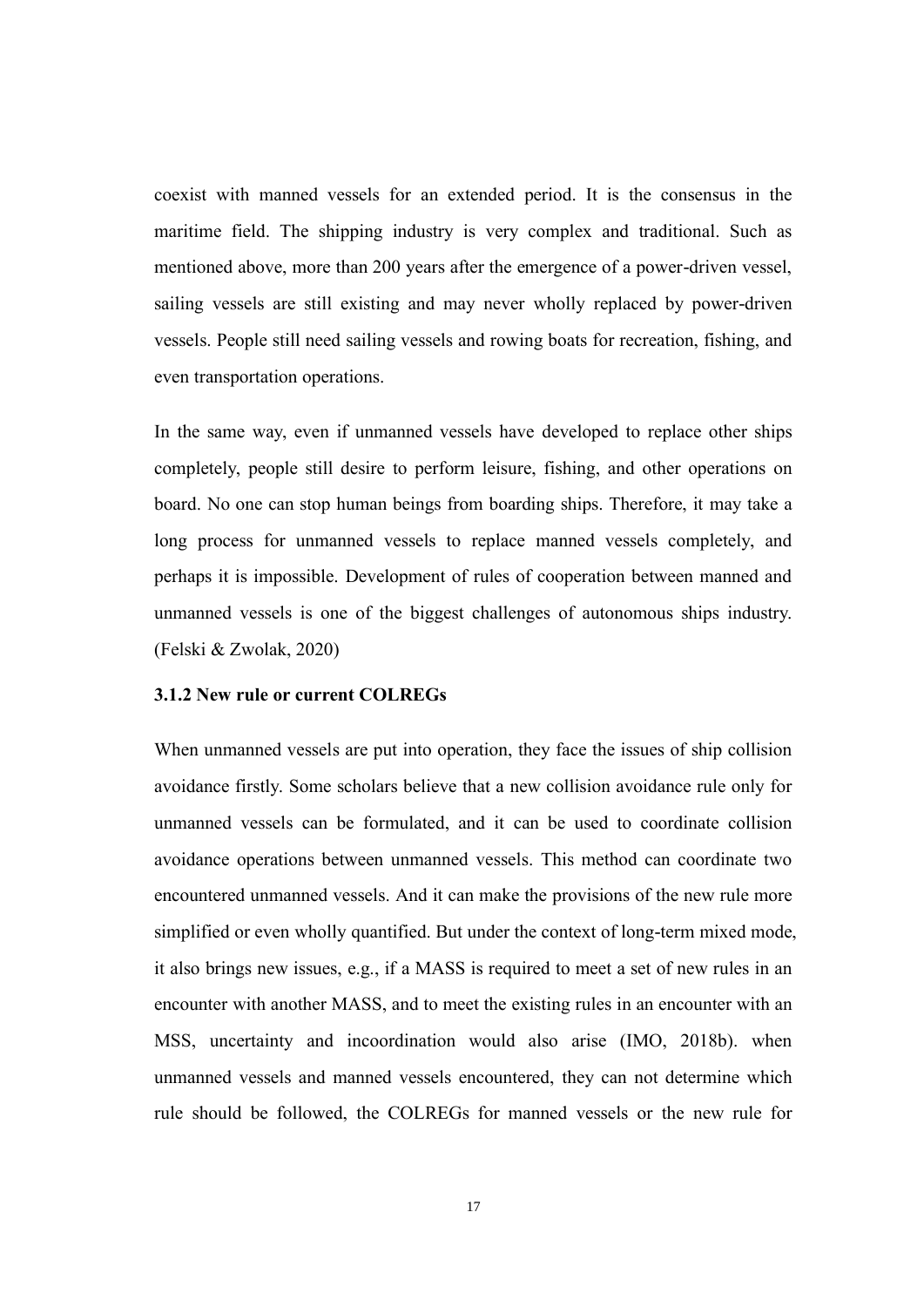coexist with manned vessels for an extended period. It is the consensus in the maritime field. The shipping industry is very complex and traditional. Such as mentioned above, more than 200 years after the emergence of a power-driven vessel, sailing vessels are still existing and may never wholly replaced by power-driven vessels. People still need sailing vessels and rowing boats for recreation, fishing, and even transportation operations.

In the same way, even if unmanned vessels have developed to replace other ships completely, people still desire to perform leisure, fishing, and other operations on board. No one can stop human beings from boarding ships. Therefore, it may take a long process for unmanned vessels to replace manned vessels completely, and perhaps it is impossible. Development of rules of cooperation between manned and unmanned vessels is one of the biggest challenges of autonomous ships industry. (Felski & Zwolak, 2020)

### 3.1.2 New rule or current COLREGs

When unmanned vessels are put into operation, they face the issues of ship collision avoidance firstly. Some scholars believe that a new collision avoidance rule only for unmanned vessels can be formulated, and it can be used to coordinate collision avoidance operations between unmanned vessels. This method can coordinate two encountered unmanned vessels. And it can make the provisions of the new rule more simplified or even wholly quantified. But under the context of long-term mixed mode, it also brings new issues, e.g., if a MASS is required to meet a set of new rules in an encounter with another MASS, and to meet the existing rules in an encounter with an MSS, uncertainty and incoordination would also arise (IMO, 2018b). when unmanned vessels and manned vessels encountered, they can not determine which rule should be followed, the COLREGs for manned vessels or the new rule for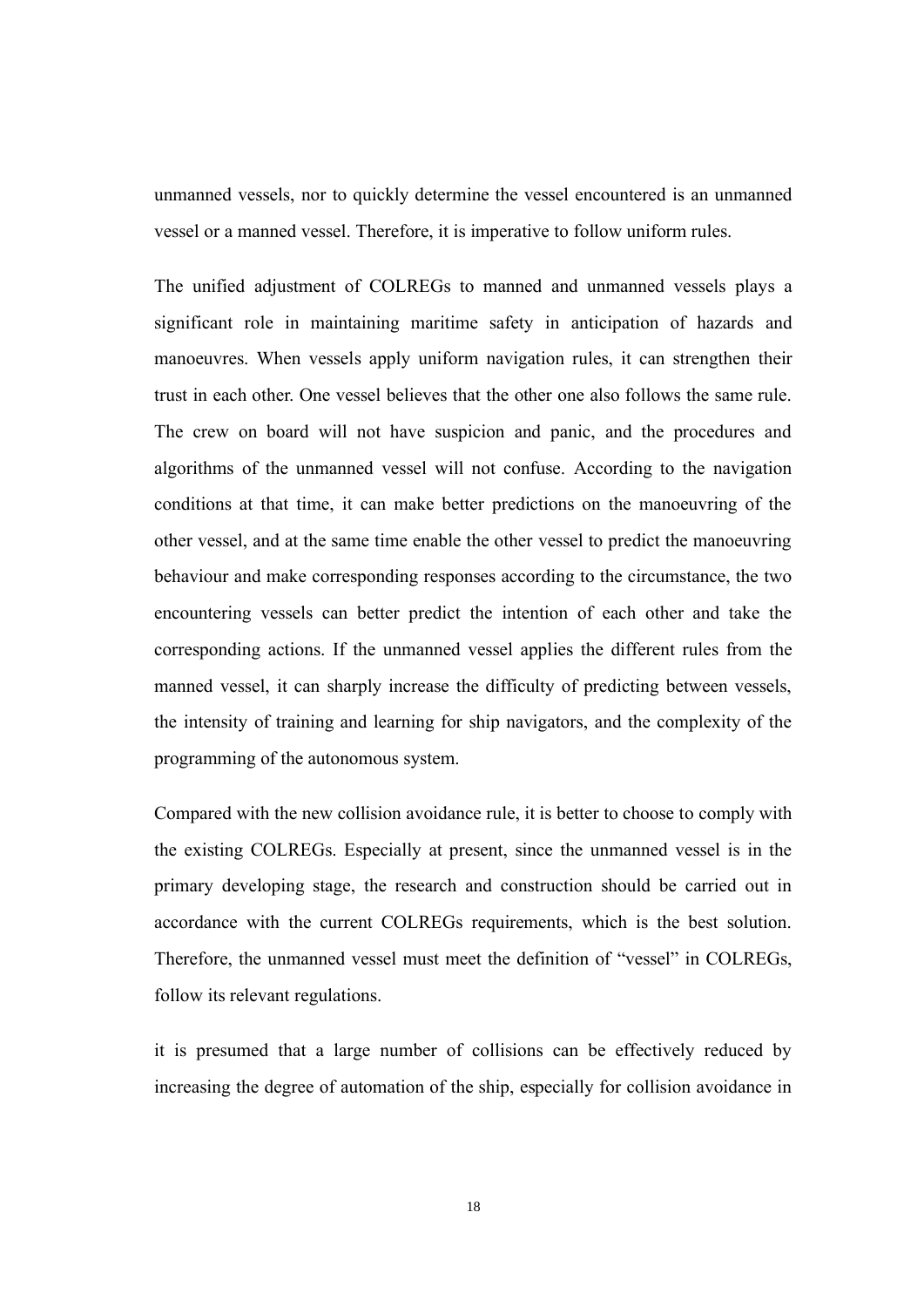unmanned vessels, nor to quickly determine the vessel encountered is an unmanned vessel or a manned vessel. Therefore, it is imperative to follow uniform rules.

The unified adjustment of COLREGs to manned and unmanned vessels plays a significant role in maintaining maritime safety in anticipation of hazards and manoeuvres. When vessels apply uniform navigation rules, it can strengthen their trust in each other. One vessel believes that the other one also follows the same rule. The crew on board will not have suspicion and panic, and the procedures and algorithms of the unmanned vessel will not confuse. According to the navigation conditions at that time, it can make better predictions on the manoeuvring of the other vessel, and at the same time enable the other vessel to predict the manoeuvring behaviour and make corresponding responses according to the circumstance, the two encountering vessels can better predict the intention of each other and take the corresponding actions. If the unmanned vessel applies the different rules from the manned vessel, it can sharply increase the difficulty of predicting between vessels, the intensity of training and learning for ship navigators, and the complexity of the programming of the autonomous system.

Compared with the new collision avoidance rule, it is better to choose to comply with the existing COLREGs. Especially at present, since the unmanned vessel is in the primary developing stage, the research and construction should be carried out in accordance with the current COLREGs requirements, which is the best solution. Therefore, the unmanned vessel must meet the definition of "vessel" in COLREGs, follow its relevant regulations.

it is presumed that a large number of collisions can be effectively reduced by increasing the degree of automation of the ship, especially for collision avoidance in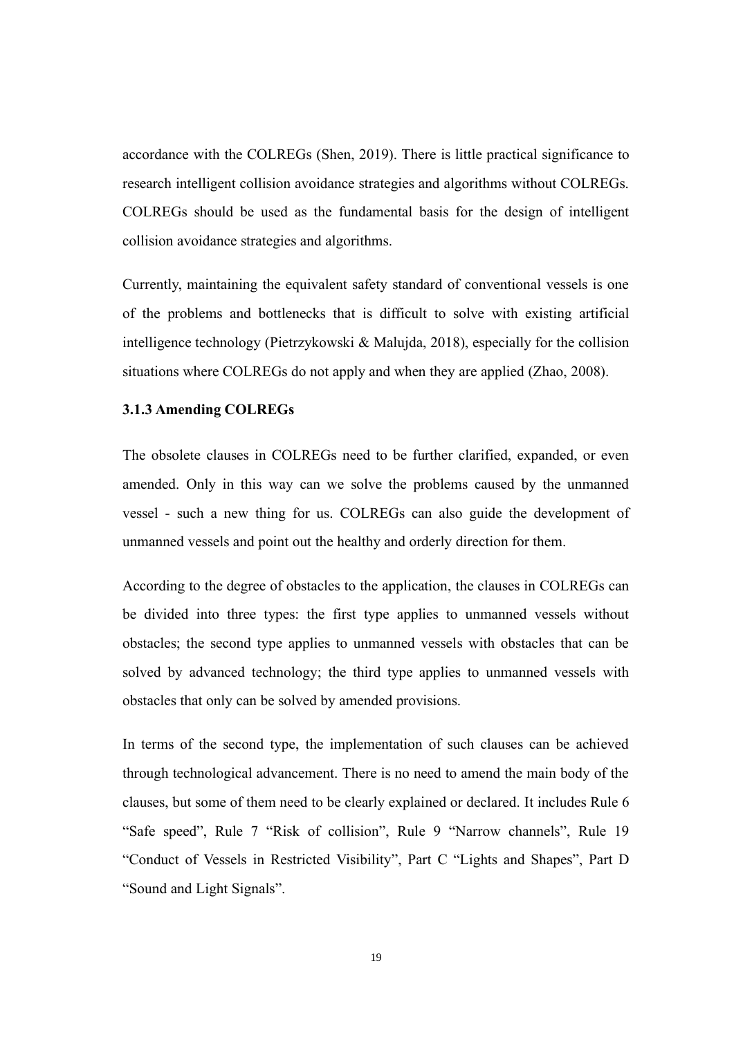accordance with the COLREGs (Shen, 2019). There is little practical significance to research intelligent collision avoidance strategies and algorithms without COLREGs. COLREGs should be used as the fundamental basis for the design of intelligent collision avoidance strategies and algorithms.

Currently, maintaining the equivalent safety standard of conventional vessels is one of the problems and bottlenecks that is difficult to solve with existing artificial intelligence technology (Pietrzykowski & Malujda, 2018), especially for the collision situations where COLREGs do not apply and when they are applied (Zhao, 2008).

### 3.1.3 Amending COLREGs

The obsolete clauses in COLREGs need to be further clarified, expanded, or even amended. Only in this way can we solve the problems caused by the unmanned vessel - such a new thing for us. COLREGs can also guide the development of unmanned vessels and point out the healthy and orderly direction for them.

According to the degree of obstacles to the application, the clauses in COLREGs can be divided into three types: the first type applies to unmanned vessels without obstacles; the second type applies to unmanned vessels with obstacles that can be solved by advanced technology; the third type applies to unmanned vessels with obstacles that only can be solved by amended provisions.

In terms of the second type, the implementation of such clauses can be achieved through technological advancement. There is no need to amend the main body of the clauses, but some of them need to be clearly explained or declared. It includes Rule 6 "Safe speed", Rule 7 "Risk of collision", Rule 9 "Narrow channels", Rule 19 "Conduct of Vessels in Restricted Visibility", Part C "Lights and Shapes", Part D "Sound and Light Signals".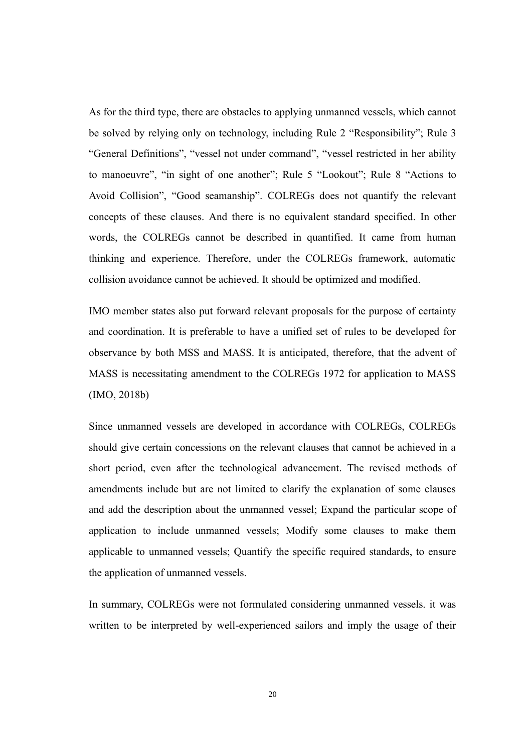As for the third type, there are obstacles to applying unmanned vessels, which cannot be solved by relying only on technology, including Rule 2 "Responsibility"; Rule 3 "General Definitions", "vessel not under command", "vessel restricted in her ability to manoeuvre", "in sight of one another"; Rule 5 "Lookout"; Rule 8 "Actions to Avoid Collision", "Good seamanship". COLREGs does not quantify the relevant concepts of these clauses. And there is no equivalent standard specified. In other words, the COLREGs cannot be described in quantified. It came from human thinking and experience. Therefore, under the COLREGs framework, automatic collision avoidance cannot be achieved. It should be optimized and modified.

IMO member states also put forward relevant proposals for the purpose of certainty and coordination. It is preferable to have a unified set of rules to be developed for observance by both MSS and MASS. It is anticipated, therefore, that the advent of MASS is necessitating amendment to the COLREGs 1972 for application to MASS (IMO, 2018b)

Since unmanned vessels are developed in accordance with COLREGs, COLREGs should give certain concessions on the relevant clauses that cannot be achieved in a short period, even after the technological advancement. The revised methods of amendments include but are not limited to clarify the explanation of some clauses and add the description about the unmanned vessel; Expand the particular scope of application to include unmanned vessels; Modify some clauses to make them applicable to unmanned vessels; Quantify the specific required standards, to ensure the application of unmanned vessels.

In summary, COLREGs were not formulated considering unmanned vessels. it was written to be interpreted by well-experienced sailors and imply the usage of their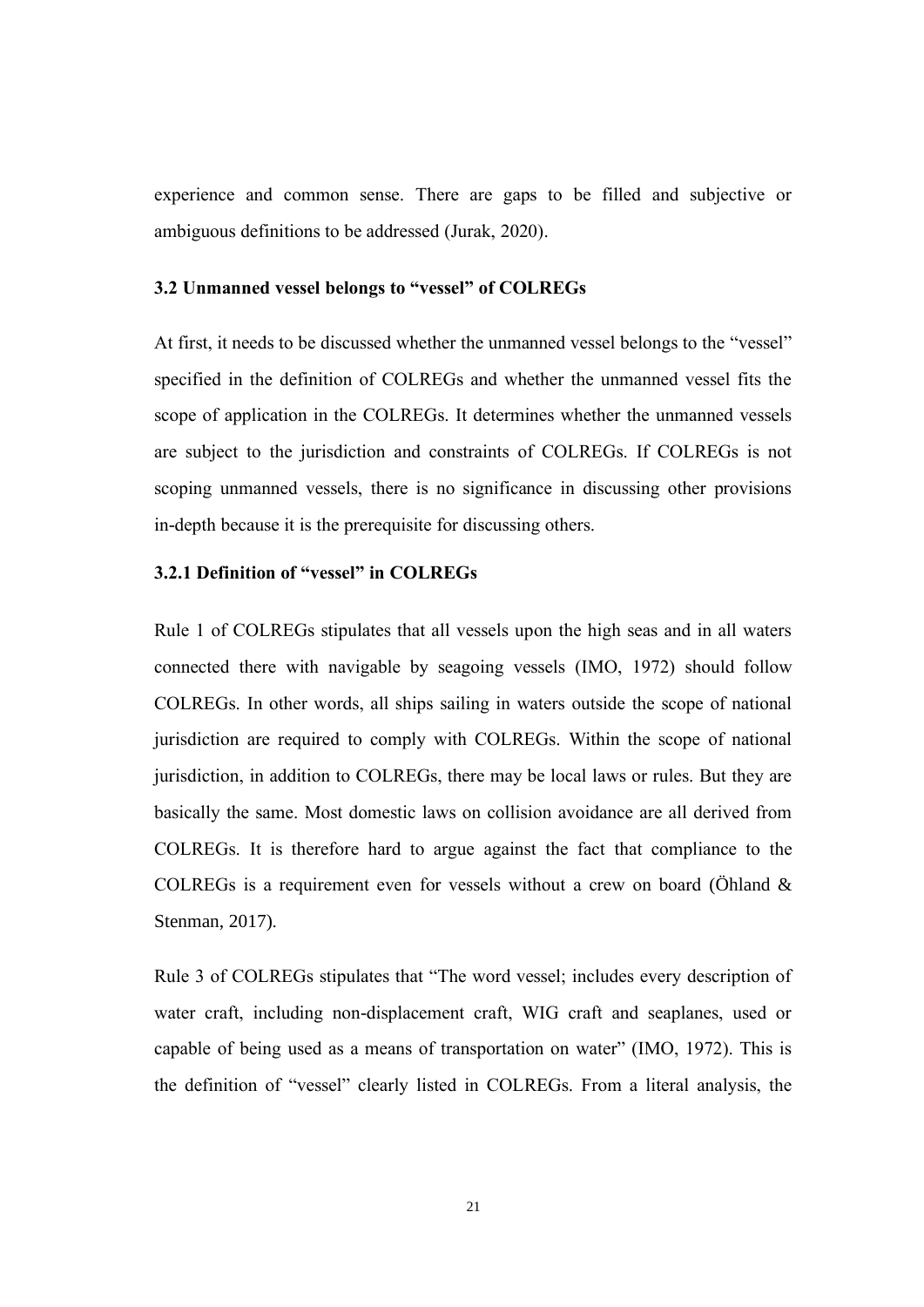experience and common sense. There are gaps to be filled and subjective or ambiguous definitions to be addressed (Jurak, 2020).

### 3.2 Unmanned vessel belongs to "vessel" of COLREGs

At first, it needs to be discussed whether the unmanned vessel belongs to the "vessel" specified in the definition of COLREGs and whether the unmanned vessel fits the scope of application in the COLREGs. It determines whether the unmanned vessels are subject to the jurisdiction and constraints of COLREGs. If COLREGs is not scoping unmanned vessels, there is no significance in discussing other provisions in-depth because it is the prerequisite for discussing others.

#### 3.2.1 Definition of "vessel" in COLREGs

Rule 1 of COLREGs stipulates that all vessels upon the high seas and in all waters connected there with navigable by seagoing vessels (IMO, 1972) should follow COLREGs. In other words, all ships sailing in waters outside the scope of national jurisdiction are required to comply with COLREGs. Within the scope of national jurisdiction, in addition to COLREGs, there may be local laws or rules. But they are basically the same. Most domestic laws on collision avoidance are all derived from COLREGs. It is therefore hard to argue against the fact that compliance to the COLREGs is a requirement even for vessels without a crew on board (Öhland & Stenman, 2017).

Rule 3 of COLREGs stipulates that "The word vessel; includes every description of water craft, including non-displacement craft, WIG craft and seaplanes, used or capable of being used as a means of transportation on water" (IMO, 1972). This is the definition of "vessel" clearly listed in COLREGs. From a literal analysis, the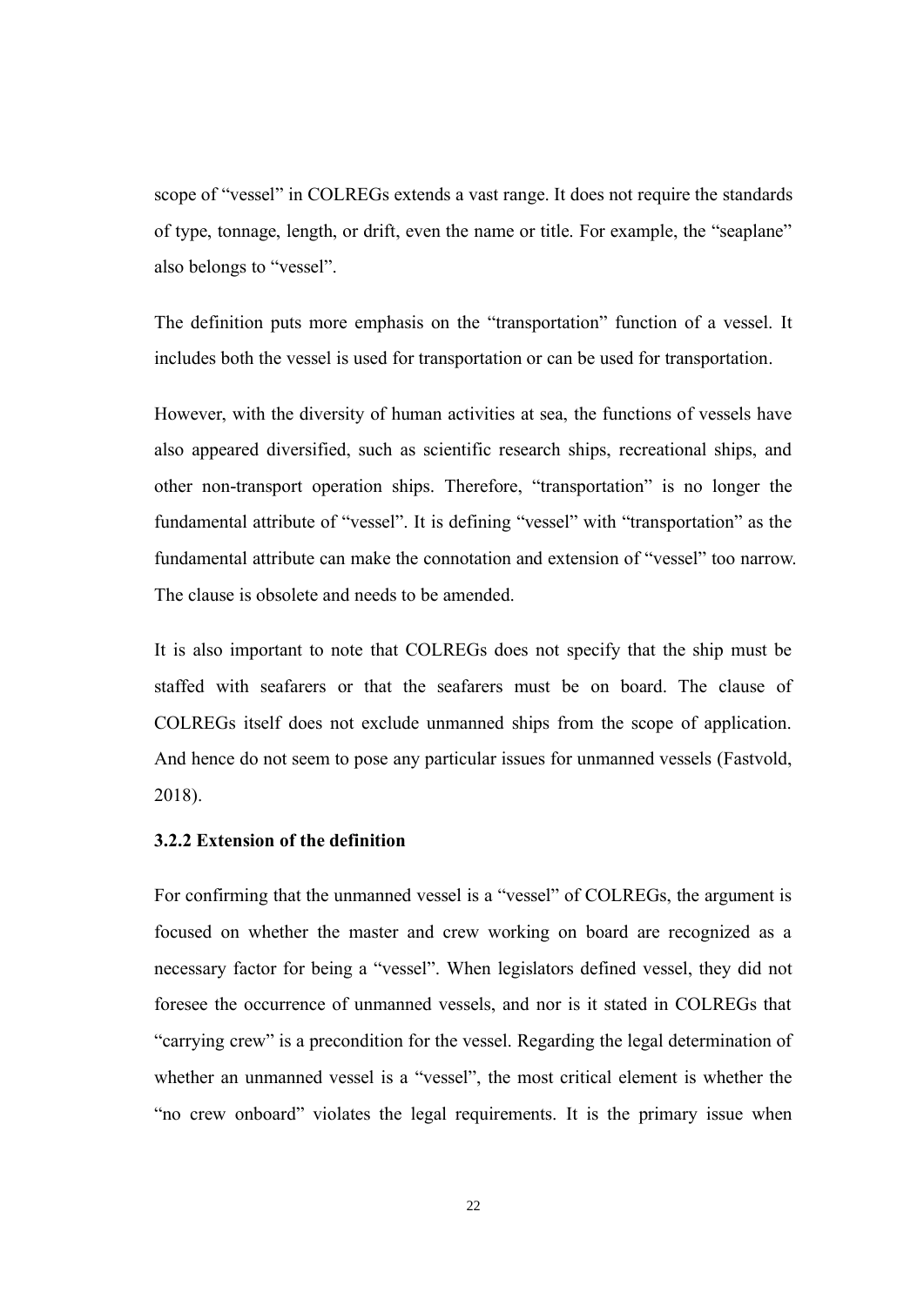scope of "vessel" in COLREGs extends a vast range. It does not require the standards of type, tonnage, length, or drift, even the name or title. For example, the "seaplane" also belongs to "vessel".

The definition puts more emphasis on the "transportation" function of a vessel. It includes both the vessel is used for transportation or can be used for transportation.

However, with the diversity of human activities at sea, the functions of vessels have also appeared diversified, such as scientific research ships, recreational ships, and other non-transport operation ships. Therefore, "transportation" is no longer the fundamental attribute of "vessel". It is defining "vessel" with "transportation" as the fundamental attribute can make the connotation and extension of "vessel" too narrow. The clause is obsolete and needs to be amended.

It is also important to note that COLREGs does not specify that the ship must be staffed with seafarers or that the seafarers must be on board. The clause of COLREGs itself does not exclude unmanned ships from the scope of application. And hence do not seem to pose any particular issues for unmanned vessels (Fastvold, 2018).

### 3.2.2 Extension of the definition

For confirming that the unmanned vessel is a "vessel" of COLREGs, the argument is focused on whether the master and crew working on board are recognized as a necessary factor for being a "vessel". When legislators defined vessel, they did not foresee the occurrence of unmanned vessels, and nor is it stated in COLREGs that "carrying crew" is a precondition for the vessel. Regarding the legal determination of whether an unmanned vessel is a "vessel", the most critical element is whether the "no crew onboard" violates the legal requirements. It is the primary issue when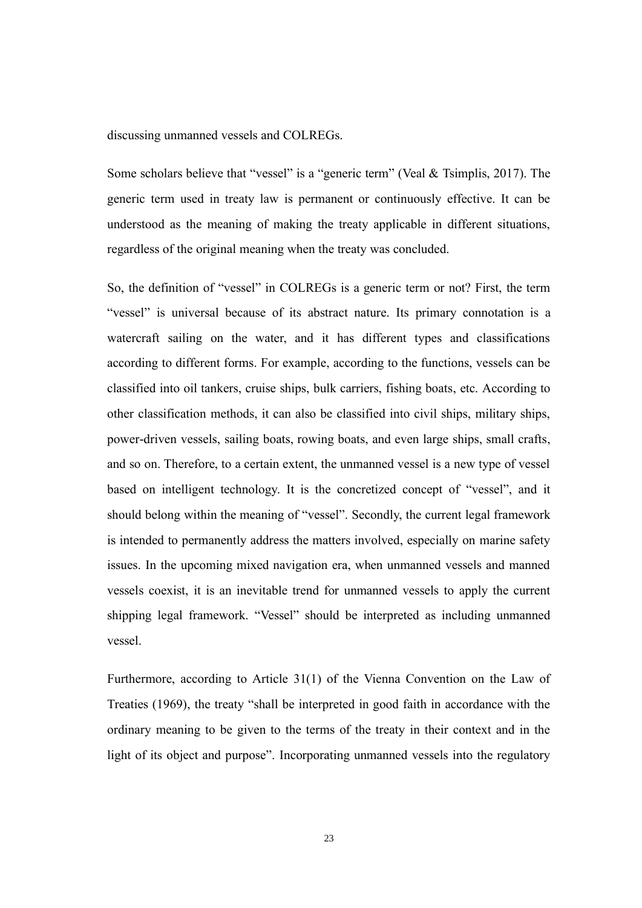discussing unmanned vessels and COLREGs.

Some scholars believe that "vessel" is a "generic term" (Veal & Tsimplis, 2017). The generic term used in treaty law is permanent or continuously effective. It can be understood as the meaning of making the treaty applicable in different situations, regardless of the original meaning when the treaty was concluded.

So, the definition of "vessel" in COLREGs is a generic term or not? First, the term "vessel" is universal because of its abstract nature. Its primary connotation is a watercraft sailing on the water, and it has different types and classifications according to different forms. For example, according to the functions, vessels can be classified into oil tankers, cruise ships, bulk carriers, fishing boats, etc. According to other classification methods, it can also be classified into civil ships, military ships, power-driven vessels, sailing boats, rowing boats, and even large ships, small crafts, and so on. Therefore, to a certain extent, the unmanned vessel is a new type of vessel based on intelligent technology. It is the concretized concept of "vessel", and it should belong within the meaning of "vessel". Secondly, the current legal framework is intended to permanently address the matters involved, especially on marine safety issues. In the upcoming mixed navigation era, when unmanned vessels and manned vessels coexist, it is an inevitable trend for unmanned vessels to apply the current shipping legal framework. "Vessel" should be interpreted as including unmanned vessel.

Furthermore, according to Article 31(1) of the Vienna Convention on the Law of Treaties (1969), the treaty "shall be interpreted in good faith in accordance with the ordinary meaning to be given to the terms of the treaty in their context and in the light of its object and purpose". Incorporating unmanned vessels into the regulatory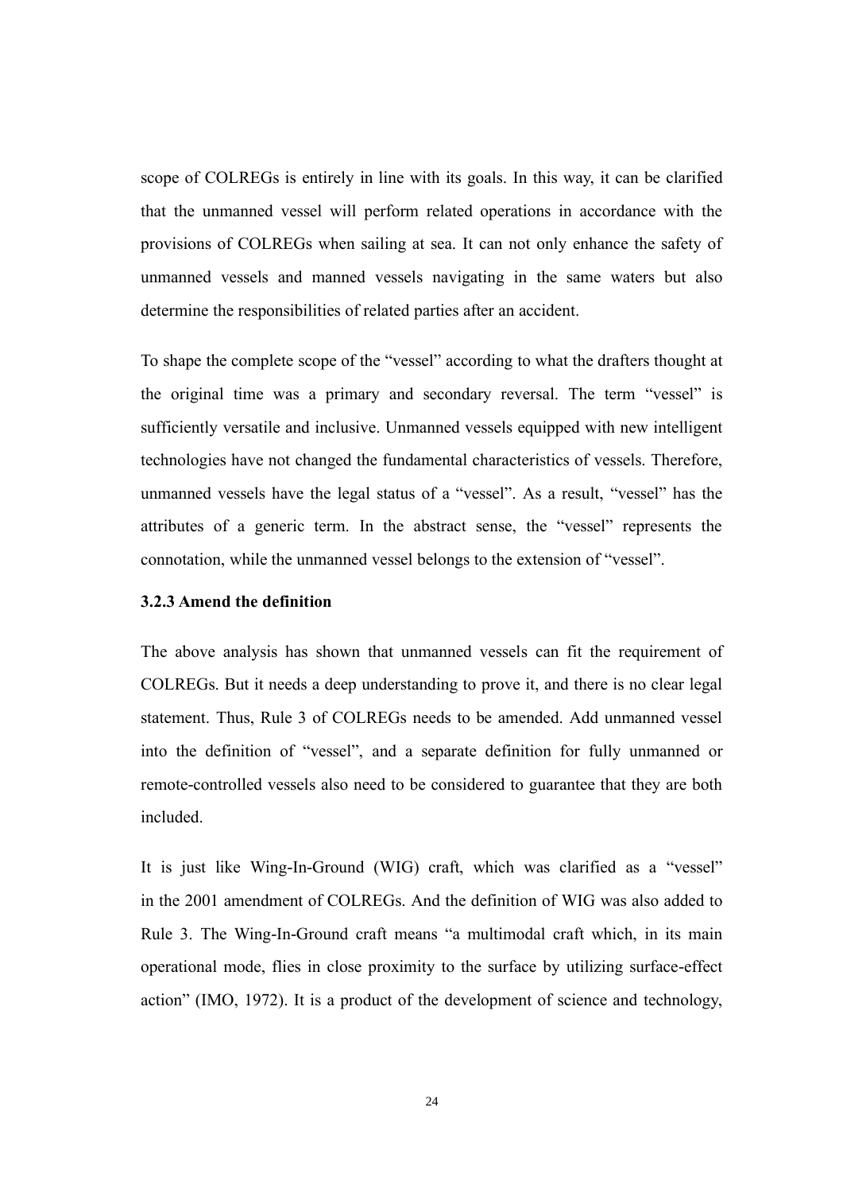scope of COLREGs is entirely in line with its goals. In this way, it can be clarified that the unmanned vessel will perform related operations in accordance with the provisions of COLREGs when sailing at sea. It can not only enhance the safety of unmanned vessels and manned vessels navigating in the same waters but also determine the responsibilities of related parties after an accident.

To shape the complete scope of the "vessel" according to what the drafters thought at the original time was a primary and secondary reversal. The term "vessel" is sufficiently versatile and inclusive. Unmanned vessels equipped with new intelligent technologies have not changed the fundamental characteristics of vessels. Therefore, unmanned vessels have the legal status of a "vessel". As a result, "vessel" has the attributes of a generic term. In the abstract sense, the "vessel" represents the connotation, while the unmanned vessel belongs to the extension of "vessel".

### 3.2.3 Amend the definition

The above analysis has shown that unmanned vessels can fit the requirement of COLREGs. But it needs a deep understanding to prove it, and there is no clear legal statement. Thus, Rule 3 of COLREGs needs to be amended. Add unmanned vessel into the definition of "vessel", and a separate definition for fully unmanned or remote-controlled vessels also need to be considered to guarantee that they are both included.

It is just like Wing-In-Ground (WIG) craft, which was clarified as a "vessel" in the 2001 amendment of COLREGs. And the definition of WIG was also added to Rule 3. The Wing-In-Ground craft means "a multimodal craft which, in its main operational mode, flies in close proximity to the surface by utilizing surface-effect action" (IMO, 1972). It is a product of the development of science and technology,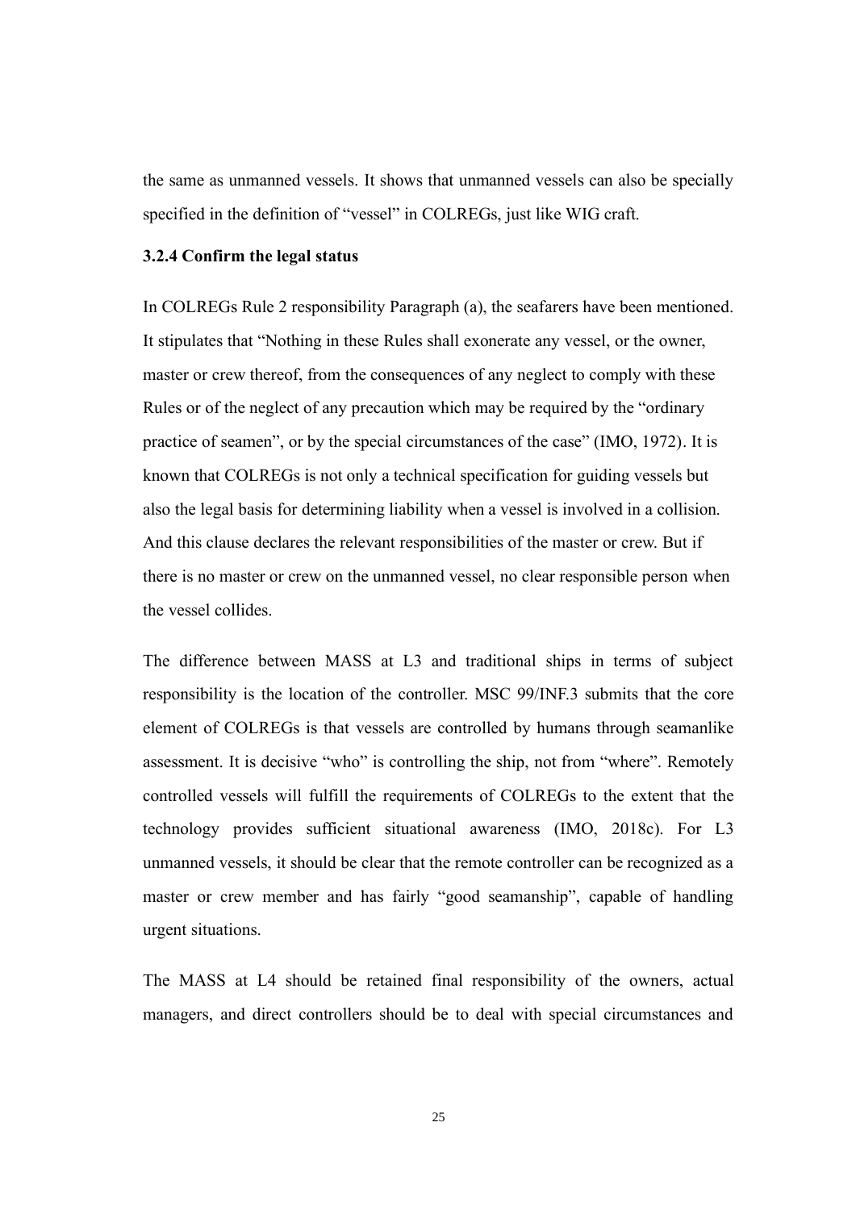the same as unmanned vessels. It shows that unmanned vessels can also be specially specified in the definition of "vessel" in COLREGs, just like WIG craft.

### 3.2.4 Confirm the legal status

In COLREGs Rule 2 responsibility Paragraph (a), the seafarers have been mentioned. It stipulates that "Nothing in these Rules shall exonerate any vessel, or the owner, master or crew thereof, from the consequences of any neglect to comply with these Rules or of the neglect of any precaution which may be required by the "ordinary practice of seamen", or by the special circumstances of the case" (IMO, 1972). It is known that COLREGs is not only a technical specification for guiding vessels but also the legal basis for determining liability when a vessel is involved in a collision. And this clause declares the relevant responsibilities of the master or crew. But if there is no master or crew on the unmanned vessel, no clear responsible person when the vessel collides.

The difference between MASS at L3 and traditional ships in terms of subject responsibility is the location of the controller. MSC 99/INF.3 submits that the core element of COLREGs is that vessels are controlled by humans through seamanlike assessment. It is decisive "who" is controlling the ship, not from "where". Remotely controlled vessels will fulfill the requirements of COLREGs to the extent that the technology provides sufficient situational awareness (IMO, 2018c). For L3 unmanned vessels, it should be clear that the remote controller can be recognized as a master or crew member and has fairly "good seamanship", capable of handling urgent situations.

The MASS at L4 should be retained final responsibility of the owners, actual managers, and direct controllers should be to deal with special circumstances and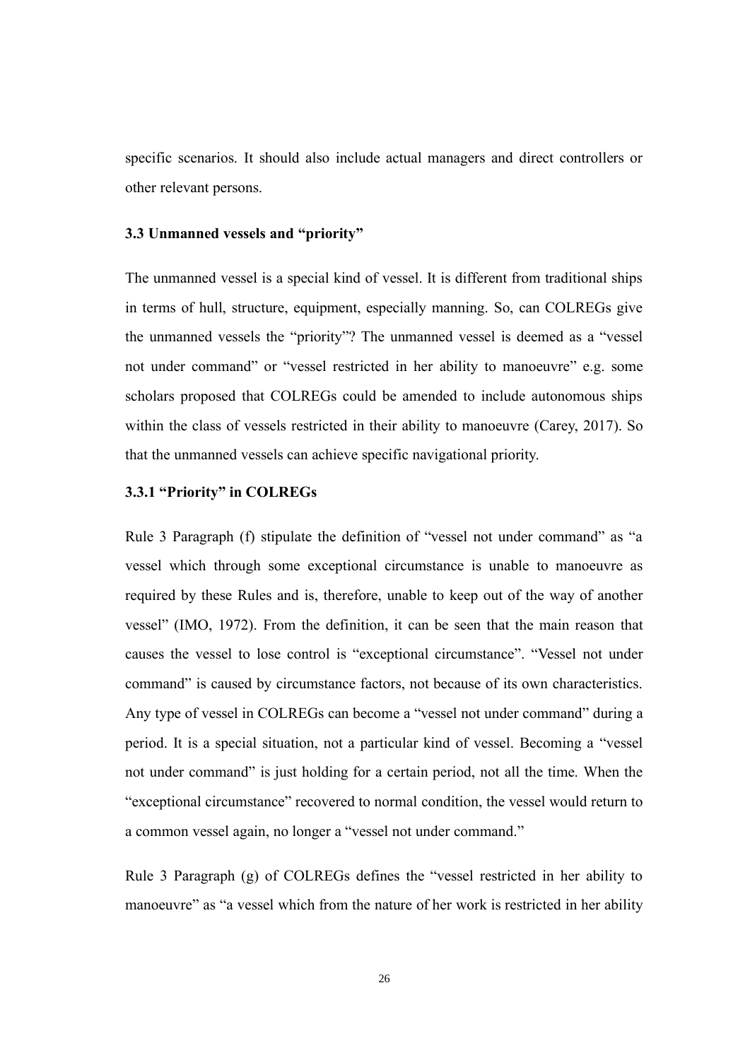specific scenarios. It should also include actual managers and direct controllers or other relevant persons.

### 3.3 Unmanned vessels and "priority"

The unmanned vessel is a special kind of vessel. It is different from traditional ships in terms of hull, structure, equipment, especially manning. So, can COLREGs give the unmanned vessels the "priority"? The unmanned vessel is deemed as a "vessel not under command" or "vessel restricted in her ability to manoeuvre" e.g. some scholars proposed that COLREGs could be amended to include autonomous ships within the class of vessels restricted in their ability to manoeuvre (Carey, 2017). So that the unmanned vessels can achieve specific navigational priority.

#### 3.3.1 "Priority" in COLREGs

Rule 3 Paragraph (f) stipulate the definition of "vessel not under command" as "a vessel which through some exceptional circumstance is unable to manoeuvre as required by these Rules and is, therefore, unable to keep out of the way of another vessel" (IMO, 1972). From the definition, it can be seen that the main reason that causes the vessel to lose control is "exceptional circumstance". "Vessel not under command" is caused by circumstance factors, not because of its own characteristics. Any type of vessel in COLREGs can become a "vessel not under command" during a period. It is a special situation, not a particular kind of vessel. Becoming a "vessel not under command" is just holding for a certain period, not all the time. When the "exceptional circumstance" recovered to normal condition, the vessel would return to a common vessel again, no longer a "vessel not under command."

Rule 3 Paragraph (g) of COLREGs defines the "vessel restricted in her ability to manoeuvre" as "a vessel which from the nature of her work is restricted in her ability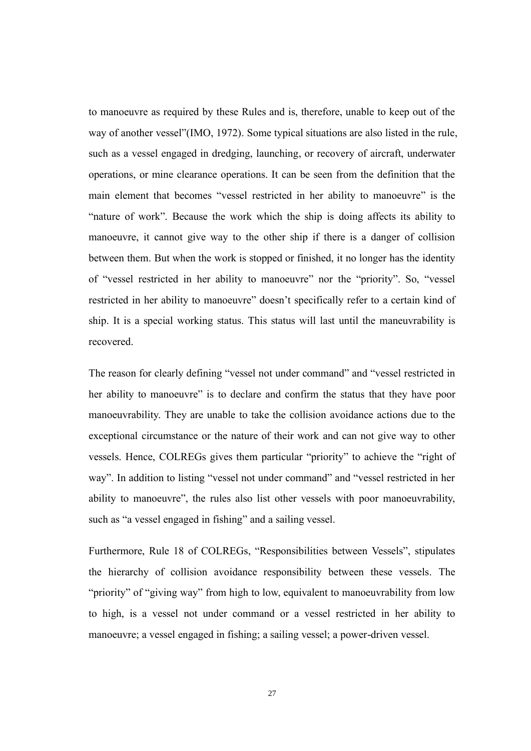to manoeuvre as required by these Rules and is, therefore, unable to keep out of the way of another vessel"(IMO, 1972). Some typical situations are also listed in the rule, such as a vessel engaged in dredging, launching, or recovery of aircraft, underwater operations, or mine clearance operations. It can be seen from the definition that the main element that becomes "vessel restricted in her ability to manoeuvre" is the "nature of work". Because the work which the ship is doing affects its ability to manoeuvre, it cannot give way to the other ship if there is a danger of collision between them. But when the work is stopped or finished, it no longer has the identity of "vessel restricted in her ability to manoeuvre" nor the "priority". So, "vessel restricted in her ability to manoeuvre" doesn't specifically refer to a certain kind of ship. It is a special working status. This status will last until the maneuvrability is recovered.

The reason for clearly defining "vessel not under command" and "vessel restricted in her ability to manoeuvre" is to declare and confirm the status that they have poor manoeuvrability. They are unable to take the collision avoidance actions due to the exceptional circumstance or the nature of their work and can not give way to other vessels. Hence, COLREGs gives them particular "priority" to achieve the "right of way". In addition to listing "vessel not under command" and "vessel restricted in her ability to manoeuvre", the rules also list other vessels with poor manoeuvrability, such as "a vessel engaged in fishing" and a sailing vessel.

Furthermore, Rule 18 of COLREGs, "Responsibilities between Vessels", stipulates the hierarchy of collision avoidance responsibility between these vessels. The "priority" of "giving way" from high to low, equivalent to manoeuvrability from low to high, is a vessel not under command or a vessel restricted in her ability to manoeuvre; a vessel engaged in fishing; a sailing vessel; a power-driven vessel.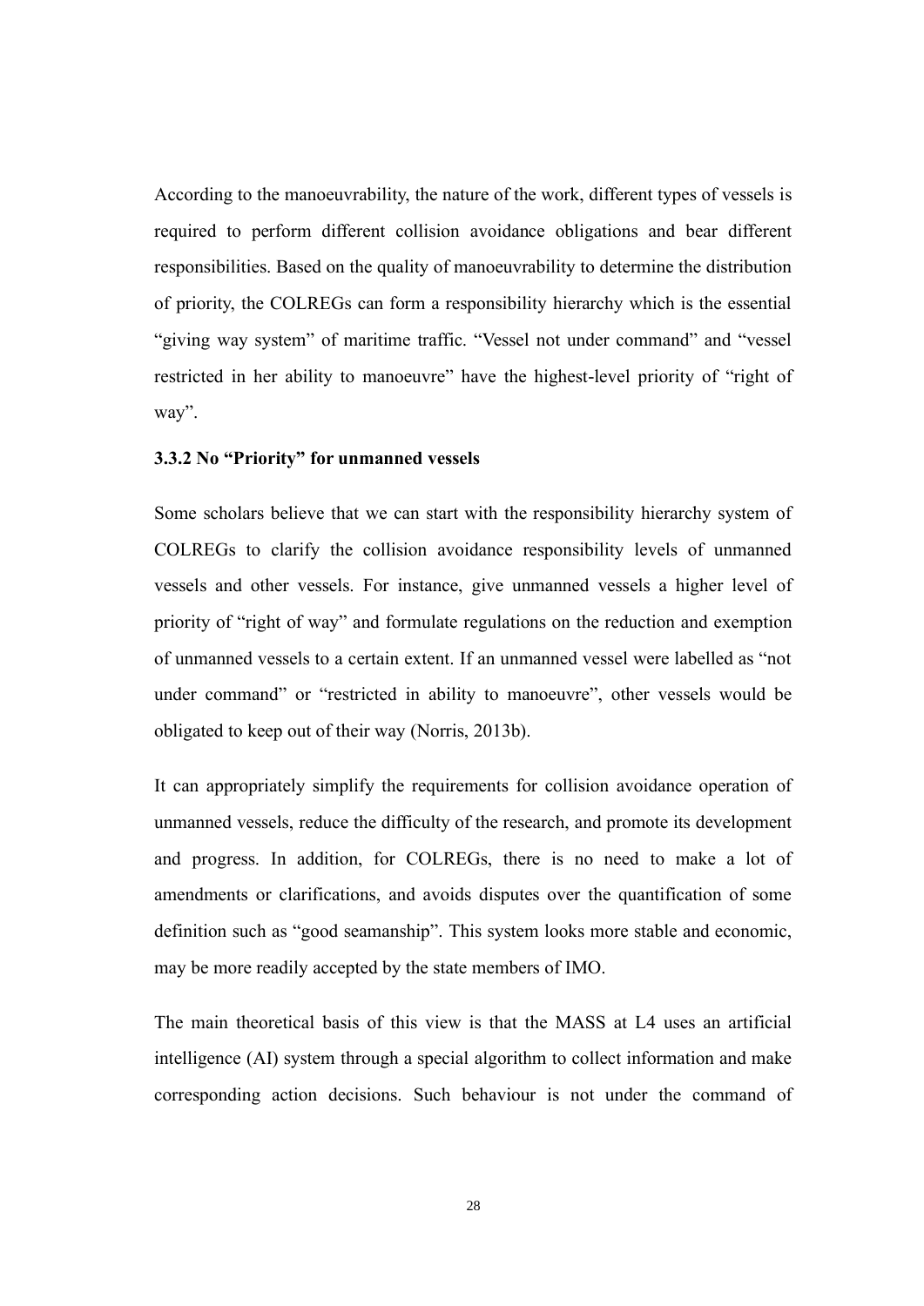According to the manoeuvrability, the nature of the work, different types of vessels is required to perform different collision avoidance obligations and bear different responsibilities. Based on the quality of manoeuvrability to determine the distribution of priority, the COLREGs can form a responsibility hierarchy which is the essential "giving way system" of maritime traffic. "Vessel not under command" and "vessel restricted in her ability to manoeuvre" have the highest-level priority of "right of way".

### 3.3.2 No "Priority" for unmanned vessels

Some scholars believe that we can start with the responsibility hierarchy system of COLREGs to clarify the collision avoidance responsibility levels of unmanned vessels and other vessels. For instance, give unmanned vessels a higher level of priority of "right of way" and formulate regulations on the reduction and exemption of unmanned vessels to a certain extent. If an unmanned vessel were labelled as "not under command" or "restricted in ability to manoeuvre", other vessels would be obligated to keep out of their way (Norris, 2013b).

It can appropriately simplify the requirements for collision avoidance operation of unmanned vessels, reduce the difficulty of the research, and promote its development and progress. In addition, for COLREGs, there is no need to make a lot of amendments or clarifications, and avoids disputes over the quantification of some definition such as "good seamanship". This system looks more stable and economic, may be more readily accepted by the state members of IMO.

The main theoretical basis of this view is that the MASS at L4 uses an artificial intelligence (AI) system through a special algorithm to collect information and make corresponding action decisions. Such behaviour is not under the command of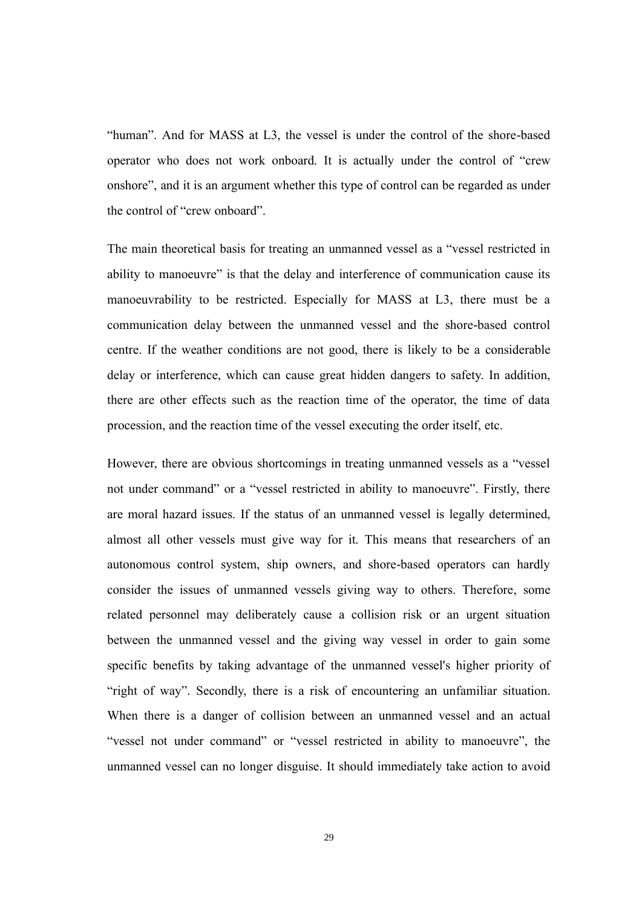"human". And for MASS at L3, the vessel is under the control of the shore-based operator who does not work onboard. It is actually under the control of "crew onshore", and it is an argument whether this type of control can be regarded as under the control of "crew onboard".

The main theoretical basis for treating an unmanned vessel as a "vessel restricted in ability to manoeuvre" is that the delay and interference of communication cause its manoeuvrability to be restricted. Especially for MASS at L3, there must be a communication delay between the unmanned vessel and the shore-based control centre. If the weather conditions are not good, there is likely to be a considerable delay or interference, which can cause great hidden dangers to safety. In addition, there are other effects such as the reaction time of the operator, the time of data procession, and the reaction time of the vessel executing the order itself, etc.

However, there are obvious shortcomings in treating unmanned vessels as a "vessel not under command" or a "vessel restricted in ability to manoeuvre". Firstly, there are moral hazard issues. If the status of an unmanned vessel is legally determined, almost all other vessels must give way for it. This means that researchers of an autonomous control system, ship owners, and shore-based operators can hardly consider the issues of unmanned vessels giving way to others. Therefore, some related personnel may deliberately cause a collision risk or an urgent situation between the unmanned vessel and the giving way vessel in order to gain some specific benefits by taking advantage of the unmanned vessel's higher priority of "right of way". Secondly, there is a risk of encountering an unfamiliar situation. When there is a danger of collision between an unmanned vessel and an actual "vessel not under command" or "vessel restricted in ability to manoeuvre", the unmanned vessel can no longer disguise. It should immediately take action to avoid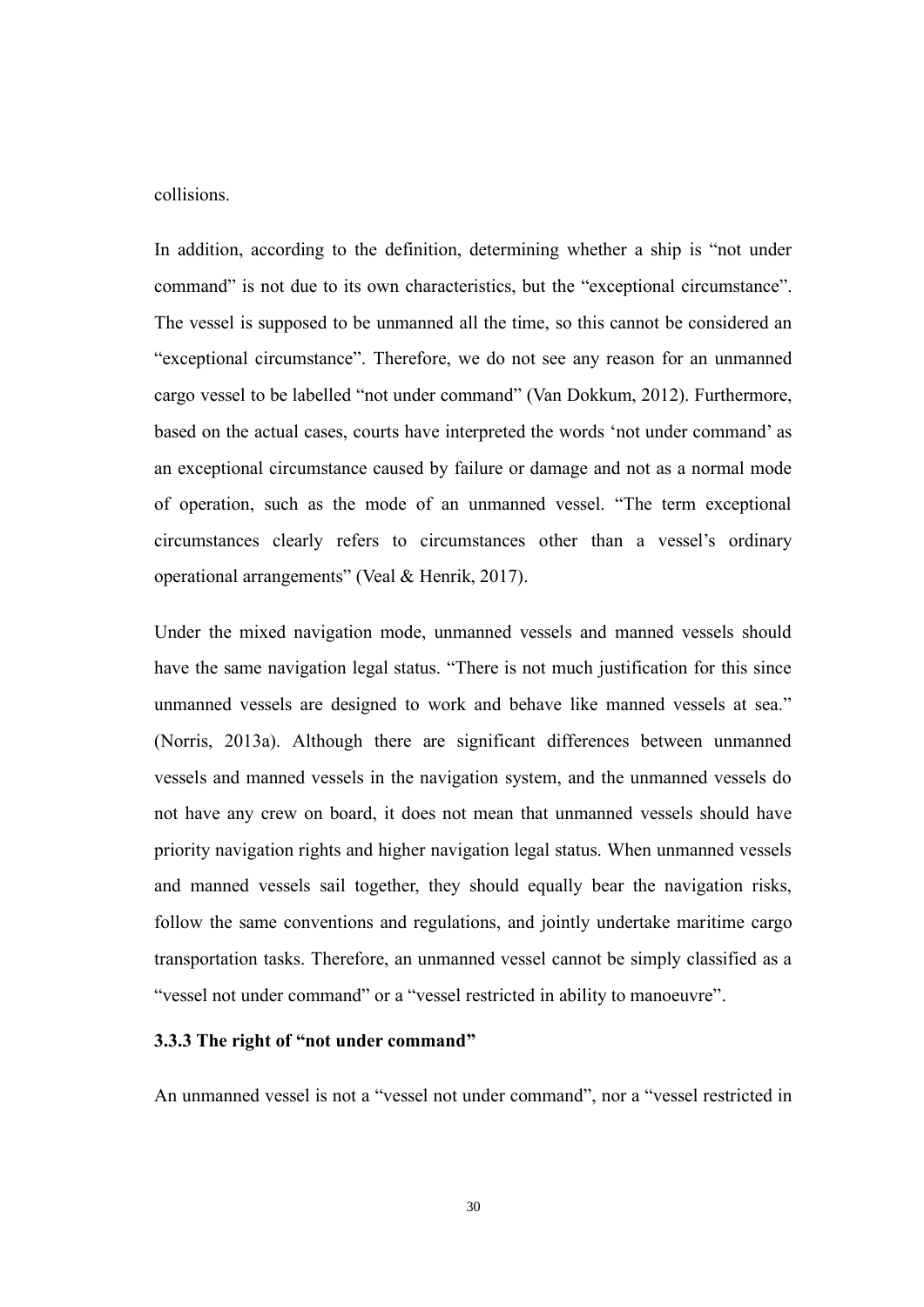collisions.

In addition, according to the definition, determining whether a ship is "not under command" is not due to its own characteristics, but the "exceptional circumstance". The vessel is supposed to be unmanned all the time, so this cannot be considered an "exceptional circumstance". Therefore, we do not see any reason for an unmanned cargo vessel to be labelled "not under command" (Van Dokkum, 2012). Furthermore, based on the actual cases, courts have interpreted the words 'not under command' as an exceptional circumstance caused by failure or damage and not as a normal mode of operation, such as the mode of an unmanned vessel. "The term exceptional circumstances clearly refers to circumstances other than a vessel's ordinary operational arrangements" (Veal & Henrik, 2017).

Under the mixed navigation mode, unmanned vessels and manned vessels should have the same navigation legal status. "There is not much justification for this since unmanned vessels are designed to work and behave like manned vessels at sea." (Norris, 2013a). Although there are significant differences between unmanned vessels and manned vessels in the navigation system, and the unmanned vessels do not have any crew on board, it does not mean that unmanned vessels should have priority navigation rights and higher navigation legal status. When unmanned vessels and manned vessels sail together, they should equally bear the navigation risks, follow the same conventions and regulations, and jointly undertake maritime cargo transportation tasks. Therefore, an unmanned vessel cannot be simply classified as a "vessel not under command" or a "vessel restricted in ability to manoeuvre".

### 3.3.3 The right of "not under command"

An unmanned vessel is not a "vessel not under command", nor a "vessel restricted in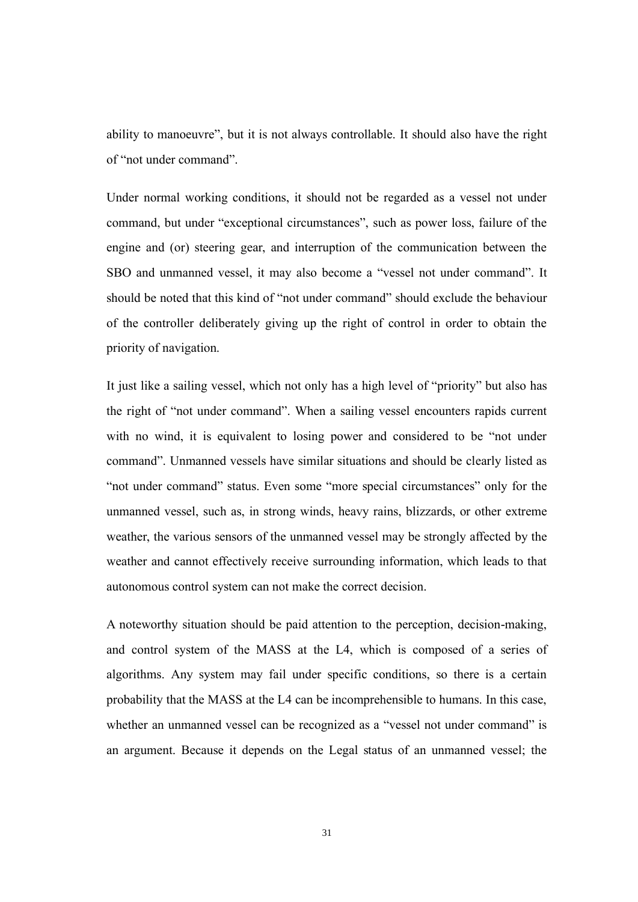ability to manoeuvre", but it is not always controllable. It should also have the right of "not under command".

Under normal working conditions, it should not be regarded as a vessel not under command, but under "exceptional circumstances", such as power loss, failure of the engine and (or) steering gear, and interruption of the communication between the SBO and unmanned vessel, it may also become a "vessel not under command". It should be noted that this kind of "not under command" should exclude the behaviour of the controller deliberately giving up the right of control in order to obtain the priority of navigation.

It just like a sailing vessel, which not only has a high level of "priority" but also has the right of "not under command". When a sailing vessel encounters rapids current with no wind, it is equivalent to losing power and considered to be "not under command". Unmanned vessels have similar situations and should be clearly listed as "not under command" status. Even some "more special circumstances" only for the unmanned vessel, such as, in strong winds, heavy rains, blizzards, or other extreme weather, the various sensors of the unmanned vessel may be strongly affected by the weather and cannot effectively receive surrounding information, which leads to that autonomous control system can not make the correct decision.

A noteworthy situation should be paid attention to the perception, decision-making, and control system of the MASS at the L4, which is composed of a series of algorithms. Any system may fail under specific conditions, so there is a certain probability that the MASS at the L4 can be incomprehensible to humans. In this case, whether an unmanned vessel can be recognized as a "vessel not under command" is an argument. Because it depends on the Legal status of an unmanned vessel; the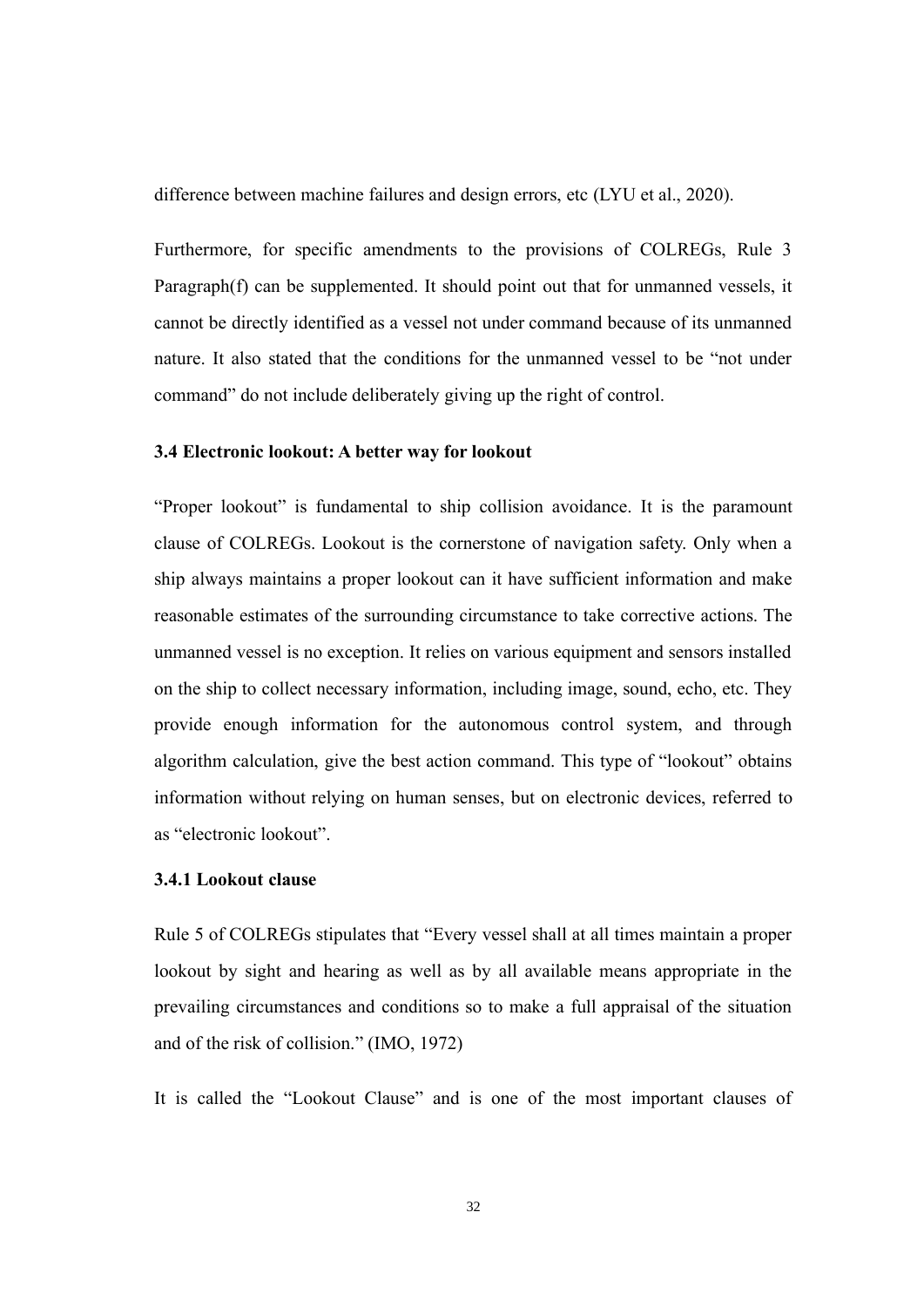difference between machine failures and design errors, etc (LYU et al., 2020).

Furthermore, for specific amendments to the provisions of COLREGs, Rule 3 Paragraph(f) can be supplemented. It should point out that for unmanned vessels, it cannot be directly identified as a vessel not under command because of its unmanned nature. It also stated that the conditions for the unmanned vessel to be "not under command" do not include deliberately giving up the right of control.

### 3.4 Electronic lookout: A better way for lookout

"Proper lookout" is fundamental to ship collision avoidance. It is the paramount clause of COLREGs. Lookout is the cornerstone of navigation safety. Only when a ship always maintains a proper lookout can it have sufficient information and make reasonable estimates of the surrounding circumstance to take corrective actions. The unmanned vessel is no exception. It relies on various equipment and sensors installed on the ship to collect necessary information, including image, sound, echo, etc. They provide enough information for the autonomous control system, and through algorithm calculation, give the best action command. This type of "lookout" obtains information without relying on human senses, but on electronic devices, referred to as "electronic lookout".

#### 3.4.1 Lookout clause

Rule 5 of COLREGs stipulates that "Every vessel shall at all times maintain a proper lookout by sight and hearing as well as by all available means appropriate in the prevailing circumstances and conditions so to make a full appraisal of the situation and of the risk of collision." (IMO, 1972)

It is called the "Lookout Clause" and is one of the most important clauses of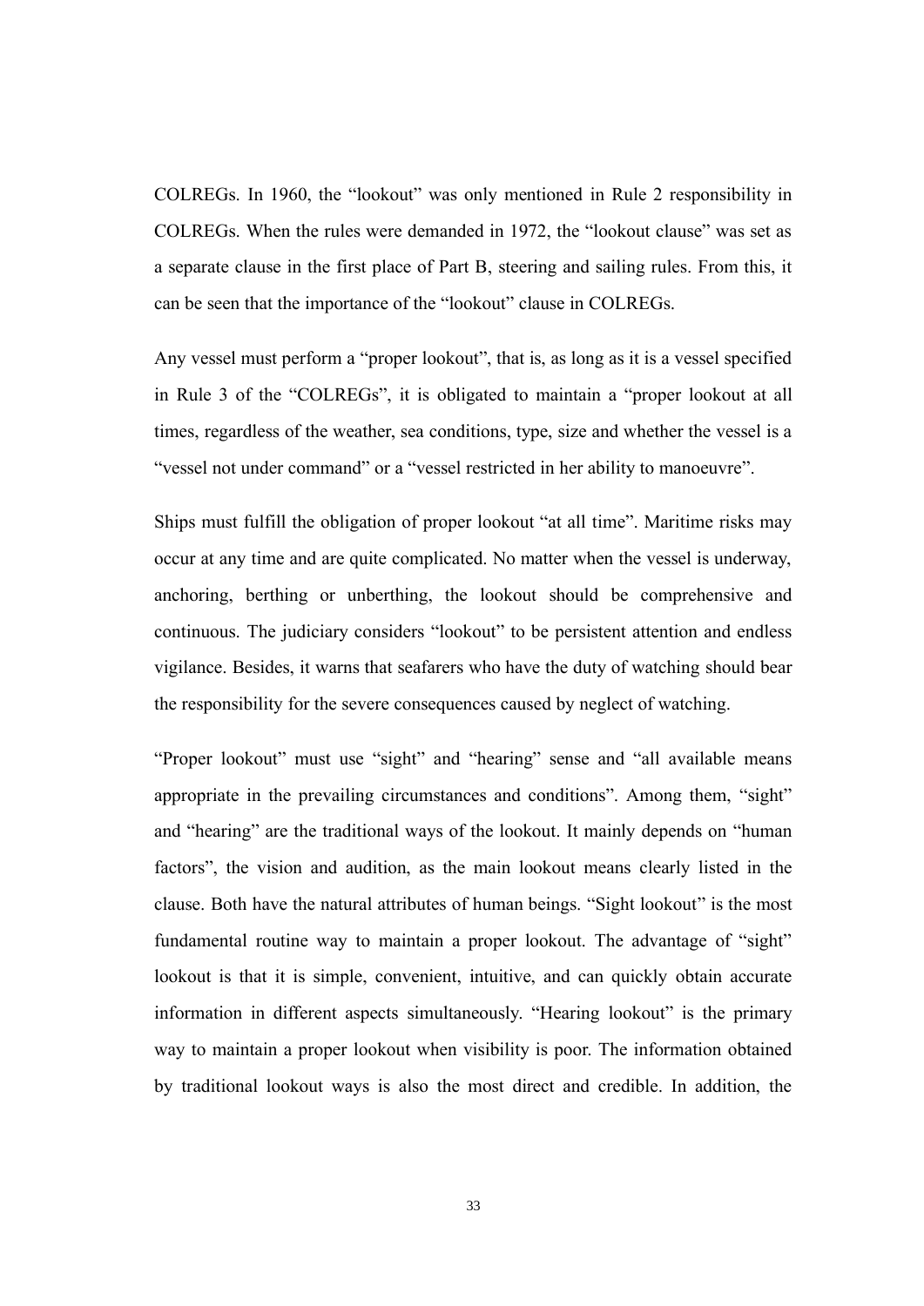COLREGs. In 1960, the "lookout" was only mentioned in Rule 2 responsibility in COLREGs. When the rules were demanded in 1972, the "lookout clause" was set as a separate clause in the first place of Part B, steering and sailing rules. From this, it can be seen that the importance of the "lookout" clause in COLREGs.

Any vessel must perform a "proper lookout", that is, as long as it is a vessel specified in Rule 3 of the "COLREGs", it is obligated to maintain a "proper lookout at all times, regardless of the weather, sea conditions, type, size and whether the vessel is a "vessel not under command" or a "vessel restricted in her ability to manoeuvre".

Ships must fulfill the obligation of proper lookout "at all time". Maritime risks may occur at any time and are quite complicated. No matter when the vessel is underway, anchoring, berthing or unberthing, the lookout should be comprehensive and continuous. The judiciary considers "lookout" to be persistent attention and endless vigilance. Besides, it warns that seafarers who have the duty of watching should bear the responsibility for the severe consequences caused by neglect of watching.

"Proper lookout" must use "sight" and "hearing" sense and "all available means appropriate in the prevailing circumstances and conditions". Among them, "sight" and "hearing" are the traditional ways of the lookout. It mainly depends on "human factors", the vision and audition, as the main lookout means clearly listed in the clause. Both have the natural attributes of human beings. "Sight lookout" is the most fundamental routine way to maintain a proper lookout. The advantage of "sight" lookout is that it is simple, convenient, intuitive, and can quickly obtain accurate information in different aspects simultaneously. "Hearing lookout" is the primary way to maintain a proper lookout when visibility is poor. The information obtained by traditional lookout ways is also the most direct and credible. In addition, the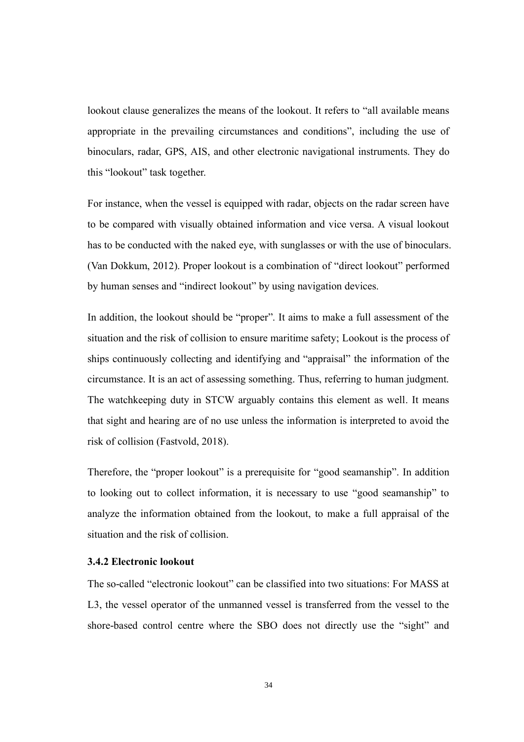lookout clause generalizes the means of the lookout. It refers to "all available means appropriate in the prevailing circumstances and conditions", including the use of binoculars, radar, GPS, AIS, and other electronic navigational instruments. They do this "lookout" task together.

For instance, when the vessel is equipped with radar, objects on the radar screen have to be compared with visually obtained information and vice versa. A visual lookout has to be conducted with the naked eye, with sunglasses or with the use of binoculars. (Van Dokkum, 2012). Proper lookout is a combination of "direct lookout" performed by human senses and "indirect lookout" by using navigation devices.

In addition, the lookout should be "proper". It aims to make a full assessment of the situation and the risk of collision to ensure maritime safety; Lookout is the process of ships continuously collecting and identifying and "appraisal" the information of the circumstance. It is an act of assessing something. Thus, referring to human judgment. The watchkeeping duty in STCW arguably contains this element as well. It means that sight and hearing are of no use unless the information is interpreted to avoid the risk of collision (Fastvold, 2018).

Therefore, the "proper lookout" is a prerequisite for "good seamanship". In addition to looking out to collect information, it is necessary to use "good seamanship" to analyze the information obtained from the lookout, to make a full appraisal of the situation and the risk of collision.

### 3.4.2 Electronic lookout

The so-called "electronic lookout" can be classified into two situations: For MASS at L3, the vessel operator of the unmanned vessel is transferred from the vessel to the shore-based control centre where the SBO does not directly use the "sight" and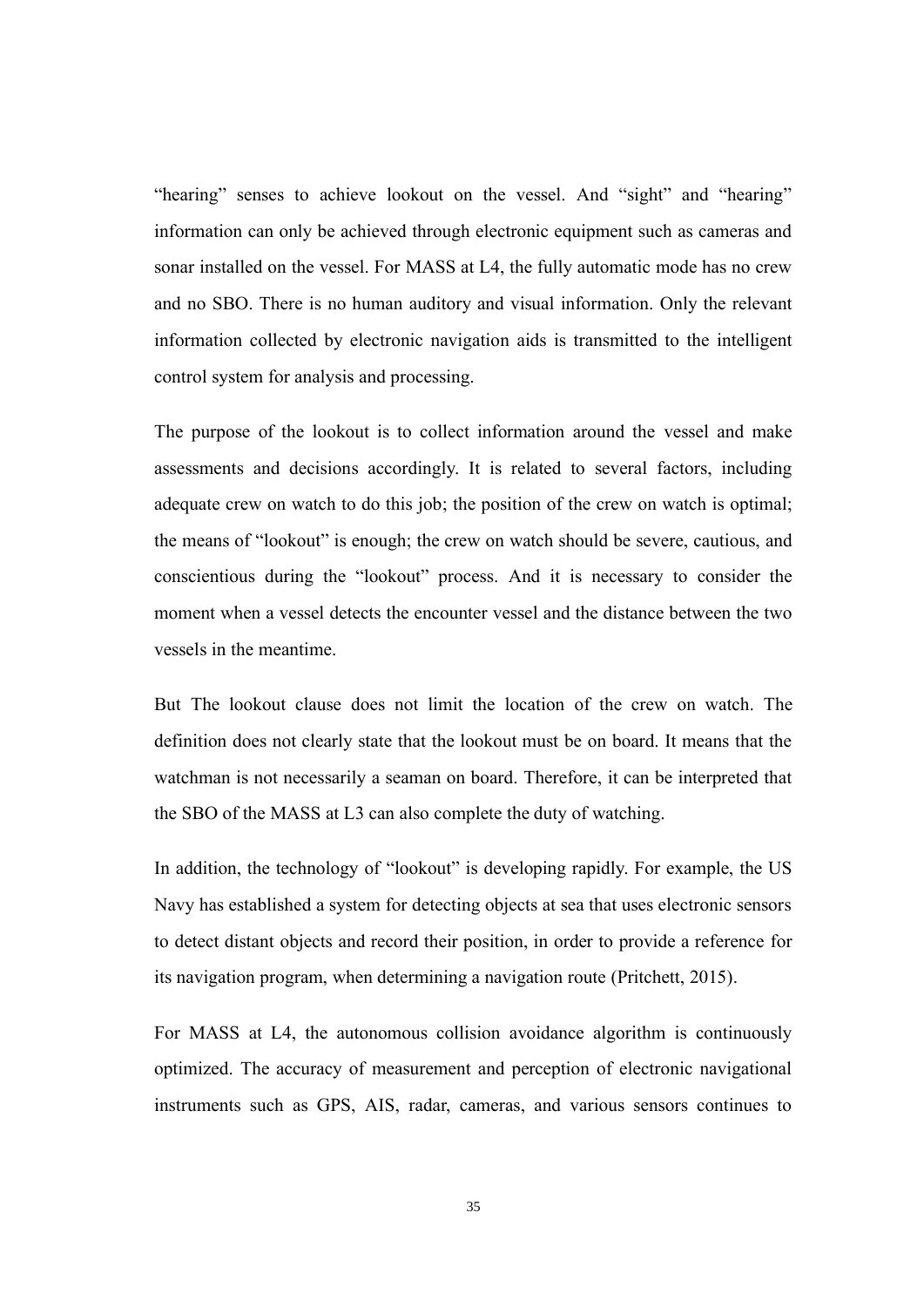“hearing” senses to achieve lookout on the vessel. And “sight” and “hearing” information can only be achieved through electronic equipment such as cameras and sonar installed on the vessel. For MASS at L4, the fully automatic mode has no crew and no SBO. There is no human auditory and visual information. Only the relevant information collected by electronic navigation aids is transmitted to the intelligent control system for analysis and processing.

The purpose of the lookout is to collect information around the vessel and make assessments and decisions accordingly. It is related to several factors, including adequate crew on watch to do this job; the position of the crew on watch is optimal; the means of “lookout” is enough; the crew on watch should be severe, cautious, and conscientious during the “lookout” process. And it is necessary to consider the moment when a vessel detects the encounter vessel and the distance between the two vessels in the meantime.

But The lookout clause does not limit the location of the crew on watch. The definition does not clearly state that the lookout must be on board. It means that the watchman is not necessarily a seaman on board. Therefore, it can be interpreted that the SBO of the MASS at L3 can also complete the duty of watching.

In addition, the technology of “lookout” is developing rapidly. For example, the US Navy has established a system for detecting objects at sea that uses electronic sensors to detect distant objects and record their position, in order to provide a reference for its navigation program, when determining a navigation route (Pritchett, 2015).

For MASS at L4, the autonomous collision avoidance algorithm is continuously optimized. The accuracy of measurement and perception of electronic navigational instruments such as GPS, AIS, radar, cameras, and various sensors continues to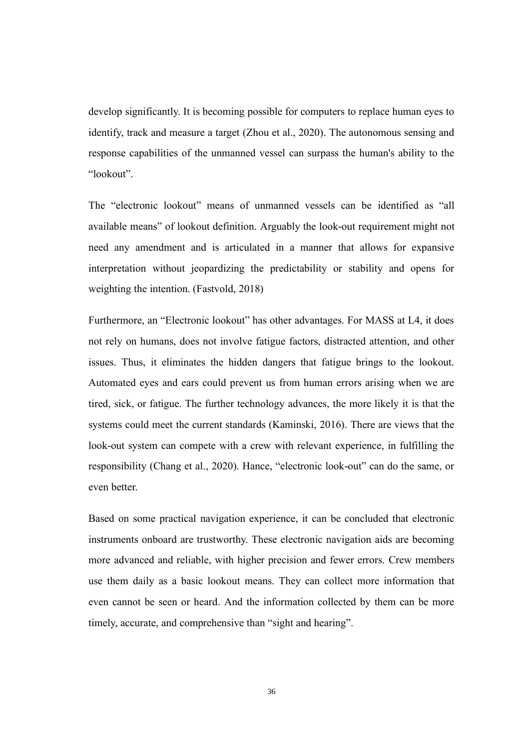develop significantly. It is becoming possible for computers to replace human eyes to identify, track and measure a target (Zhou et al., 2020). The autonomous sensing and response capabilities of the unmanned vessel can surpass the human's ability to the "lookout".

The "electronic lookout" means of unmanned vessels can be identified as "all available means" of lookout definition. Arguably the look-out requirement might not need any amendment and is articulated in a manner that allows for expansive interpretation without jeopardizing the predictability or stability and opens for weighting the intention. (Fastvold, 2018)

Furthermore, an "Electronic lookout" has other advantages. For MASS at L4, it does not rely on humans, does not involve fatigue factors, distracted attention, and other issues. Thus, it eliminates the hidden dangers that fatigue brings to the lookout. Automated eyes and ears could prevent us from human errors arising when we are tired, sick, or fatigue. The further technology advances, the more likely it is that the systems could meet the current standards (Kaminski, 2016). There are views that the look-out system can compete with a crew with relevant experience, in fulfilling the responsibility (Chang et al., 2020). Hance, "electronic look-out" can do the same, or even better.

Based on some practical navigation experience, it can be concluded that electronic instruments onboard are trustworthy. These electronic navigation aids are becoming more advanced and reliable, with higher precision and fewer errors. Crew members use them daily as a basic lookout means. They can collect more information that even cannot be seen or heard. And the information collected by them can be more timely, accurate, and comprehensive than "sight and hearing".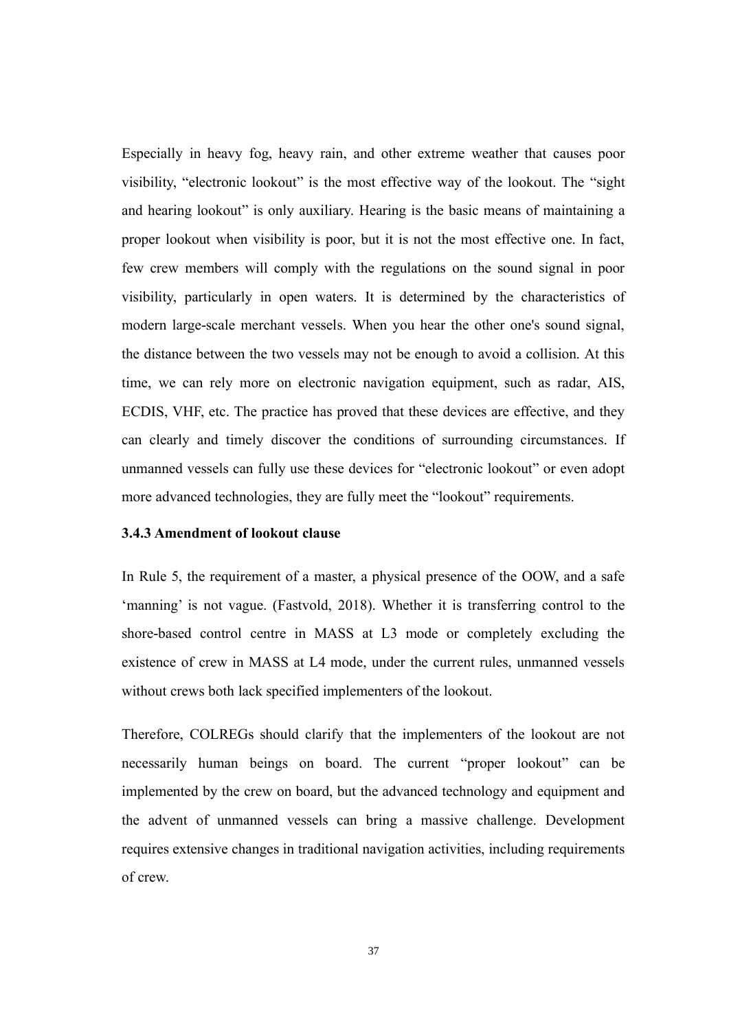Especially in heavy fog, heavy rain, and other extreme weather that causes poor visibility, "electronic lookout" is the most effective way of the lookout. The "sight and hearing lookout" is only auxiliary. Hearing is the basic means of maintaining a proper lookout when visibility is poor, but it is not the most effective one. In fact, few crew members will comply with the regulations on the sound signal in poor visibility, particularly in open waters. It is determined by the characteristics of modern large-scale merchant vessels. When you hear the other one's sound signal, the distance between the two vessels may not be enough to avoid a collision. At this time, we can rely more on electronic navigation equipment, such as radar, AIS, ECDIS, VHF, etc. The practice has proved that these devices are effective, and they can clearly and timely discover the conditions of surrounding circumstances. If unmanned vessels can fully use these devices for "electronic lookout" or even adopt more advanced technologies, they are fully meet the "lookout" requirements.

### 3.4.3 Amendment of lookout clause

In Rule 5, the requirement of a master, a physical presence of the OOW, and a safe 'manning' is not vague. (Fastvold, 2018). Whether it is transferring control to the shore-based control centre in MASS at L3 mode or completely excluding the existence of crew in MASS at L4 mode, under the current rules, unmanned vessels without crews both lack specified implementers of the lookout.

Therefore, COLREGs should clarify that the implementers of the lookout are not necessarily human beings on board. The current "proper lookout" can be implemented by the crew on board, but the advanced technology and equipment and the advent of unmanned vessels can bring a massive challenge. Development requires extensive changes in traditional navigation activities, including requirements of crew.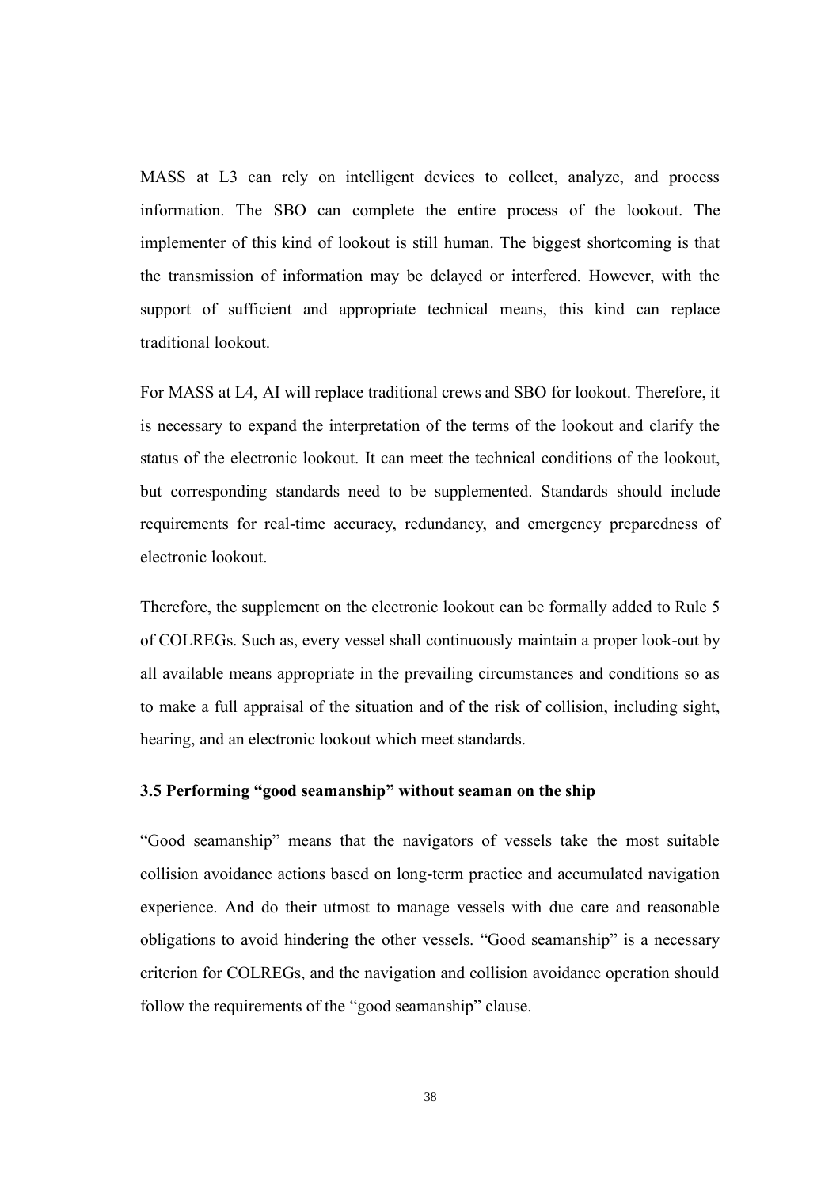MASS at L3 can rely on intelligent devices to collect, analyze, and process information. The SBO can complete the entire process of the lookout. The implementer of this kind of lookout is still human. The biggest shortcoming is that the transmission of information may be delayed or interfered. However, with the support of sufficient and appropriate technical means, this kind can replace traditional lookout.

For MASS at L4, AI will replace traditional crews and SBO for lookout. Therefore, it is necessary to expand the interpretation of the terms of the lookout and clarify the status of the electronic lookout. It can meet the technical conditions of the lookout, but corresponding standards need to be supplemented. Standards should include requirements for real-time accuracy, redundancy, and emergency preparedness of electronic lookout.

Therefore, the supplement on the electronic lookout can be formally added to Rule 5 of COLREGs. Such as, every vessel shall continuously maintain a proper look-out by all available means appropriate in the prevailing circumstances and conditions so as to make a full appraisal of the situation and of the risk of collision, including sight, hearing, and an electronic lookout which meet standards.

### 3.5 Performing "good seamanship" without seaman on the ship

"Good seamanship" means that the navigators of vessels take the most suitable collision avoidance actions based on long-term practice and accumulated navigation experience. And do their utmost to manage vessels with due care and reasonable obligations to avoid hindering the other vessels. "Good seamanship" is a necessary criterion for COLREGs, and the navigation and collision avoidance operation should follow the requirements of the "good seamanship" clause.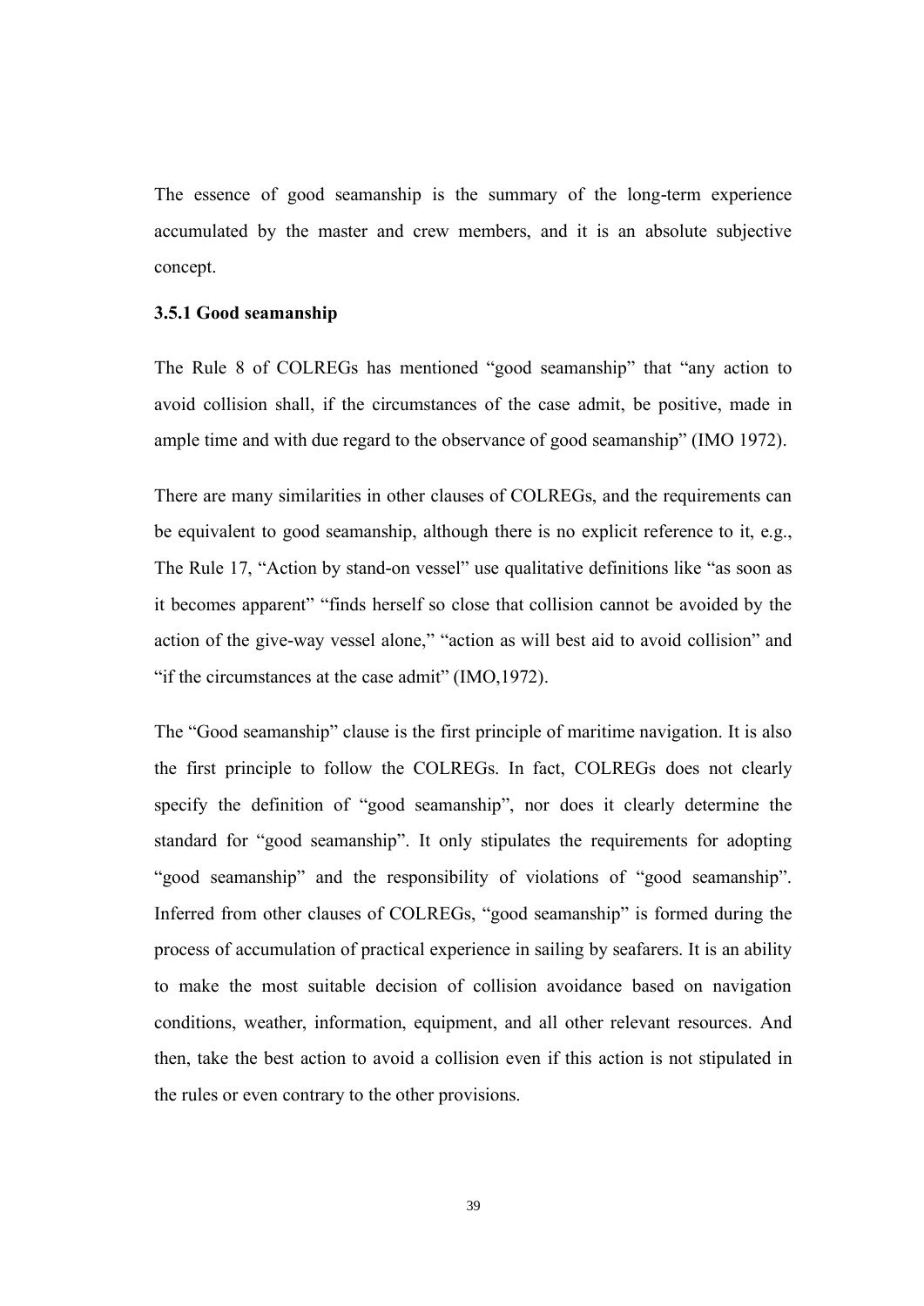The essence of good seamanship is the summary of the long-term experience accumulated by the master and crew members, and it is an absolute subjective concept.

### 3.5.1 Good seamanship

The Rule 8 of COLREGs has mentioned "good seamanship" that "any action to avoid collision shall, if the circumstances of the case admit, be positive, made in ample time and with due regard to the observance of good seamanship" (IMO 1972).

There are many similarities in other clauses of COLREGs, and the requirements can be equivalent to good seamanship, although there is no explicit reference to it, e.g., The Rule 17, "Action by stand-on vessel" use qualitative definitions like "as soon as it becomes apparent" "finds herself so close that collision cannot be avoided by the action of the give-way vessel alone," "action as will best aid to avoid collision" and "if the circumstances at the case admit" (IMO,1972).

The "Good seamanship" clause is the first principle of maritime navigation. It is also the first principle to follow the COLREGs. In fact, COLREGs does not clearly specify the definition of "good seamanship", nor does it clearly determine the standard for "good seamanship". It only stipulates the requirements for adopting "good seamanship" and the responsibility of violations of "good seamanship". Inferred from other clauses of COLREGs, "good seamanship" is formed during the process of accumulation of practical experience in sailing by seafarers. It is an ability to make the most suitable decision of collision avoidance based on navigation conditions, weather, information, equipment, and all other relevant resources. And then, take the best action to avoid a collision even if this action is not stipulated in the rules or even contrary to the other provisions.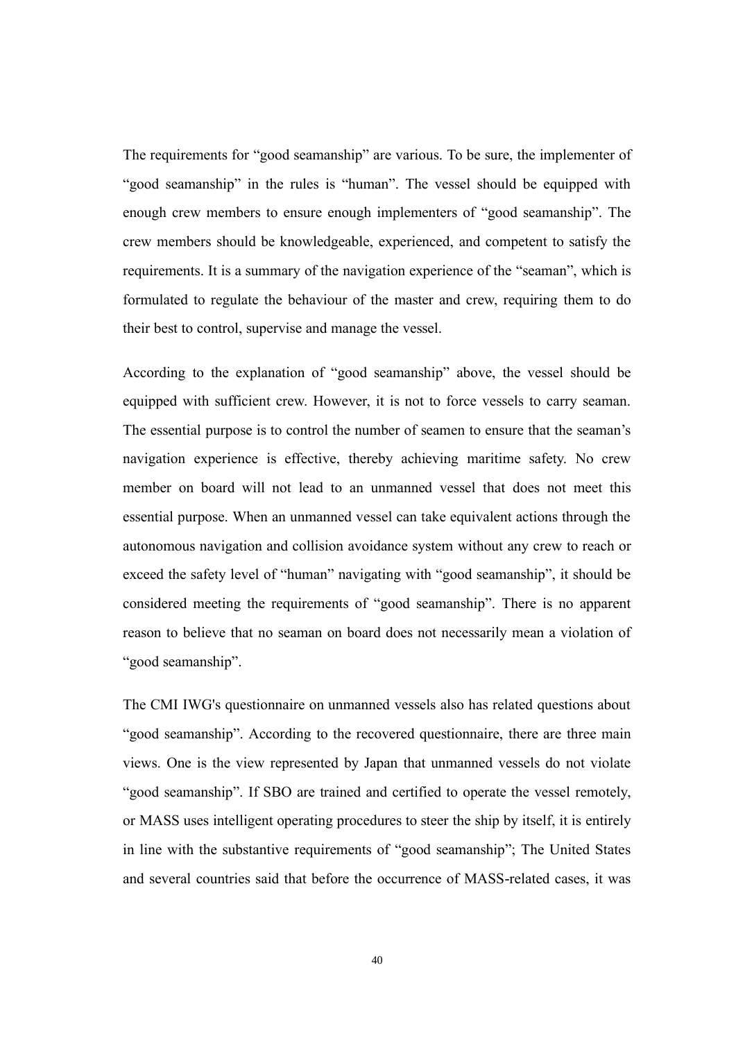The requirements for "good seamanship" are various. To be sure, the implementer of "good seamanship" in the rules is "human". The vessel should be equipped with enough crew members to ensure enough implementers of "good seamanship". The crew members should be knowledgeable, experienced, and competent to satisfy the requirements. It is a summary of the navigation experience of the "seaman", which is formulated to regulate the behaviour of the master and crew, requiring them to do their best to control, supervise and manage the vessel.

According to the explanation of "good seamanship" above, the vessel should be equipped with sufficient crew. However, it is not to force vessels to carry seaman. The essential purpose is to control the number of seamen to ensure that the seaman's navigation experience is effective, thereby achieving maritime safety. No crew member on board will not lead to an unmanned vessel that does not meet this essential purpose. When an unmanned vessel can take equivalent actions through the autonomous navigation and collision avoidance system without any crew to reach or exceed the safety level of "human" navigating with "good seamanship", it should be considered meeting the requirements of "good seamanship". There is no apparent reason to believe that no seaman on board does not necessarily mean a violation of "good seamanship".

The CMI IWG's questionnaire on unmanned vessels also has related questions about "good seamanship". According to the recovered questionnaire, there are three main views. One is the view represented by Japan that unmanned vessels do not violate "good seamanship". If SBO are trained and certified to operate the vessel remotely, or MASS uses intelligent operating procedures to steer the ship by itself, it is entirely in line with the substantive requirements of "good seamanship"; The United States and several countries said that before the occurrence of MASS-related cases, it was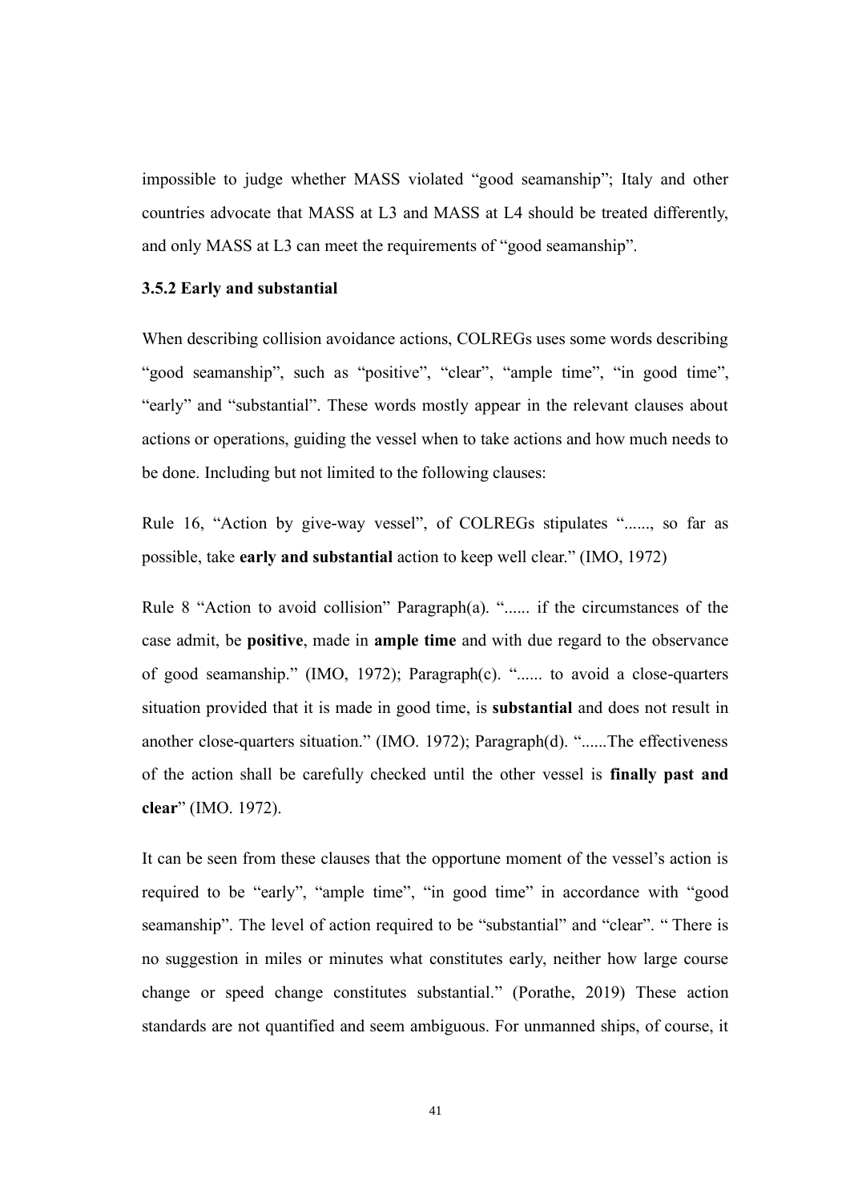impossible to judge whether MASS violated "good seamanship"; Italy and other countries advocate that MASS at L3 and MASS at L4 should be treated differently, and only MASS at L3 can meet the requirements of "good seamanship".

### 3.5.2 Early and substantial

When describing collision avoidance actions, COLREGs uses some words describing "good seamanship", such as "positive", "clear", "ample time", "in good time", "early" and "substantial". These words mostly appear in the relevant clauses about actions or operations, guiding the vessel when to take actions and how much needs to be done. Including but not limited to the following clauses:

Rule 16, "Action by give-way vessel", of COLREGs stipulates "......, so far as possible, take **early and substantial** action to keep well clear." (IMO, 1972)

Rule 8 "Action to avoid collision" Paragraph(a). "...... if the circumstances of the case admit, be **positive**, made in **ample time** and with due regard to the observance of good seamanship." (IMO, 1972); Paragraph(c). "...... to avoid a close-quarters situation provided that it is made in good time, is **substantial** and does not result in another close-quarters situation." (IMO. 1972); Paragraph(d). "......The effectiveness of the action shall be carefully checked until the other vessel is **finally past and clear**" (IMO. 1972).

It can be seen from these clauses that the opportune moment of the vessel's action is required to be "early", "ample time", "in good time" in accordance with "good seamanship". The level of action required to be "substantial" and "clear". " There is no suggestion in miles or minutes what constitutes early, neither how large course change or speed change constitutes substantial." (Porathe, 2019) These action standards are not quantified and seem ambiguous. For unmanned ships, of course, it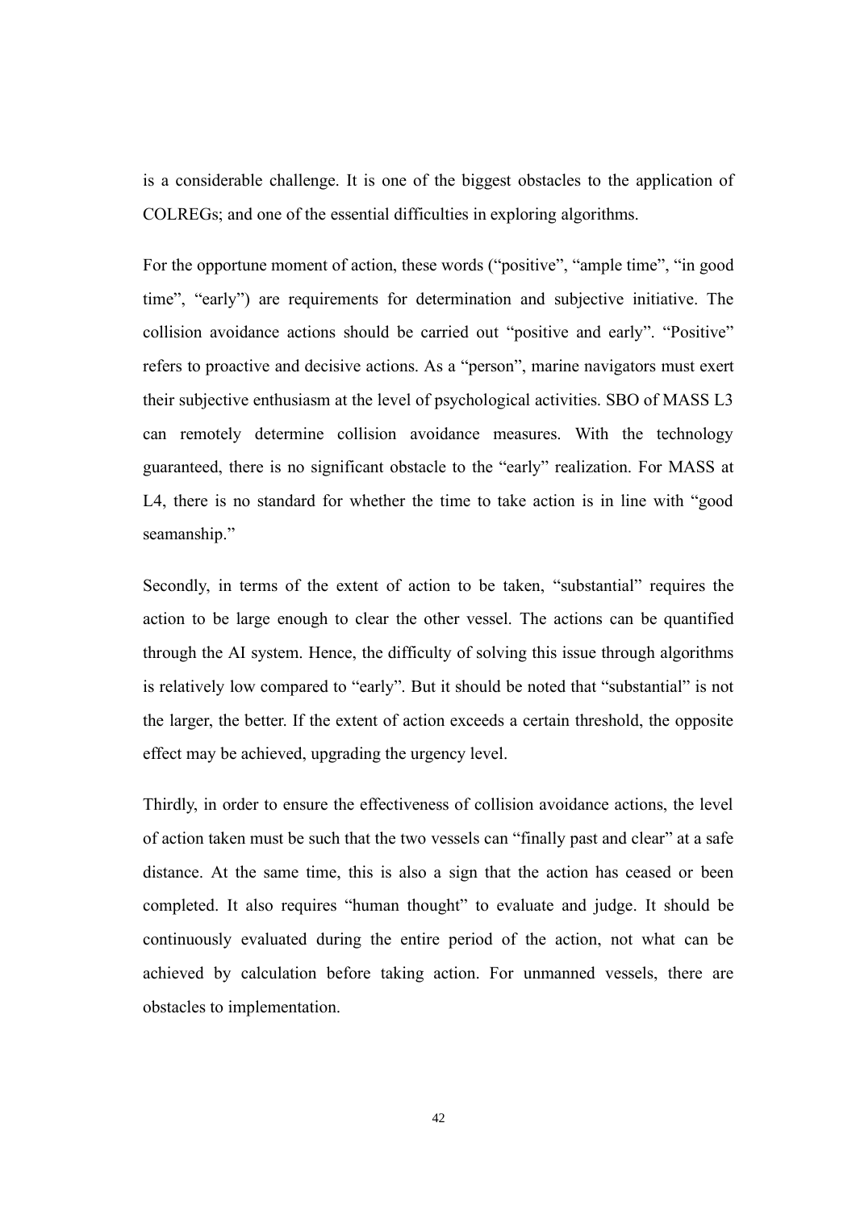is a considerable challenge. It is one of the biggest obstacles to the application of COLREGs; and one of the essential difficulties in exploring algorithms.

For the opportune moment of action, these words ("positive", "ample time", "in good time", "early") are requirements for determination and subjective initiative. The collision avoidance actions should be carried out "positive and early". "Positive" refers to proactive and decisive actions. As a "person", marine navigators must exert their subjective enthusiasm at the level of psychological activities. SBO of MASS L3 can remotely determine collision avoidance measures. With the technology guaranteed, there is no significant obstacle to the "early" realization. For MASS at L4, there is no standard for whether the time to take action is in line with "good seamanship."

Secondly, in terms of the extent of action to be taken, "substantial" requires the action to be large enough to clear the other vessel. The actions can be quantified through the AI system. Hence, the difficulty of solving this issue through algorithms is relatively low compared to "early". But it should be noted that "substantial" is not the larger, the better. If the extent of action exceeds a certain threshold, the opposite effect may be achieved, upgrading the urgency level.

Thirdly, in order to ensure the effectiveness of collision avoidance actions, the level of action taken must be such that the two vessels can "finally past and clear" at a safe distance. At the same time, this is also a sign that the action has ceased or been completed. It also requires "human thought" to evaluate and judge. It should be continuously evaluated during the entire period of the action, not what can be achieved by calculation before taking action. For unmanned vessels, there are obstacles to implementation.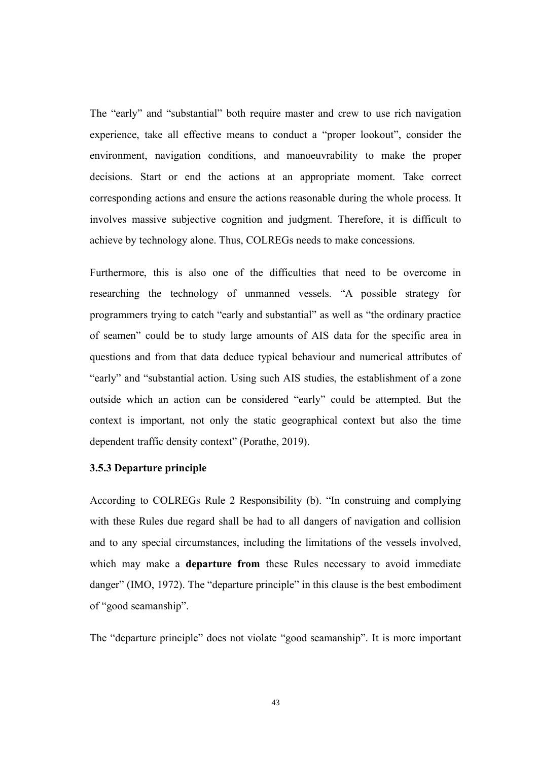The "early" and "substantial" both require master and crew to use rich navigation experience, take all effective means to conduct a "proper lookout", consider the environment, navigation conditions, and manoeuvrability to make the proper decisions. Start or end the actions at an appropriate moment. Take correct corresponding actions and ensure the actions reasonable during the whole process. It involves massive subjective cognition and judgment. Therefore, it is difficult to achieve by technology alone. Thus, COLREGs needs to make concessions.

Furthermore, this is also one of the difficulties that need to be overcome in researching the technology of unmanned vessels. "A possible strategy for programmers trying to catch "early and substantial" as well as "the ordinary practice of seamen" could be to study large amounts of AIS data for the specific area in questions and from that data deduce typical behaviour and numerical attributes of "early" and "substantial action. Using such AIS studies, the establishment of a zone outside which an action can be considered "early" could be attempted. But the context is important, not only the static geographical context but also the time dependent traffic density context" (Porathe, 2019).

### 3.5.3 Departure principle

According to COLREGs Rule 2 Responsibility (b). "In construing and complying with these Rules due regard shall be had to all dangers of navigation and collision and to any special circumstances, including the limitations of the vessels involved, which may make a **departure from** these Rules necessary to avoid immediate danger" (IMO, 1972). The "departure principle" in this clause is the best embodiment of "good seamanship".

The "departure principle" does not violate "good seamanship". It is more important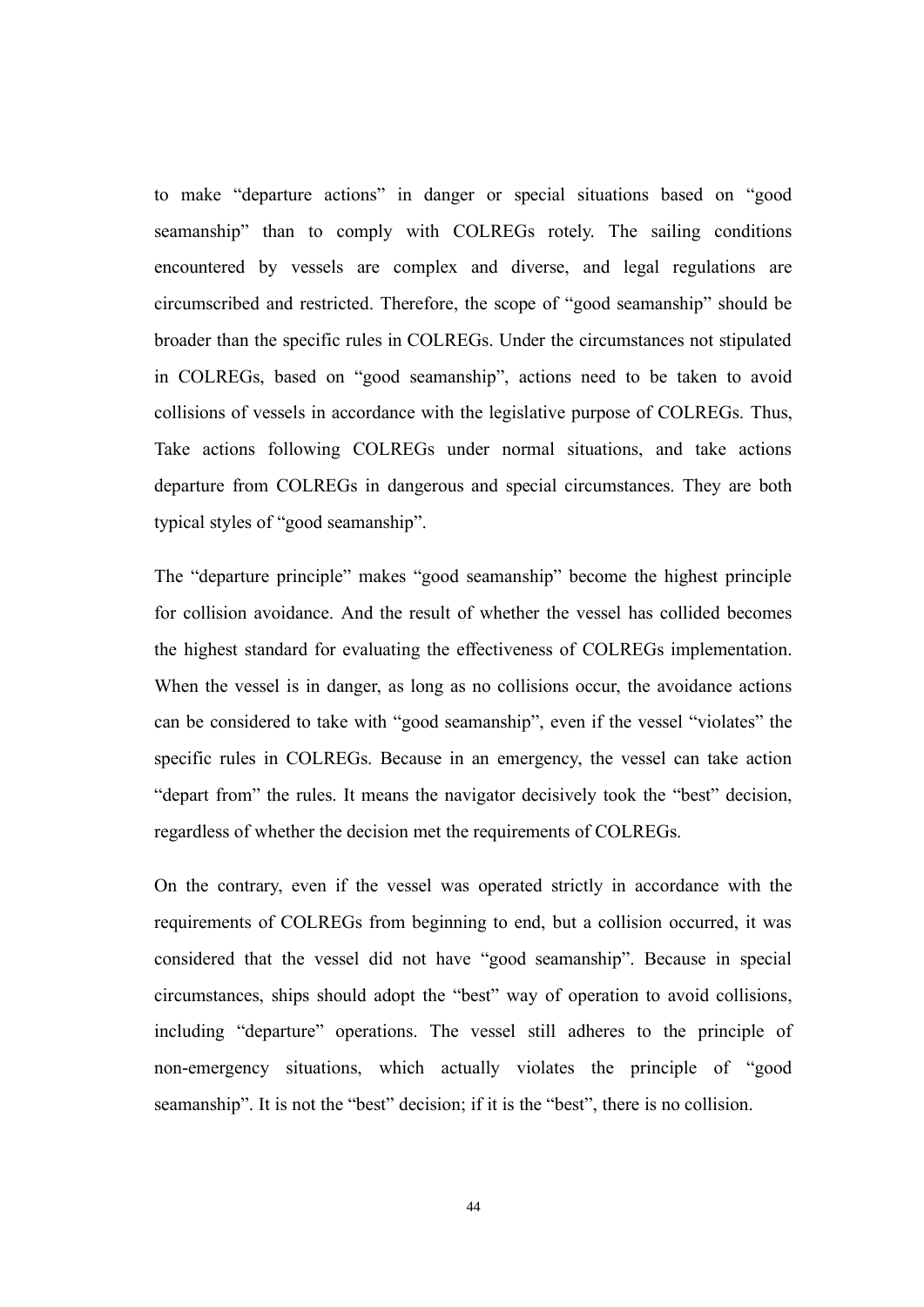to make "departure actions" in danger or special situations based on "good seamanship" than to comply with COLREGs rotely. The sailing conditions encountered by vessels are complex and diverse, and legal regulations are circumscribed and restricted. Therefore, the scope of "good seamanship" should be broader than the specific rules in COLREGs. Under the circumstances not stipulated in COLREGs, based on "good seamanship", actions need to be taken to avoid collisions of vessels in accordance with the legislative purpose of COLREGs. Thus, Take actions following COLREGs under normal situations, and take actions departure from COLREGs in dangerous and special circumstances. They are both typical styles of "good seamanship".

The "departure principle" makes "good seamanship" become the highest principle for collision avoidance. And the result of whether the vessel has collided becomes the highest standard for evaluating the effectiveness of COLREGs implementation. When the vessel is in danger, as long as no collisions occur, the avoidance actions can be considered to take with "good seamanship", even if the vessel "violates" the specific rules in COLREGs. Because in an emergency, the vessel can take action "depart from" the rules. It means the navigator decisively took the "best" decision, regardless of whether the decision met the requirements of COLREGs.

On the contrary, even if the vessel was operated strictly in accordance with the requirements of COLREGs from beginning to end, but a collision occurred, it was considered that the vessel did not have "good seamanship". Because in special circumstances, ships should adopt the "best" way of operation to avoid collisions, including "departure" operations. The vessel still adheres to the principle of non-emergency situations, which actually violates the principle of "good seamanship". It is not the "best" decision; if it is the "best", there is no collision.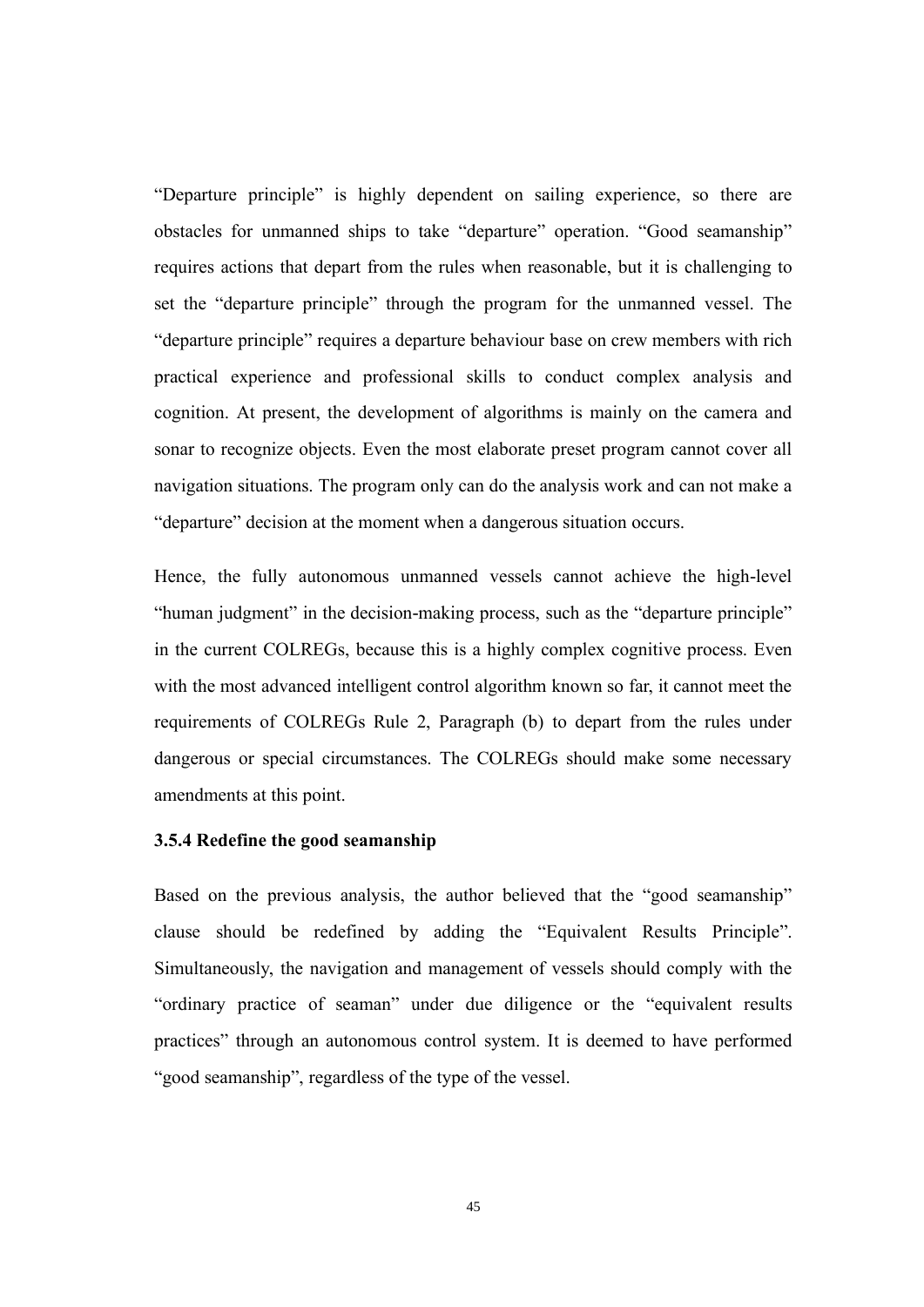"Departure principle" is highly dependent on sailing experience, so there are obstacles for unmanned ships to take "departure" operation. "Good seamanship" requires actions that depart from the rules when reasonable, but it is challenging to set the "departure principle" through the program for the unmanned vessel. The "departure principle" requires a departure behaviour base on crew members with rich practical experience and professional skills to conduct complex analysis and cognition. At present, the development of algorithms is mainly on the camera and sonar to recognize objects. Even the most elaborate preset program cannot cover all navigation situations. The program only can do the analysis work and can not make a "departure" decision at the moment when a dangerous situation occurs.

Hence, the fully autonomous unmanned vessels cannot achieve the high-level "human judgment" in the decision-making process, such as the "departure principle" in the current COLREGs, because this is a highly complex cognitive process. Even with the most advanced intelligent control algorithm known so far, it cannot meet the requirements of COLREGs Rule 2, Paragraph (b) to depart from the rules under dangerous or special circumstances. The COLREGs should make some necessary amendments at this point.

### 3.5.4 Redefine the good seamanship

Based on the previous analysis, the author believed that the "good seamanship" clause should be redefined by adding the "Equivalent Results Principle". Simultaneously, the navigation and management of vessels should comply with the "ordinary practice of seaman" under due diligence or the "equivalent results practices" through an autonomous control system. It is deemed to have performed "good seamanship", regardless of the type of the vessel.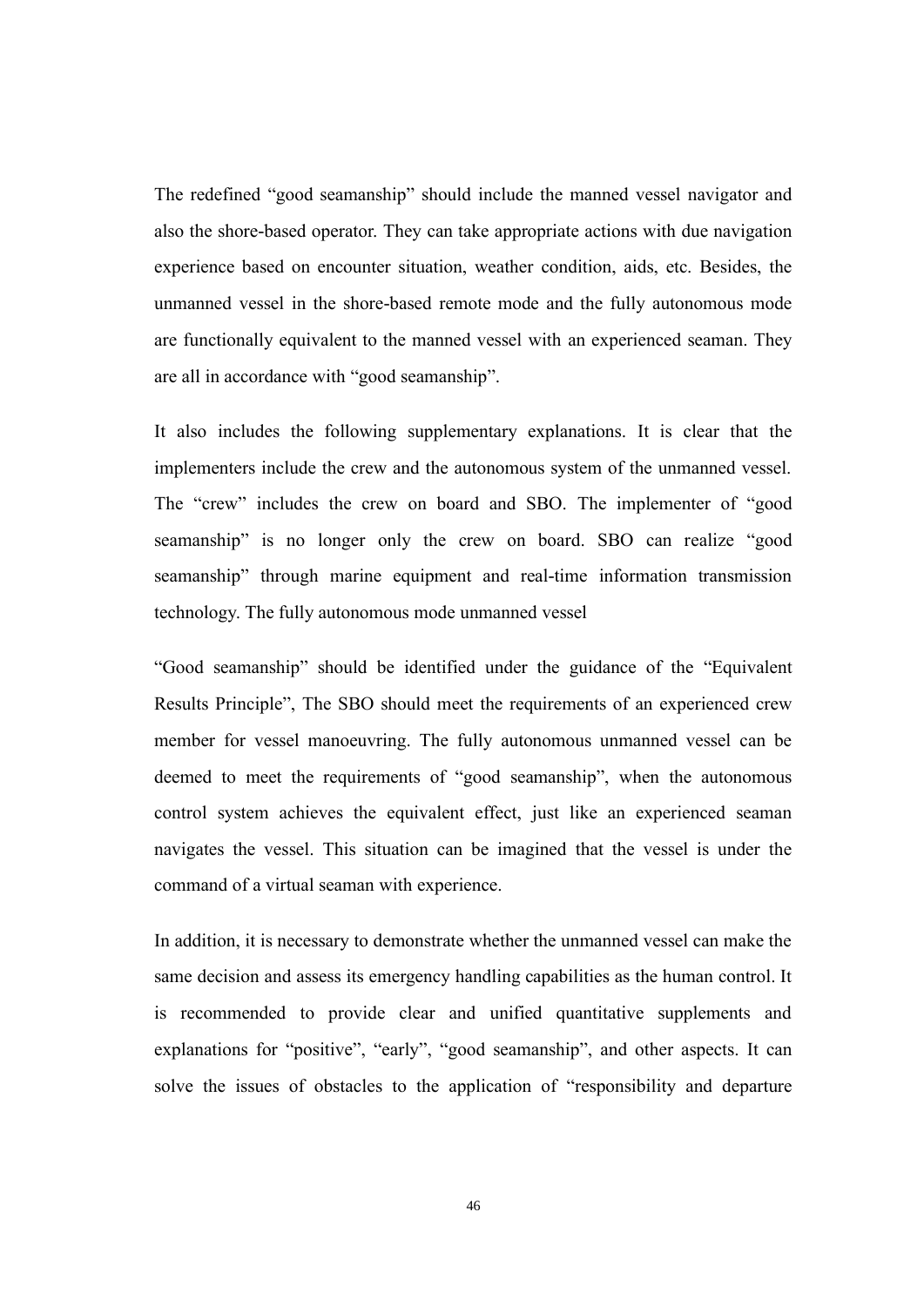The redefined "good seamanship" should include the manned vessel navigator and also the shore-based operator. They can take appropriate actions with due navigation experience based on encounter situation, weather condition, aids, etc. Besides, the unmanned vessel in the shore-based remote mode and the fully autonomous mode are functionally equivalent to the manned vessel with an experienced seaman. They are all in accordance with "good seamanship".

It also includes the following supplementary explanations. It is clear that the implementers include the crew and the autonomous system of the unmanned vessel. The "crew" includes the crew on board and SBO. The implementer of "good seamanship" is no longer only the crew on board. SBO can realize "good seamanship" through marine equipment and real-time information transmission technology. The fully autonomous mode unmanned vessel

"Good seamanship" should be identified under the guidance of the "Equivalent Results Principle", The SBO should meet the requirements of an experienced crew member for vessel manoeuvring. The fully autonomous unmanned vessel can be deemed to meet the requirements of "good seamanship", when the autonomous control system achieves the equivalent effect, just like an experienced seaman navigates the vessel. This situation can be imagined that the vessel is under the command of a virtual seaman with experience.

In addition, it is necessary to demonstrate whether the unmanned vessel can make the same decision and assess its emergency handling capabilities as the human control. It is recommended to provide clear and unified quantitative supplements and explanations for "positive", "early", "good seamanship", and other aspects. It can solve the issues of obstacles to the application of "responsibility and departure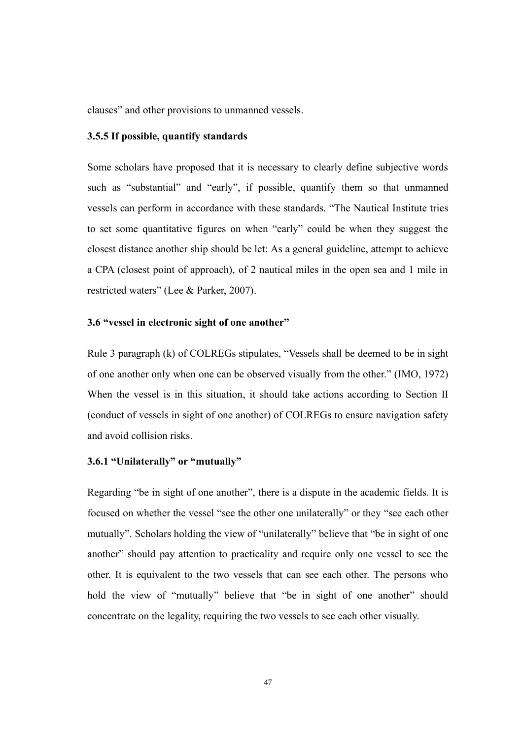clauses" and other provisions to unmanned vessels.

### 3.5.5 If possible, quantify standards

Some scholars have proposed that it is necessary to clearly define subjective words such as "substantial" and "early", if possible, quantify them so that unmanned vessels can perform in accordance with these standards. "The Nautical Institute tries to set some quantitative figures on when "early" could be when they suggest the closest distance another ship should be let: As a general guideline, attempt to achieve a CPA (closest point of approach), of 2 nautical miles in the open sea and 1 mile in restricted waters" (Lee & Parker, 2007).

## 3.6 "vessel in electronic sight of one another"

Rule 3 paragraph (k) of COLREGs stipulates, "Vessels shall be deemed to be in sight of one another only when one can be observed visually from the other." (IMO, 1972) When the vessel is in this situation, it should take actions according to Section II (conduct of vessels in sight of one another) of COLREGs to ensure navigation safety and avoid collision risks.

### 3.6.1 "Unilaterally" or "mutually"

Regarding "be in sight of one another", there is a dispute in the academic fields. It is focused on whether the vessel "see the other one unilaterally" or they "see each other mutually". Scholars holding the view of "unilaterally" believe that "be in sight of one another" should pay attention to practicality and require only one vessel to see the other. It is equivalent to the two vessels that can see each other. The persons who hold the view of "mutually" believe that "be in sight of one another" should concentrate on the legality, requiring the two vessels to see each other visually.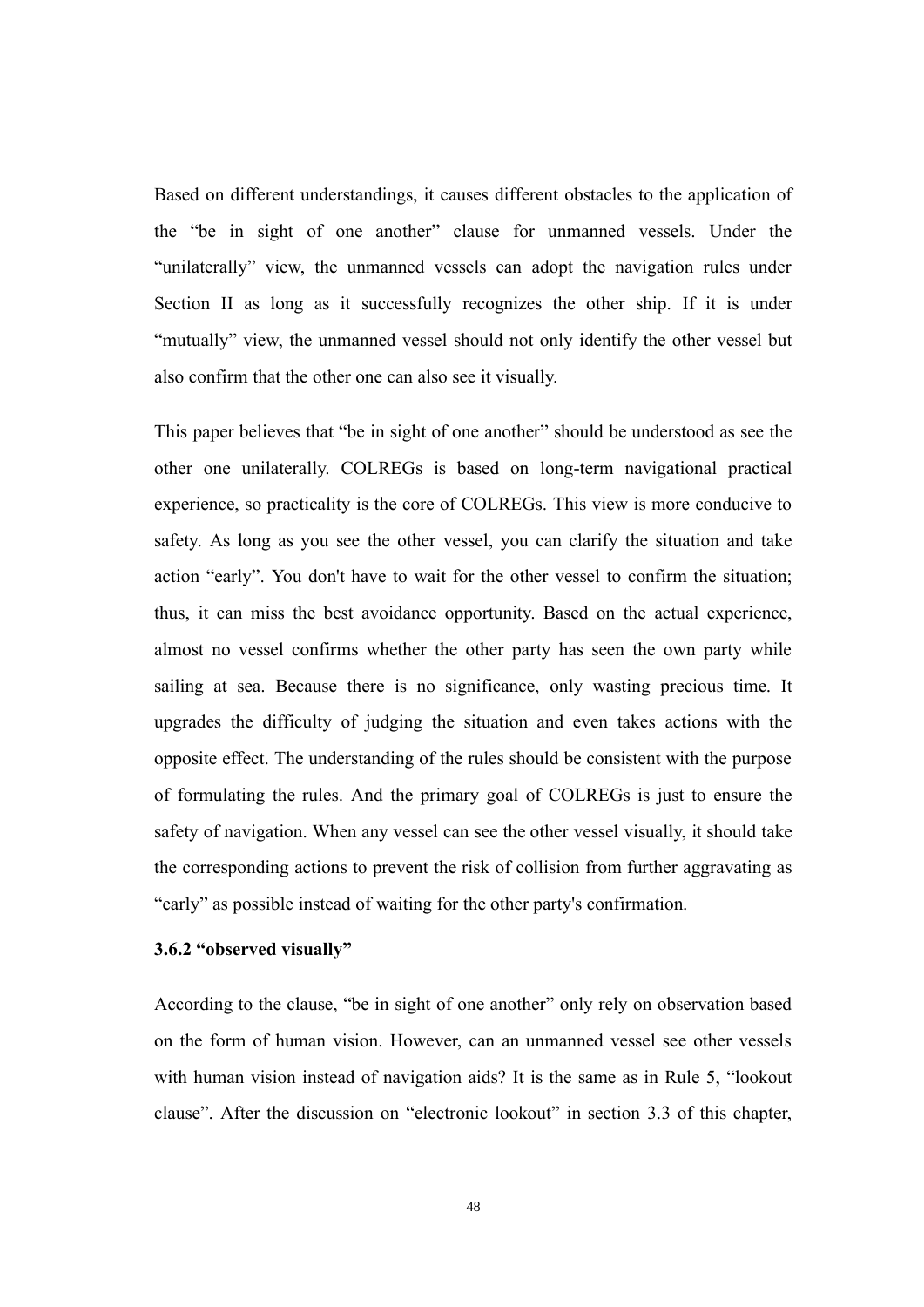Based on different understandings, it causes different obstacles to the application of the “be in sight of one another” clause for unmanned vessels. Under the “unilaterally” view, the unmanned vessels can adopt the navigation rules under Section II as long as it successfully recognizes the other ship. If it is under “mutually” view, the unmanned vessel should not only identify the other vessel but also confirm that the other one can also see it visually.

This paper believes that “be in sight of one another” should be understood as see the other one unilaterally. COLREGs is based on long-term navigational practical experience, so practicality is the core of COLREGs. This view is more conducive to safety. As long as you see the other vessel, you can clarify the situation and take action “early”. You don't have to wait for the other vessel to confirm the situation; thus, it can miss the best avoidance opportunity. Based on the actual experience, almost no vessel confirms whether the other party has seen the own party while sailing at sea. Because there is no significance, only wasting precious time. It upgrades the difficulty of judging the situation and even takes actions with the opposite effect. The understanding of the rules should be consistent with the purpose of formulating the rules. And the primary goal of COLREGs is just to ensure the safety of navigation. When any vessel can see the other vessel visually, it should take the corresponding actions to prevent the risk of collision from further aggravating as “early” as possible instead of waiting for the other party's confirmation.

### 3.6.2 “observed visually”

According to the clause, “be in sight of one another” only rely on observation based on the form of human vision. However, can an unmanned vessel see other vessels with human vision instead of navigation aids? It is the same as in Rule 5, “lookout clause”. After the discussion on “electronic lookout” in section 3.3 of this chapter,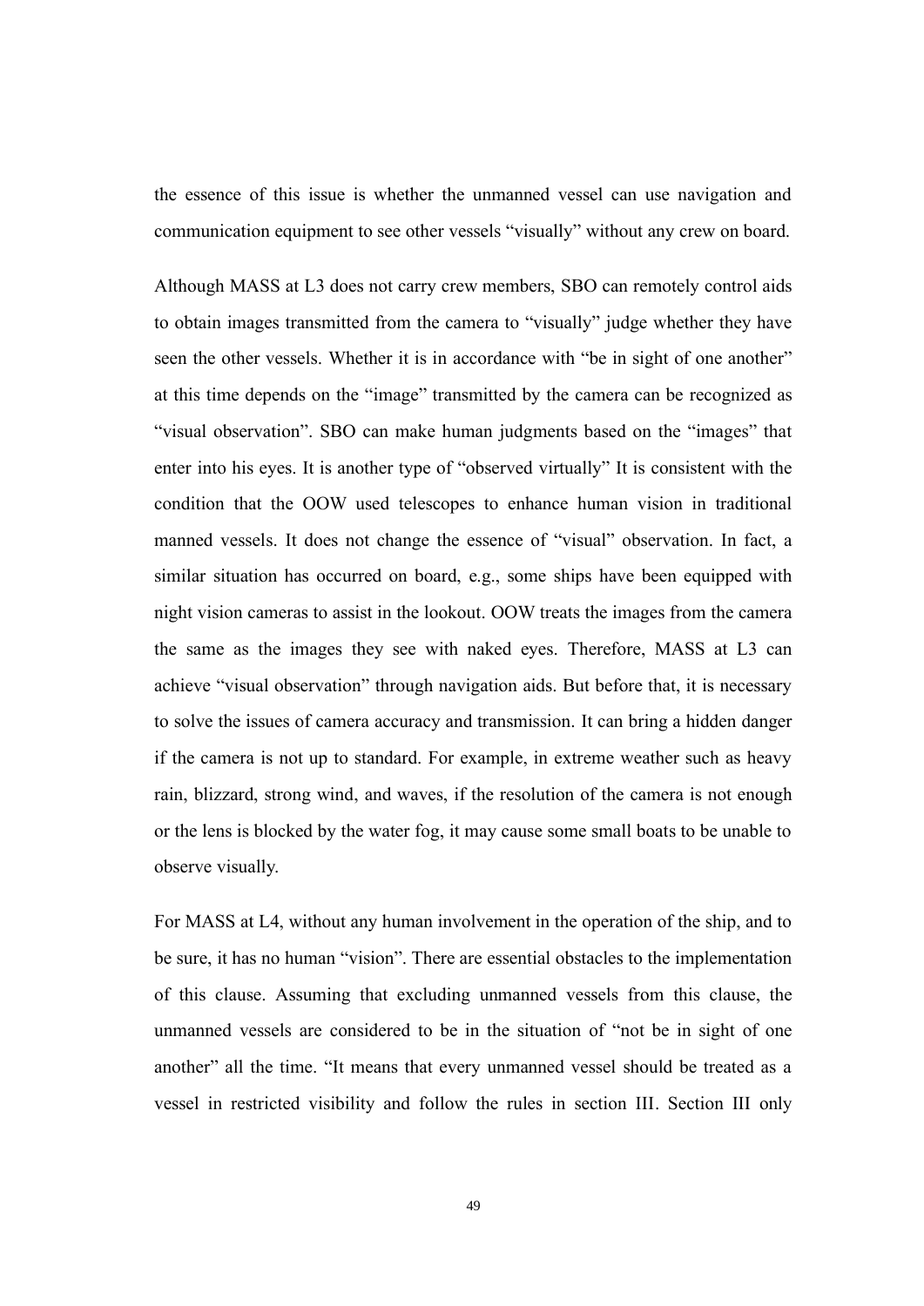the essence of this issue is whether the unmanned vessel can use navigation and communication equipment to see other vessels "visually" without any crew on board.

Although MASS at L3 does not carry crew members, SBO can remotely control aids to obtain images transmitted from the camera to "visually" judge whether they have seen the other vessels. Whether it is in accordance with "be in sight of one another" at this time depends on the "image" transmitted by the camera can be recognized as "visual observation". SBO can make human judgments based on the "images" that enter into his eyes. It is another type of "observed virtually" It is consistent with the condition that the OOW used telescopes to enhance human vision in traditional manned vessels. It does not change the essence of "visual" observation. In fact, a similar situation has occurred on board, e.g., some ships have been equipped with night vision cameras to assist in the lookout. OOW treats the images from the camera the same as the images they see with naked eyes. Therefore, MASS at L3 can achieve "visual observation" through navigation aids. But before that, it is necessary to solve the issues of camera accuracy and transmission. It can bring a hidden danger if the camera is not up to standard. For example, in extreme weather such as heavy rain, blizzard, strong wind, and waves, if the resolution of the camera is not enough or the lens is blocked by the water fog, it may cause some small boats to be unable to observe visually.

For MASS at L4, without any human involvement in the operation of the ship, and to be sure, it has no human "vision". There are essential obstacles to the implementation of this clause. Assuming that excluding unmanned vessels from this clause, the unmanned vessels are considered to be in the situation of "not be in sight of one another" all the time. "It means that every unmanned vessel should be treated as a vessel in restricted visibility and follow the rules in section III. Section III only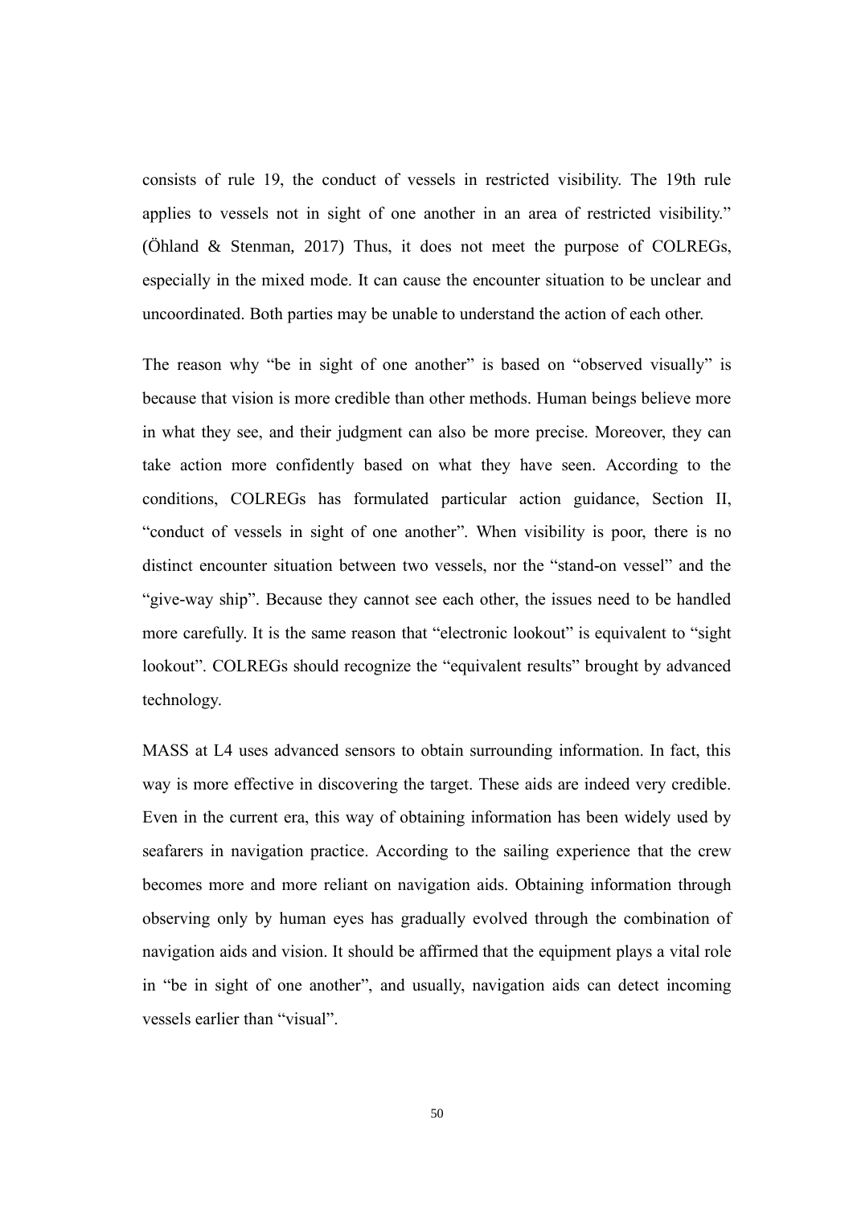consists of rule 19, the conduct of vessels in restricted visibility. The 19th rule applies to vessels not in sight of one another in an area of restricted visibility." (Öhland & Stenman, 2017) Thus, it does not meet the purpose of COLREGs, especially in the mixed mode. It can cause the encounter situation to be unclear and uncoordinated. Both parties may be unable to understand the action of each other.

The reason why "be in sight of one another" is based on "observed visually" is because that vision is more credible than other methods. Human beings believe more in what they see, and their judgment can also be more precise. Moreover, they can take action more confidently based on what they have seen. According to the conditions, COLREGs has formulated particular action guidance, Section II, "conduct of vessels in sight of one another". When visibility is poor, there is no distinct encounter situation between two vessels, nor the "stand-on vessel" and the "give-way ship". Because they cannot see each other, the issues need to be handled more carefully. It is the same reason that "electronic lookout" is equivalent to "sight lookout". COLREGs should recognize the "equivalent results" brought by advanced technology.

MASS at L4 uses advanced sensors to obtain surrounding information. In fact, this way is more effective in discovering the target. These aids are indeed very credible. Even in the current era, this way of obtaining information has been widely used by seafarers in navigation practice. According to the sailing experience that the crew becomes more and more reliant on navigation aids. Obtaining information through observing only by human eyes has gradually evolved through the combination of navigation aids and vision. It should be affirmed that the equipment plays a vital role in "be in sight of one another", and usually, navigation aids can detect incoming vessels earlier than "visual".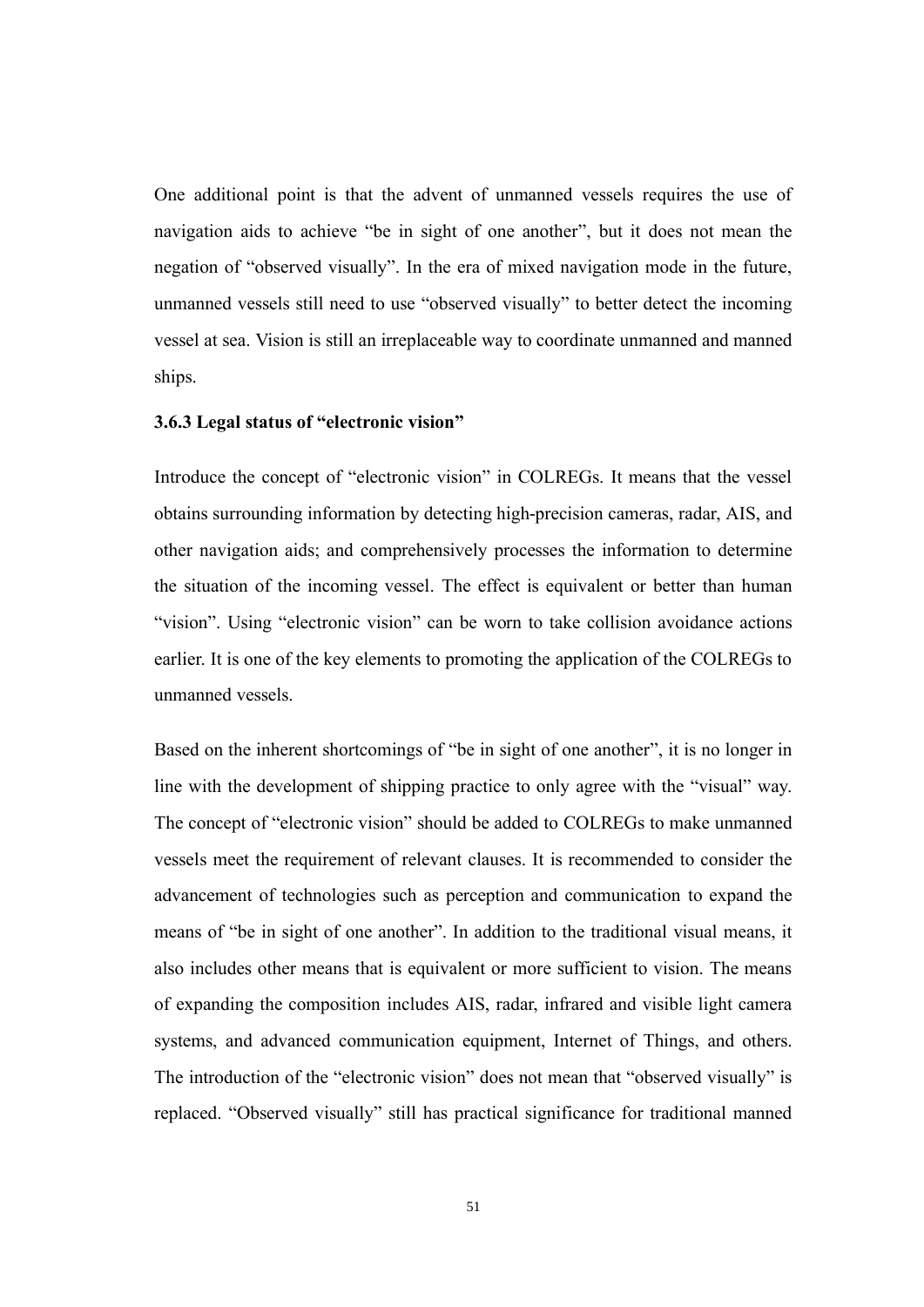One additional point is that the advent of unmanned vessels requires the use of navigation aids to achieve "be in sight of one another", but it does not mean the negation of "observed visually". In the era of mixed navigation mode in the future, unmanned vessels still need to use "observed visually" to better detect the incoming vessel at sea. Vision is still an irreplaceable way to coordinate unmanned and manned ships.

### 3.6.3 Legal status of "electronic vision"

Introduce the concept of "electronic vision" in COLREGs. It means that the vessel obtains surrounding information by detecting high-precision cameras, radar, AIS, and other navigation aids; and comprehensively processes the information to determine the situation of the incoming vessel. The effect is equivalent or better than human "vision". Using "electronic vision" can be worn to take collision avoidance actions earlier. It is one of the key elements to promoting the application of the COLREGs to unmanned vessels.

Based on the inherent shortcomings of "be in sight of one another", it is no longer in line with the development of shipping practice to only agree with the "visual" way. The concept of "electronic vision" should be added to COLREGs to make unmanned vessels meet the requirement of relevant clauses. It is recommended to consider the advancement of technologies such as perception and communication to expand the means of "be in sight of one another". In addition to the traditional visual means, it also includes other means that is equivalent or more sufficient to vision. The means of expanding the composition includes AIS, radar, infrared and visible light camera systems, and advanced communication equipment, Internet of Things, and others. The introduction of the "electronic vision" does not mean that "observed visually" is replaced. "Observed visually" still has practical significance for traditional manned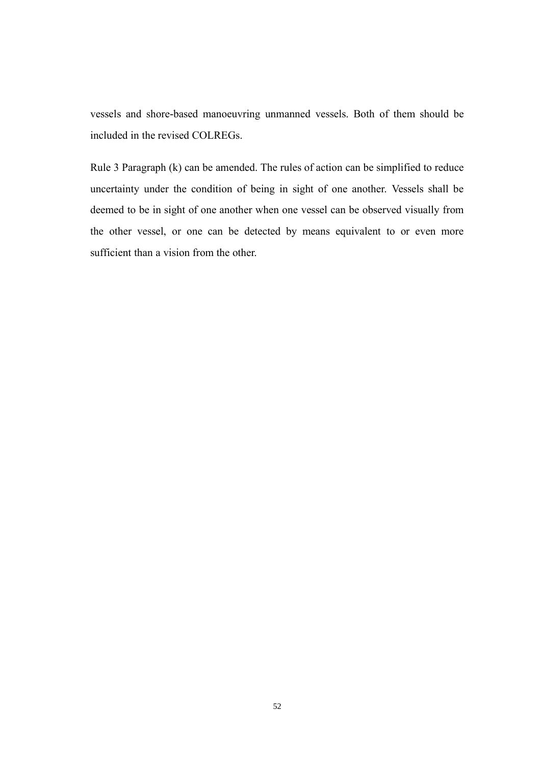vessels and shore-based manoeuvring unmanned vessels. Both of them should be included in the revised COLREGs.

Rule 3 Paragraph (k) can be amended. The rules of action can be simplified to reduce uncertainty under the condition of being in sight of one another. Vessels shall be deemed to be in sight of one another when one vessel can be observed visually from the other vessel, or one can be detected by means equivalent to or even more sufficient than a vision from the other.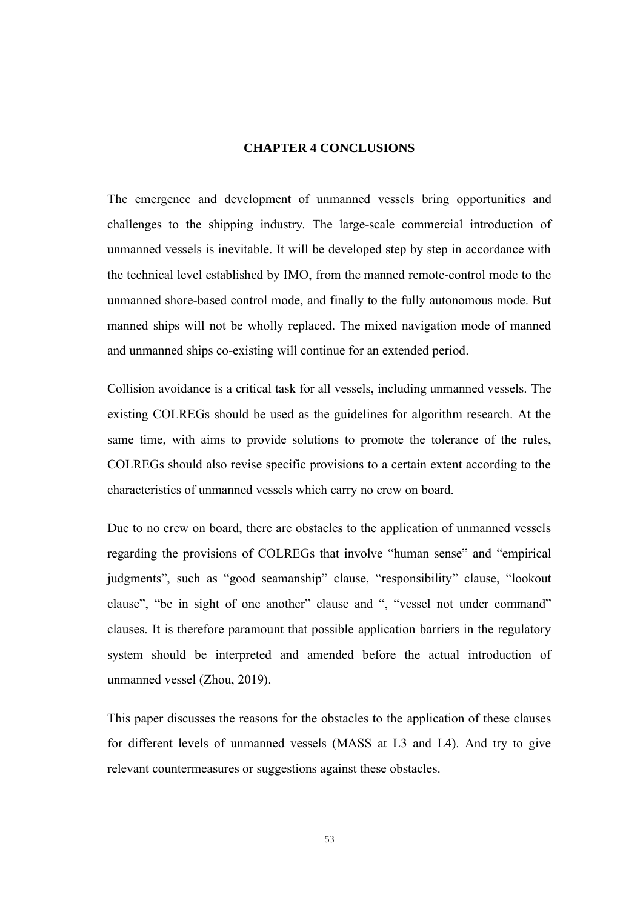# CHAPTER 4 CONCLUSIONS

The emergence and development of unmanned vessels bring opportunities and challenges to the shipping industry. The large-scale commercial introduction of unmanned vessels is inevitable. It will be developed step by step in accordance with the technical level established by IMO, from the manned remote-control mode to the unmanned shore-based control mode, and finally to the fully autonomous mode. But manned ships will not be wholly replaced. The mixed navigation mode of manned and unmanned ships co-existing will continue for an extended period.

Collision avoidance is a critical task for all vessels, including unmanned vessels. The existing COLREGs should be used as the guidelines for algorithm research. At the same time, with aims to provide solutions to promote the tolerance of the rules, COLREGs should also revise specific provisions to a certain extent according to the characteristics of unmanned vessels which carry no crew on board.

Due to no crew on board, there are obstacles to the application of unmanned vessels regarding the provisions of COLREGs that involve "human sense" and "empirical judgments", such as "good seamanship" clause, "responsibility" clause, "lookout clause", "be in sight of one another" clause and ", "vessel not under command" clauses. It is therefore paramount that possible application barriers in the regulatory system should be interpreted and amended before the actual introduction of unmanned vessel (Zhou, 2019).

This paper discusses the reasons for the obstacles to the application of these clauses for different levels of unmanned vessels (MASS at L3 and L4). And try to give relevant countermeasures or suggestions against these obstacles.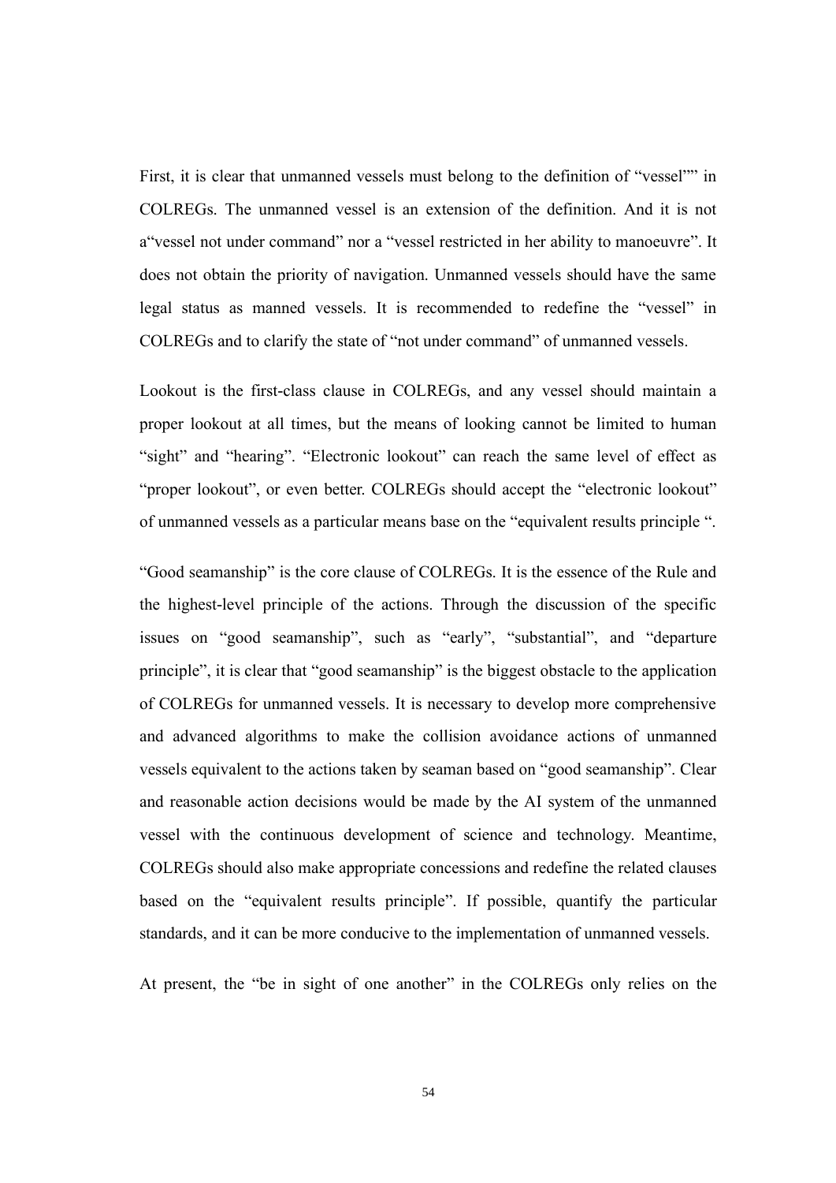First, it is clear that unmanned vessels must belong to the definition of "vessel"" in COLREGs. The unmanned vessel is an extension of the definition. And it is not a"vessel not under command" nor a "vessel restricted in her ability to manoeuvre". It does not obtain the priority of navigation. Unmanned vessels should have the same legal status as manned vessels. It is recommended to redefine the "vessel" in COLREGs and to clarify the state of "not under command" of unmanned vessels.

Lookout is the first-class clause in COLREGs, and any vessel should maintain a proper lookout at all times, but the means of looking cannot be limited to human "sight" and "hearing". "Electronic lookout" can reach the same level of effect as "proper lookout", or even better. COLREGs should accept the "electronic lookout" of unmanned vessels as a particular means base on the "equivalent results principle ".

"Good seamanship" is the core clause of COLREGs. It is the essence of the Rule and the highest-level principle of the actions. Through the discussion of the specific issues on "good seamanship", such as "early", "substantial", and "departure principle", it is clear that "good seamanship" is the biggest obstacle to the application of COLREGs for unmanned vessels. It is necessary to develop more comprehensive and advanced algorithms to make the collision avoidance actions of unmanned vessels equivalent to the actions taken by seaman based on "good seamanship". Clear and reasonable action decisions would be made by the AI system of the unmanned vessel with the continuous development of science and technology. Meantime, COLREGs should also make appropriate concessions and redefine the related clauses based on the "equivalent results principle". If possible, quantify the particular standards, and it can be more conducive to the implementation of unmanned vessels.

At present, the "be in sight of one another" in the COLREGs only relies on the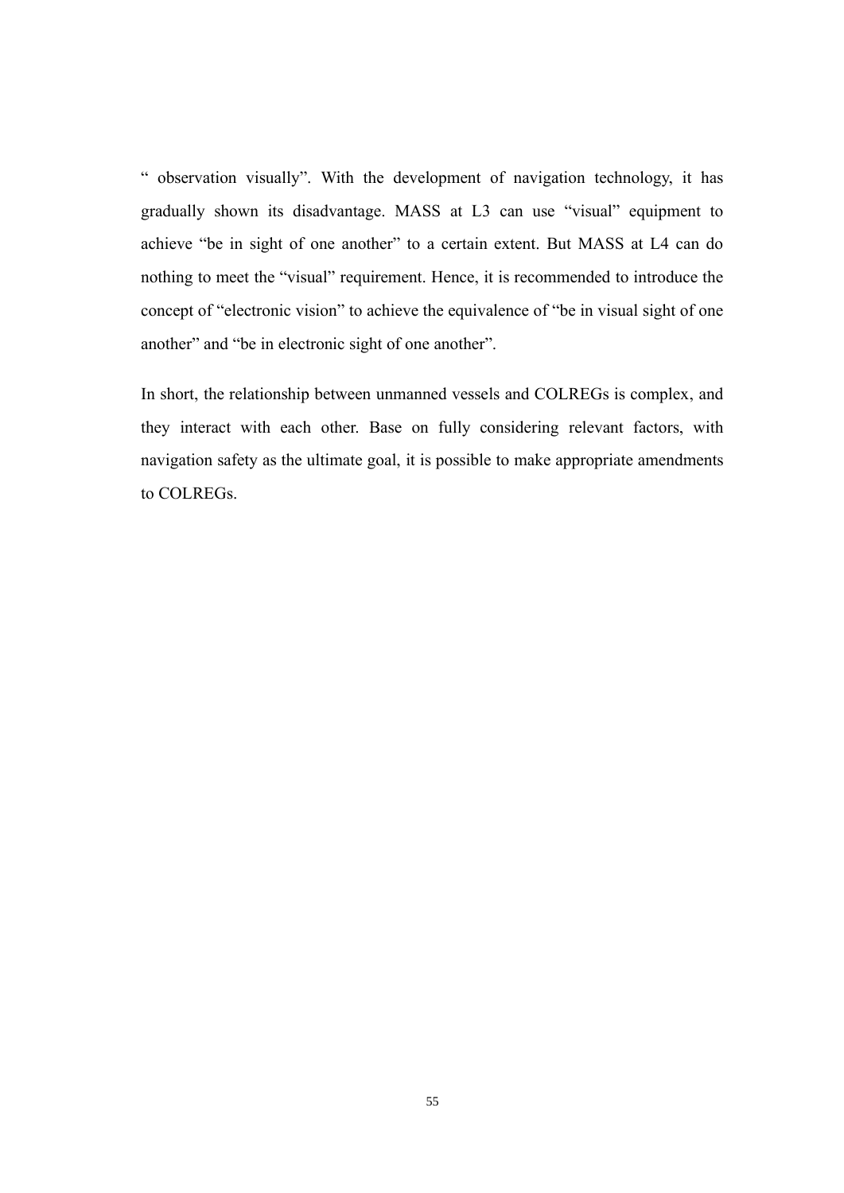" observation visually". With the development of navigation technology, it has gradually shown its disadvantage. MASS at L3 can use "visual" equipment to achieve "be in sight of one another" to a certain extent. But MASS at L4 can do nothing to meet the "visual" requirement. Hence, it is recommended to introduce the concept of "electronic vision" to achieve the equivalence of "be in visual sight of one another" and "be in electronic sight of one another".

In short, the relationship between unmanned vessels and COLREGs is complex, and they interact with each other. Base on fully considering relevant factors, with navigation safety as the ultimate goal, it is possible to make appropriate amendments to COLREGs.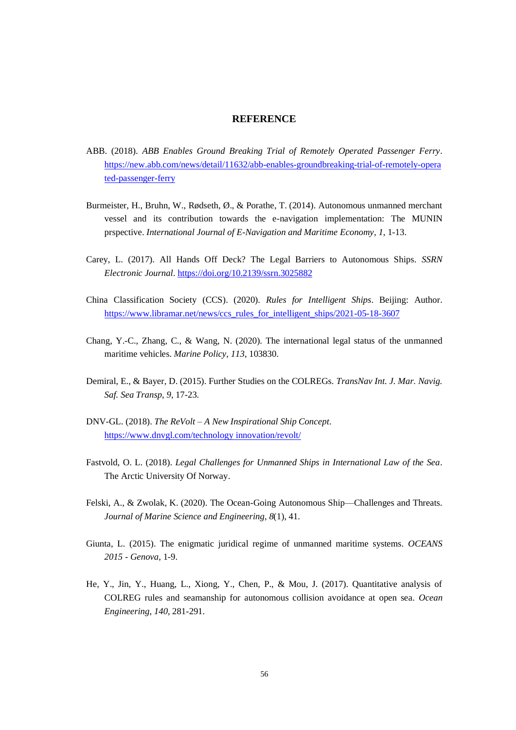# REFERENCE

ABB. (2018). *ABB Enables Ground Breaking Trial of Remotely Operated Passenger Ferry*. https://new.abb.com/news/detail/11632/abb-enables-groundbreaking-trial-of-remotely-operated-passenger-ferry

Burmeister, H., Bruhn, W., Rødseth, Ø., & Porathe, T. (2014). Autonomous unmanned merchant vessel and its contribution towards the e-navigation implementation: The MUNIN prspective. *International Journal of E-Navigation and Maritime Economy*, *1*, 1-13.

Carey, L. (2017). All Hands Off Deck? The Legal Barriers to Autonomous Ships. *SSRN Electronic Journal*. https://doi.org/10.2139/ssrn.3025882

China Classification Society (CCS). (2020). *Rules for Intelligent Ships*. Beijing: Author. https://www.libramar.net/news/ccs_rules_for_intelligent_ships/2021-05-18-3607

Chang, Y.-C., Zhang, C., & Wang, N. (2020). The international legal status of the unmanned maritime vehicles. *Marine Policy*, *113*, 103830.

Demiral, E., & Bayer, D. (2015). Further Studies on the COLREGs. *TransNav Int. J. Mar. Navig. Saf. Sea Transp*, *9*, 17-23.

DNV-GL. (2018). *The ReVolt – A New Inspirational Ship Concept*. https://www.dnvgl.com/technology innovation/revolt/

Fastvold, O. L. (2018). *Legal Challenges for Unmanned Ships in International Law of the Sea*. The Arctic University Of Norway.

Felski, A., & Zwolak, K. (2020). The Ocean-Going Autonomous Ship—Challenges and Threats. *Journal of Marine Science and Engineering*, *8*(1), 41.

Giunta, L. (2015). The enigmatic juridical regime of unmanned maritime systems. *OCEANS 2015 - Genova*, 1-9.

He, Y., Jin, Y., Huang, L., Xiong, Y., Chen, P., & Mou, J. (2017). Quantitative analysis of COLREG rules and seamanship for autonomous collision avoidance at open sea. *Ocean Engineering*, *140*, 281-291.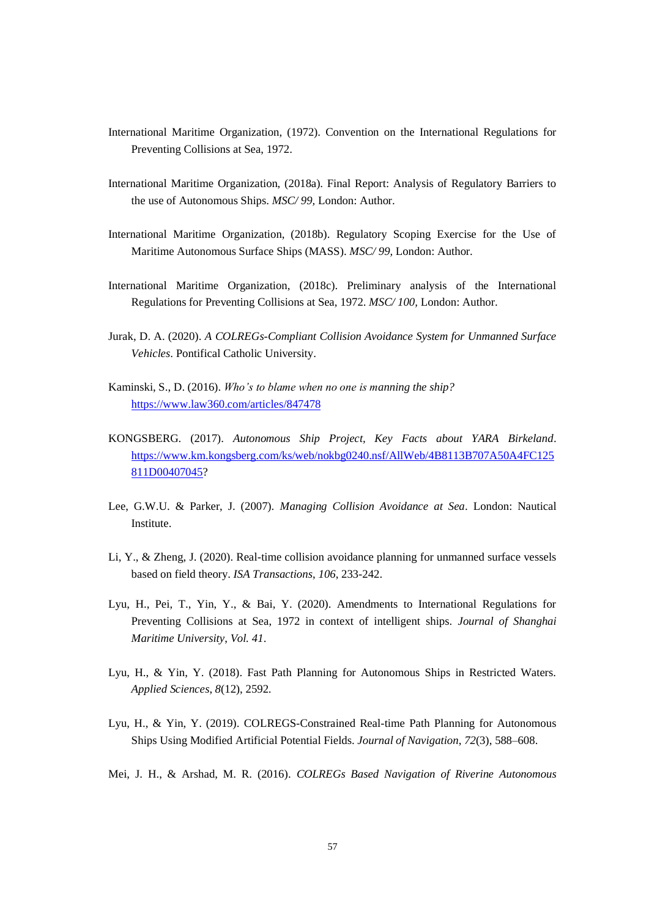International Maritime Organization, (1972). Convention on the International Regulations for Preventing Collisions at Sea, 1972.

International Maritime Organization, (2018a). Final Report: Analysis of Regulatory Barriers to the use of Autonomous Ships. *MSC/ 99*, London: Author.

International Maritime Organization, (2018b). Regulatory Scoping Exercise for the Use of Maritime Autonomous Surface Ships (MASS). *MSC/ 99*, London: Author.

International Maritime Organization, (2018c). Preliminary analysis of the International Regulations for Preventing Collisions at Sea, 1972. *MSC/ 100*, London: Author.

Jurak, D. A. (2020). *A COLREGs-Compliant Collision Avoidance System for Unmanned Surface Vehicles*. Pontifical Catholic University.

Kaminski, S., D. (2016). *Who's to blame when no one is manning the ship?* https://www.law360.com/articles/847478

KONGSBERG. (2017). *Autonomous Ship Project, Key Facts about YARA Birkeland*. https://www.km.kongsberg.com/ks/web/nokbg0240.nsf/AllWeb/4B8113B707A50A4FC125811D00407045?

Lee, G.W.U. & Parker, J. (2007). *Managing Collision Avoidance at Sea*. London: Nautical Institute.

Li, Y., & Zheng, J. (2020). Real-time collision avoidance planning for unmanned surface vessels based on field theory. *ISA Transactions*, *106*, 233-242.

Lyu, H., Pei, T., Yin, Y., & Bai, Y. (2020). Amendments to International Regulations for Preventing Collisions at Sea, 1972 in context of intelligent ships. *Journal of Shanghai Maritime University*, *Vol. 41*.

Lyu, H., & Yin, Y. (2018). Fast Path Planning for Autonomous Ships in Restricted Waters. *Applied Sciences*, *8*(12), 2592.

Lyu, H., & Yin, Y. (2019). COLREGS-Constrained Real-time Path Planning for Autonomous Ships Using Modified Artificial Potential Fields. *Journal of Navigation*, *72*(3), 588–608.

Mei, J. H., & Arshad, M. R. (2016). *COLREGs Based Navigation of Riverine Autonomous*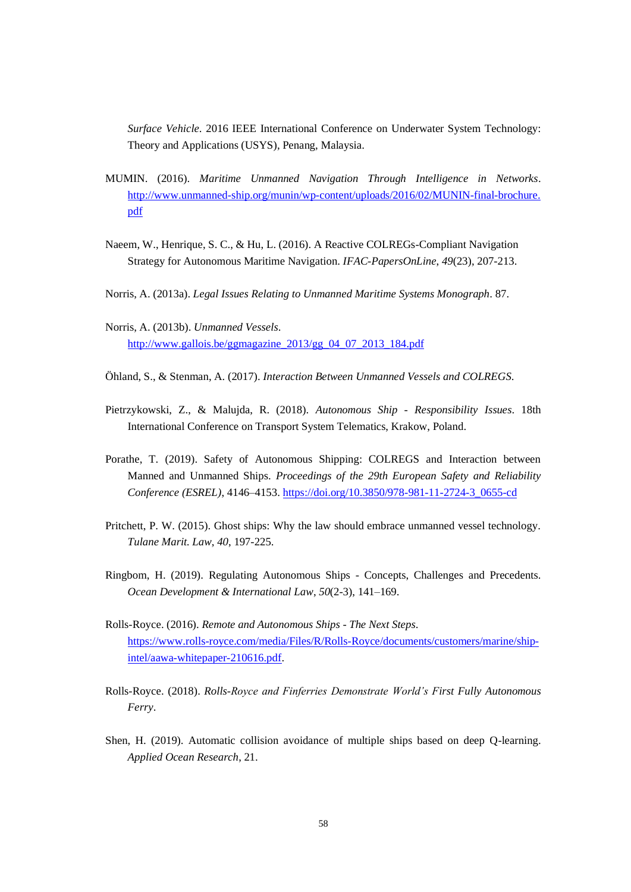*Surface Vehicle*. 2016 IEEE International Conference on Underwater System Technology: Theory and Applications (USYS), Penang, Malaysia.

MUMIN. (2016). *Maritime Unmanned Navigation Through Intelligence in Networks*. http://www.unmanned-ship.org/munin/wp-content/uploads/2016/02/MUNIN-final-brochure.pdf

Naeem, W., Henrique, S. C., & Hu, L. (2016). A Reactive COLREGs-Compliant Navigation Strategy for Autonomous Maritime Navigation. *IFAC-PapersOnLine*, *49*(23), 207-213.

Norris, A. (2013a). *Legal Issues Relating to Unmanned Maritime Systems Monograph*. 87.

Norris, A. (2013b). *Unmanned Vessels*. http://www.gallois.be/ggmagazine_2013/gg_04_07_2013_184.pdf

Öhland, S., & Stenman, A. (2017). *Interaction Between Unmanned Vessels and COLREGS*.

Pietrzykowski, Z., & Malujda, R. (2018). *Autonomous Ship - Responsibility Issues*. 18th International Conference on Transport System Telematics, Krakow, Poland.

Porathe, T. (2019). Safety of Autonomous Shipping: COLREGS and Interaction between Manned and Unmanned Ships. *Proceedings of the 29th European Safety and Reliability Conference (ESREL)*, 4146–4153. https://doi.org/10.3850/978-981-11-2724-3_0655-cd

Pritchett, P. W. (2015). Ghost ships: Why the law should embrace unmanned vessel technology. *Tulane Marit. Law*, *40*, 197-225.

Ringbom, H. (2019). Regulating Autonomous Ships - Concepts, Challenges and Precedents. *Ocean Development & International Law*, *50*(2-3), 141–169.

Rolls-Royce. (2016). *Remote and Autonomous Ships - The Next Steps*. https://www.rolls-royce.com/media/Files/R/Rolls-Royce/documents/customers/marine/ship-intel/aawa-whitepaper-210616.pdf.

Rolls-Royce. (2018). *Rolls-Royce and Finferries Demonstrate World's First Fully Autonomous Ferry*.

Shen, H. (2019). Automatic collision avoidance of multiple ships based on deep Q-learning. *Applied Ocean Research*, 21.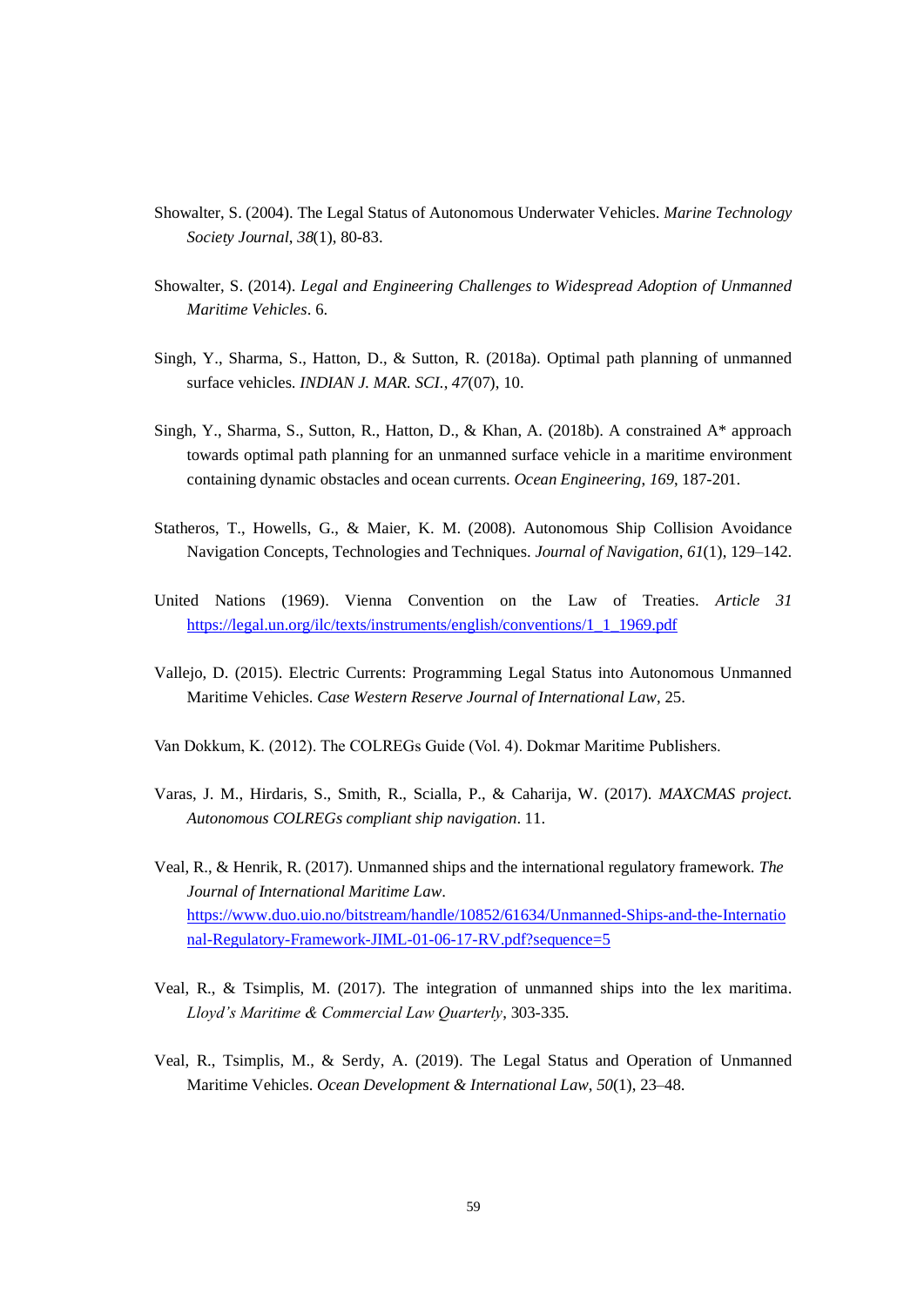Showalter, S. (2004). The Legal Status of Autonomous Underwater Vehicles. *Marine Technology Society Journal*, *38*(1), 80-83.

Showalter, S. (2014). *Legal and Engineering Challenges to Widespread Adoption of Unmanned Maritime Vehicles*. 6.

Singh, Y., Sharma, S., Hatton, D., & Sutton, R. (2018a). Optimal path planning of unmanned surface vehicles. *INDIAN J. MAR. SCI.*, *47*(07), 10.

Singh, Y., Sharma, S., Sutton, R., Hatton, D., & Khan, A. (2018b). A constrained A* approach towards optimal path planning for an unmanned surface vehicle in a maritime environment containing dynamic obstacles and ocean currents. *Ocean Engineering*, *169*, 187-201.

Statheros, T., Howells, G., & Maier, K. M. (2008). Autonomous Ship Collision Avoidance Navigation Concepts, Technologies and Techniques. *Journal of Navigation*, *61*(1), 129–142.

United Nations (1969). Vienna Convention on the Law of Treaties. *Article 31* https://legal.un.org/ilc/texts/instruments/english/conventions/1_1_1969.pdf

Vallejo, D. (2015). Electric Currents: Programming Legal Status into Autonomous Unmanned Maritime Vehicles. *Case Western Reserve Journal of International Law*, 25.

Van Dokkum, K. (2012). The COLREGs Guide (Vol. 4). Dokmar Maritime Publishers.

Varas, J. M., Hirdaris, S., Smith, R., Scialla, P., & Caharija, W. (2017). *MAXCMAS project. Autonomous COLREGs compliant ship navigation*. 11.

Veal, R., & Henrik, R. (2017). Unmanned ships and the international regulatory framework. *The Journal of International Maritime Law*. https://www.duo.uio.no/bitstream/handle/10852/61634/Unmanned-Ships-and-the-International-Regulatory-Framework-JIML-01-06-17-RV.pdf?sequence=5

Veal, R., & Tsimplis, M. (2017). The integration of unmanned ships into the lex maritima. *Lloyd's Maritime & Commercial Law Quarterly*, 303-335.

Veal, R., Tsimplis, M., & Serdy, A. (2019). The Legal Status and Operation of Unmanned Maritime Vehicles. *Ocean Development & International Law*, *50*(1), 23–48.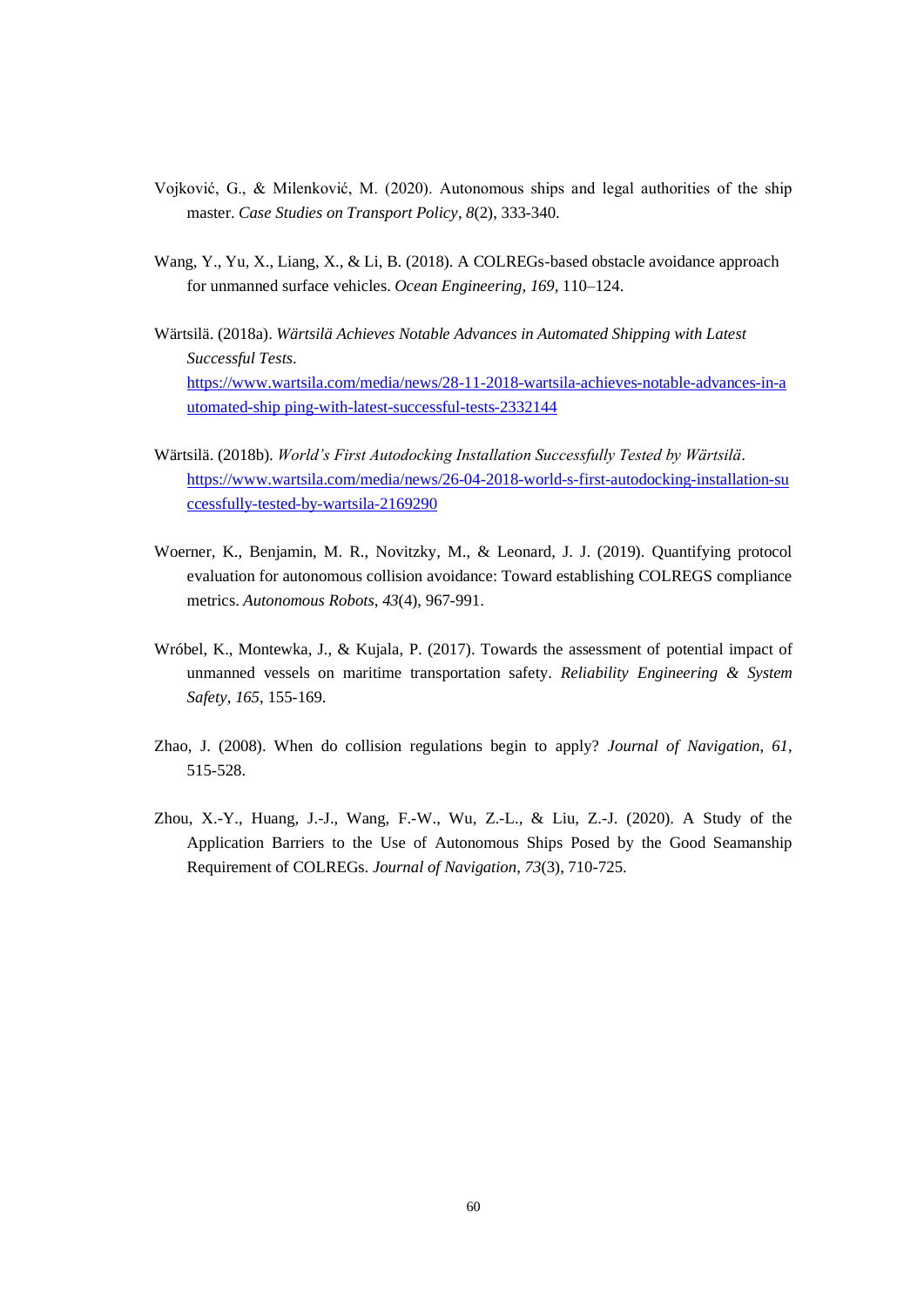Vojković, G., & Milenković, M. (2020). Autonomous ships and legal authorities of the ship master. *Case Studies on Transport Policy*, *8*(2), 333-340.

Wang, Y., Yu, X., Liang, X., & Li, B. (2018). A COLREGs-based obstacle avoidance approach for unmanned surface vehicles. *Ocean Engineering*, *169*, 110–124.

Wärtsilä. (2018a). *Wärtsilä Achieves Notable Advances in Automated Shipping with Latest Successful Tests*. https://www.wartsila.com/media/news/28-11-2018-wartsila-achieves-notable-advances-in-automated-ship ping-with-latest-successful-tests-2332144

Wärtsilä. (2018b). *World's First Autodocking Installation Successfully Tested by Wärtsilä*. https://www.wartsila.com/media/news/26-04-2018-world-s-first-autodocking-installation-successfully-tested-by-wartsila-2169290

Woerner, K., Benjamin, M. R., Novitzky, M., & Leonard, J. J. (2019). Quantifying protocol evaluation for autonomous collision avoidance: Toward establishing COLREGS compliance metrics. *Autonomous Robots*, *43*(4), 967-991.

Wróbel, K., Montewka, J., & Kujala, P. (2017). Towards the assessment of potential impact of unmanned vessels on maritime transportation safety. *Reliability Engineering & System Safety*, *165*, 155-169.

Zhao, J. (2008). When do collision regulations begin to apply? *Journal of Navigation*, *61*, 515-528.

Zhou, X.-Y., Huang, J.-J., Wang, F.-W., Wu, Z.-L., & Liu, Z.-J. (2020). A Study of the Application Barriers to the Use of Autonomous Ships Posed by the Good Seamanship Requirement of COLREGs. *Journal of Navigation*, *73*(3), 710-725.